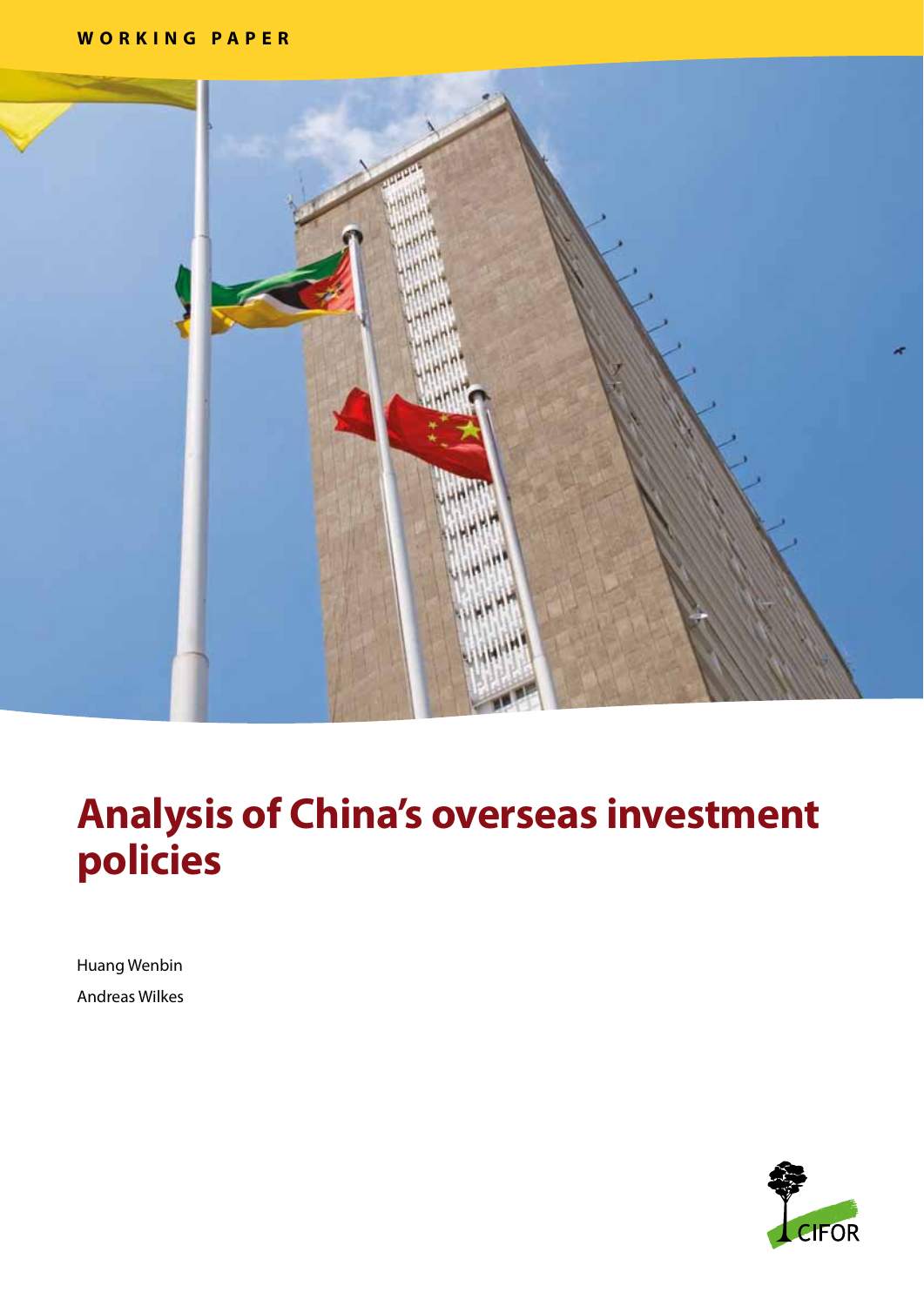WORKING PAPER

# Analysis of China's overseas investment policies

Huang Wenbin

Andreas Wilkes

CIFOR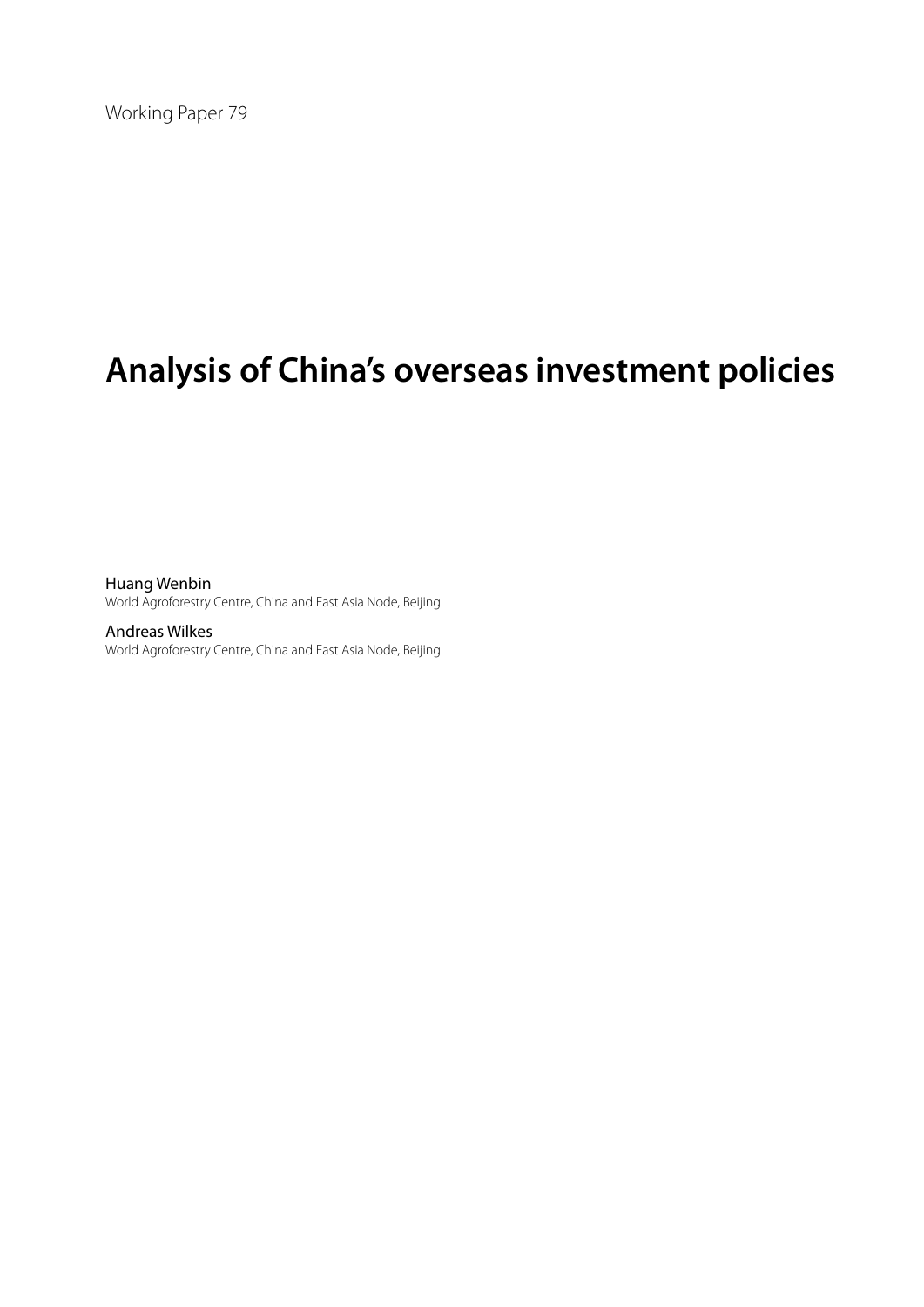Working Paper 79

# Analysis of China's overseas investment policies

Huang Wenbin
World Agroforestry Centre, China and East Asia Node, Beijing

Andreas Wilkes
World Agroforestry Centre, China and East Asia Node, Beijing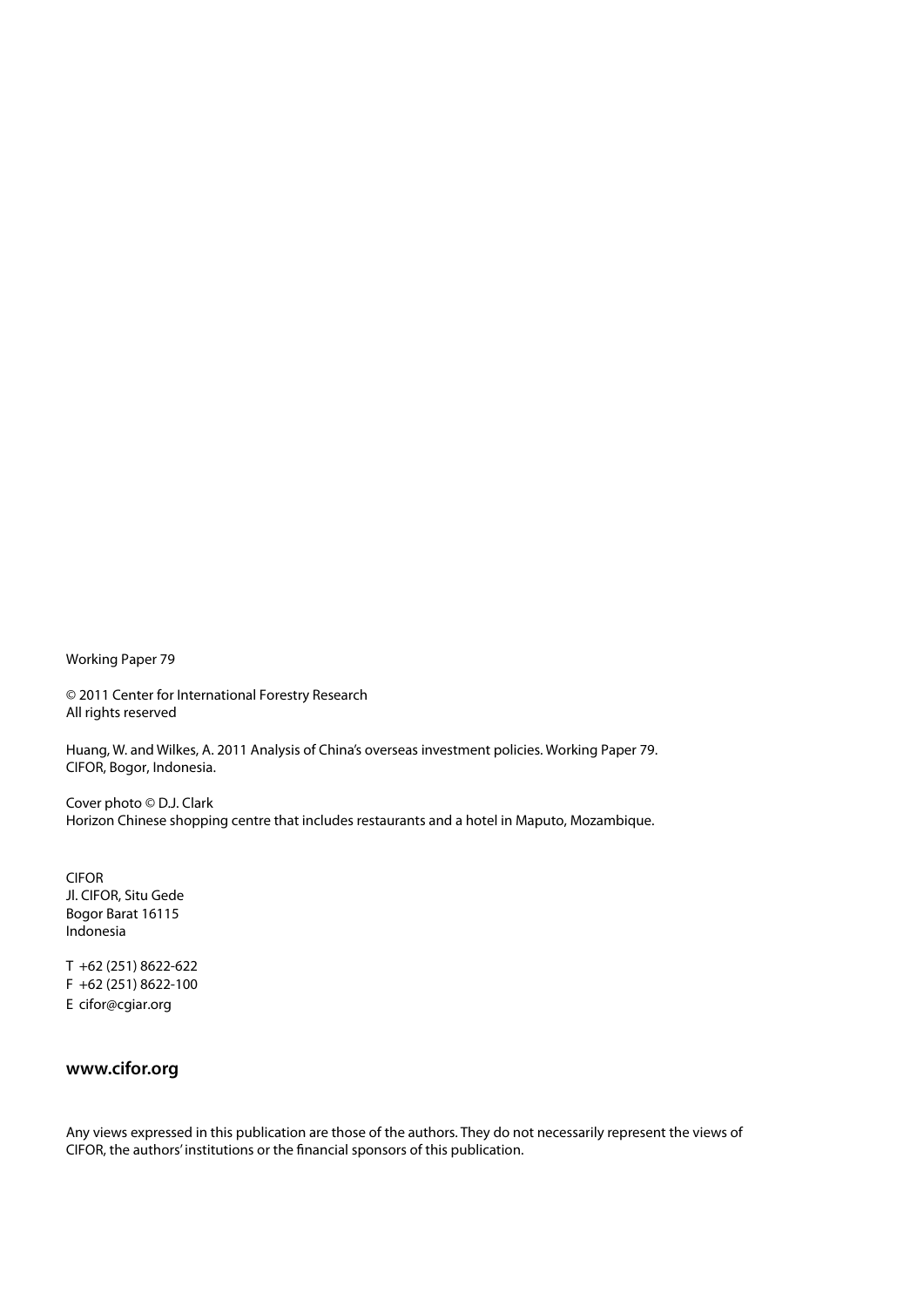Working Paper 79

© 2011 Center for International Forestry Research
All rights reserved

Huang, W. and Wilkes, A. 2011 Analysis of China's overseas investment policies. Working Paper 79. CIFOR, Bogor, Indonesia.

Cover photo © D.J. Clark
Horizon Chinese shopping centre that includes restaurants and a hotel in Maputo, Mozambique.

CIFOR
Jl. CIFOR, Situ Gede
Bogor Barat 16115
Indonesia

T +62 (251) 8622-622
F +62 (251) 8622-100
E cifor@cgiar.org

**www.cifor.org**

Any views expressed in this publication are those of the authors. They do not necessarily represent the views of CIFOR, the authors' institutions or the financial sponsors of this publication.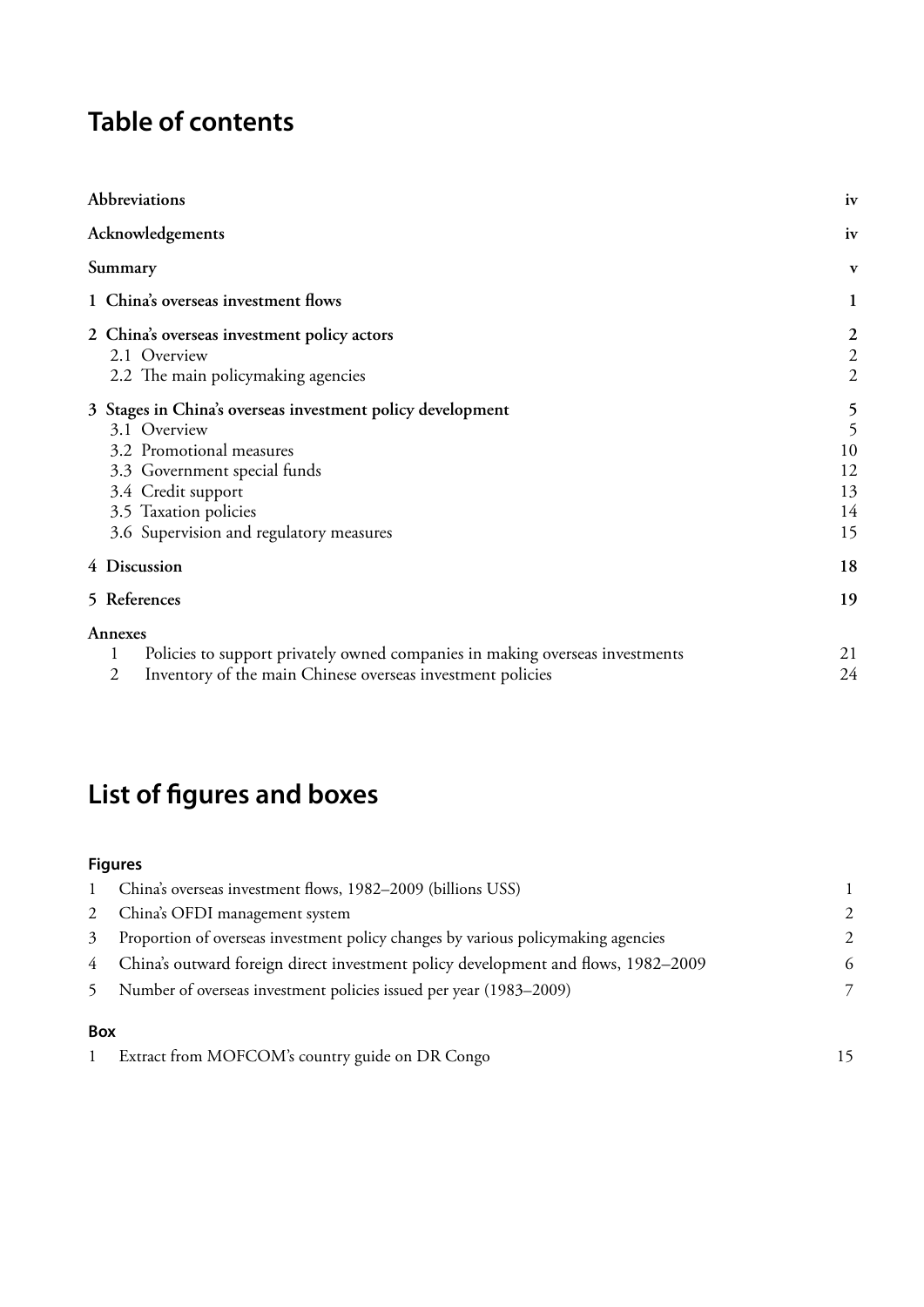# Table of contents

| | |
|---|---|
| **Abbreviations** | **iv** |
| **Acknowledgements** | **iv** |
| **Summary** | **v** |
| **1 China's overseas investment flows** | **1** |
| **2 China's overseas investment policy actors** | **2** |
| 2.1 Overview | 2 |
| 2.2 The main policymaking agencies | 2 |
| **3 Stages in China's overseas investment policy development** | **5** |
| 3.1 Overview | 5 |
| 3.2 Promotional measures | 10 |
| 3.3 Government special funds | 12 |
| 3.4 Credit support | 13 |
| 3.5 Taxation policies | 14 |
| 3.6 Supervision and regulatory measures | 15 |
| **4 Discussion** | **18** |
| **5 References** | **19** |
| **Annexes** | |
| 1 Policies to support privately owned companies in making overseas investments | 21 |
| 2 Inventory of the main Chinese overseas investment policies | 24 |

# List of figures and boxes

### Figures

| | | |
|---|---|---|
| 1 | China's overseas investment flows, 1982–2009 (billions US$) | 1 |
| 2 | China's OFDI management system | 2 |
| 3 | Proportion of overseas investment policy changes by various policymaking agencies | 2 |
| 4 | China's outward foreign direct investment policy development and flows, 1982–2009 | 6 |
| 5 | Number of overseas investment policies issued per year (1983–2009) | 7 |

### Box

| | | |
|---|---|---|
| 1 | Extract from MOFCOM's country guide on DR Congo | 15 |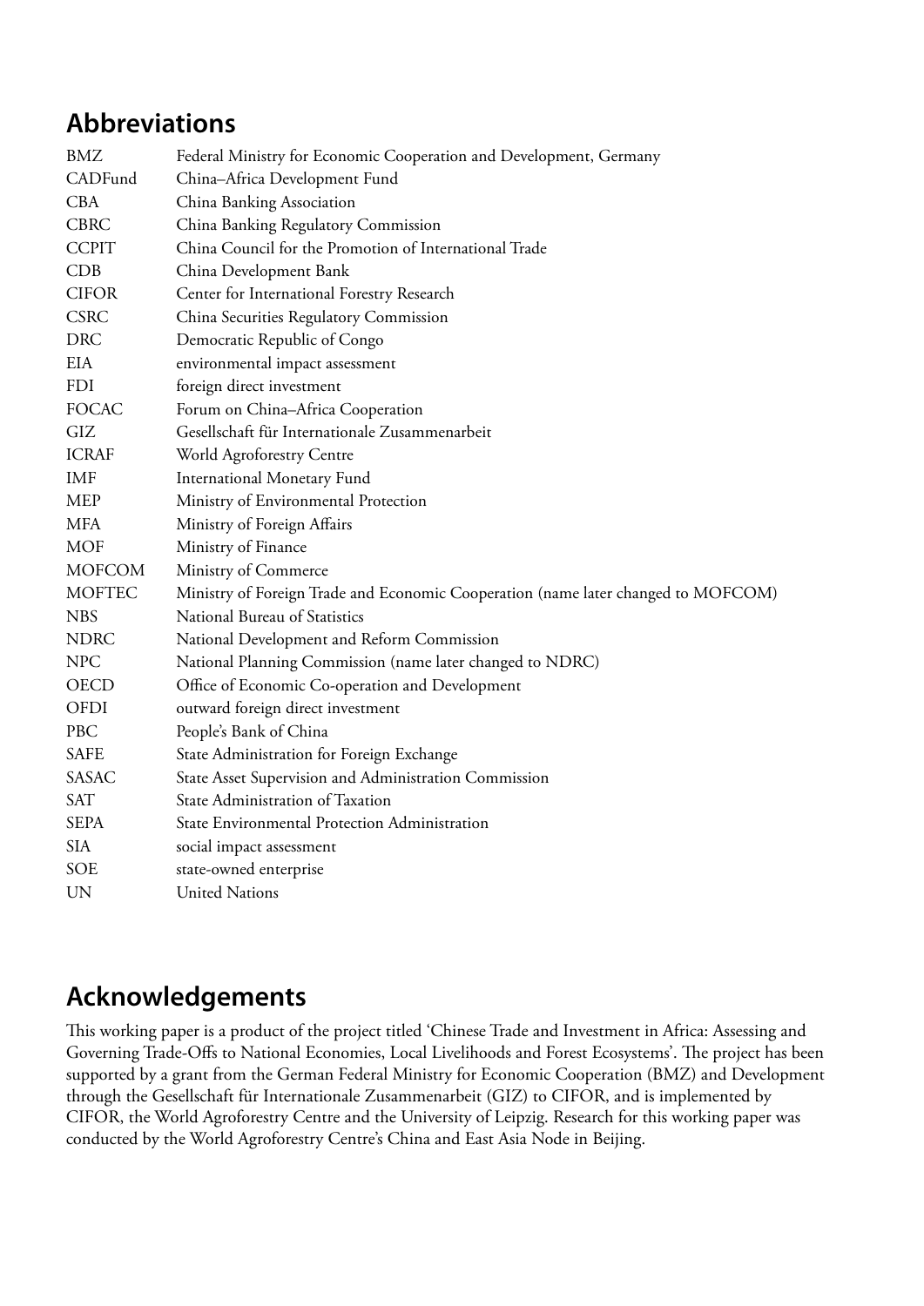## Abbreviations

| | |
|---|---|
| BMZ | Federal Ministry for Economic Cooperation and Development, Germany |
| CADFund | China–Africa Development Fund |
| CBA | China Banking Association |
| CBRC | China Banking Regulatory Commission |
| CCPIT | China Council for the Promotion of International Trade |
| CDB | China Development Bank |
| CIFOR | Center for International Forestry Research |
| CSRC | China Securities Regulatory Commission |
| DRC | Democratic Republic of Congo |
| EIA | environmental impact assessment |
| FDI | foreign direct investment |
| FOCAC | Forum on China–Africa Cooperation |
| GIZ | Gesellschaft für Internationale Zusammenarbeit |
| ICRAF | World Agroforestry Centre |
| IMF | International Monetary Fund |
| MEP | Ministry of Environmental Protection |
| MFA | Ministry of Foreign Affairs |
| MOF | Ministry of Finance |
| MOFCOM | Ministry of Commerce |
| MOFTEC | Ministry of Foreign Trade and Economic Cooperation (name later changed to MOFCOM) |
| NBS | National Bureau of Statistics |
| NDRC | National Development and Reform Commission |
| NPC | National Planning Commission (name later changed to NDRC) |
| OECD | Office of Economic Co-operation and Development |
| OFDI | outward foreign direct investment |
| PBC | People's Bank of China |
| SAFE | State Administration for Foreign Exchange |
| SASAC | State Asset Supervision and Administration Commission |
| SAT | State Administration of Taxation |
| SEPA | State Environmental Protection Administration |
| SIA | social impact assessment |
| SOE | state-owned enterprise |
| UN | United Nations |

## Acknowledgements

This working paper is a product of the project titled 'Chinese Trade and Investment in Africa: Assessing and Governing Trade-Offs to National Economies, Local Livelihoods and Forest Ecosystems'. The project has been supported by a grant from the German Federal Ministry for Economic Cooperation (BMZ) and Development through the Gesellschaft für Internationale Zusammenarbeit (GIZ) to CIFOR, and is implemented by CIFOR, the World Agroforestry Centre and the University of Leipzig. Research for this working paper was conducted by the World Agroforestry Centre's China and East Asia Node in Beijing.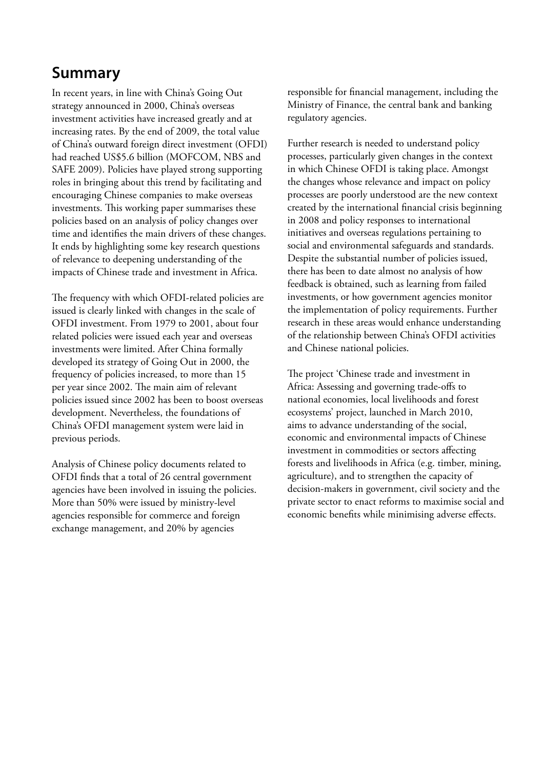## Summary

In recent years, in line with China's Going Out strategy announced in 2000, China's overseas investment activities have increased greatly and at increasing rates. By the end of 2009, the total value of China's outward foreign direct investment (OFDI) had reached US$5.6 billion (MOFCOM, NBS and SAFE 2009). Policies have played strong supporting roles in bringing about this trend by facilitating and encouraging Chinese companies to make overseas investments. This working paper summarises these policies based on an analysis of policy changes over time and identifies the main drivers of these changes. It ends by highlighting some key research questions of relevance to deepening understanding of the impacts of Chinese trade and investment in Africa.

The frequency with which OFDI-related policies are issued is clearly linked with changes in the scale of OFDI investment. From 1979 to 2001, about four related policies were issued each year and overseas investments were limited. After China formally developed its strategy of Going Out in 2000, the frequency of policies increased, to more than 15 per year since 2002. The main aim of relevant policies issued since 2002 has been to boost overseas development. Nevertheless, the foundations of China's OFDI management system were laid in previous periods.

Analysis of Chinese policy documents related to OFDI finds that a total of 26 central government agencies have been involved in issuing the policies. More than 50% were issued by ministry-level agencies responsible for commerce and foreign exchange management, and 20% by agencies responsible for financial management, including the Ministry of Finance, the central bank and banking regulatory agencies.

Further research is needed to understand policy processes, particularly given changes in the context in which Chinese OFDI is taking place. Amongst the changes whose relevance and impact on policy processes are poorly understood are the new context created by the international financial crisis beginning in 2008 and policy responses to international initiatives and overseas regulations pertaining to social and environmental safeguards and standards. Despite the substantial number of policies issued, there has been to date almost no analysis of how feedback is obtained, such as learning from failed investments, or how government agencies monitor the implementation of policy requirements. Further research in these areas would enhance understanding of the relationship between China's OFDI activities and Chinese national policies.

The project 'Chinese trade and investment in Africa: Assessing and governing trade-offs to national economies, local livelihoods and forest ecosystems' project, launched in March 2010, aims to advance understanding of the social, economic and environmental impacts of Chinese investment in commodities or sectors affecting forests and livelihoods in Africa (e.g. timber, mining, agriculture), and to strengthen the capacity of decision-makers in government, civil society and the private sector to enact reforms to maximise social and economic benefits while minimising adverse effects.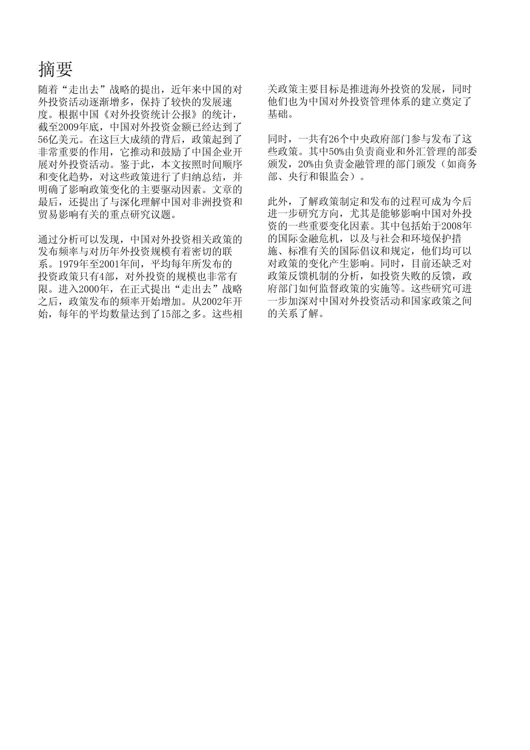# 摘要

随着"走出去"战略的提出，近年来中国的对外投资活动逐渐增多，保持了较快的发展速度。根据中国《对外投资统计公报》的统计，截至2009年底，中国对外投资金额已经达到了56亿美元。在这巨大成绩的背后，政策起到了非常重要的作用，它推动和鼓励了中国企业开展对外投资活动。鉴于此，本文按照时间顺序和变化趋势，对这些政策进行了归纳总结，并明确了影响政策变化的主要驱动因素。文章的最后，还提出了与深化理解中国对非洲投资和贸易影响有关的重点研究议题。

通过分析可以发现，中国对外投资相关政策的发布频率与对历年外投资规模有着密切的联系。1979年至2001年间，平均每年所发布的投资政策只有4部，对外投资的规模也非常有限。进入2000年，在正式提出"走出去"战略之后，政策发布的频率开始增加。从2002年开始，每年的平均数量达到了15部之多。这些相关政策主要目标是推进海外投资的发展，同时他们也为中国对外投资管理体系的建立奠定了基础。

同时，一共有26个中央政府部门参与发布了这些政策。其中50%由负责商业和外汇管理的部委颁发，20%由负责金融管理的部门颁发（如商务部、央行和银监会）。

此外，了解政策制定和发布的过程可成为今后进一步研究方向，尤其是能够影响中国对外投资的一些重要变化因素。其中包括始于2008年的国际金融危机，以及与社会和环境保护措施、标准有关的国际倡议和规定，他们均可以对政策的变化产生影响。同时，目前还缺乏对政策反馈机制的分析，如投资失败的反馈，政府部门如何监督政策的实施等。这些研究可进一步加深对中国对外投资活动和国家政策之间的关系了解。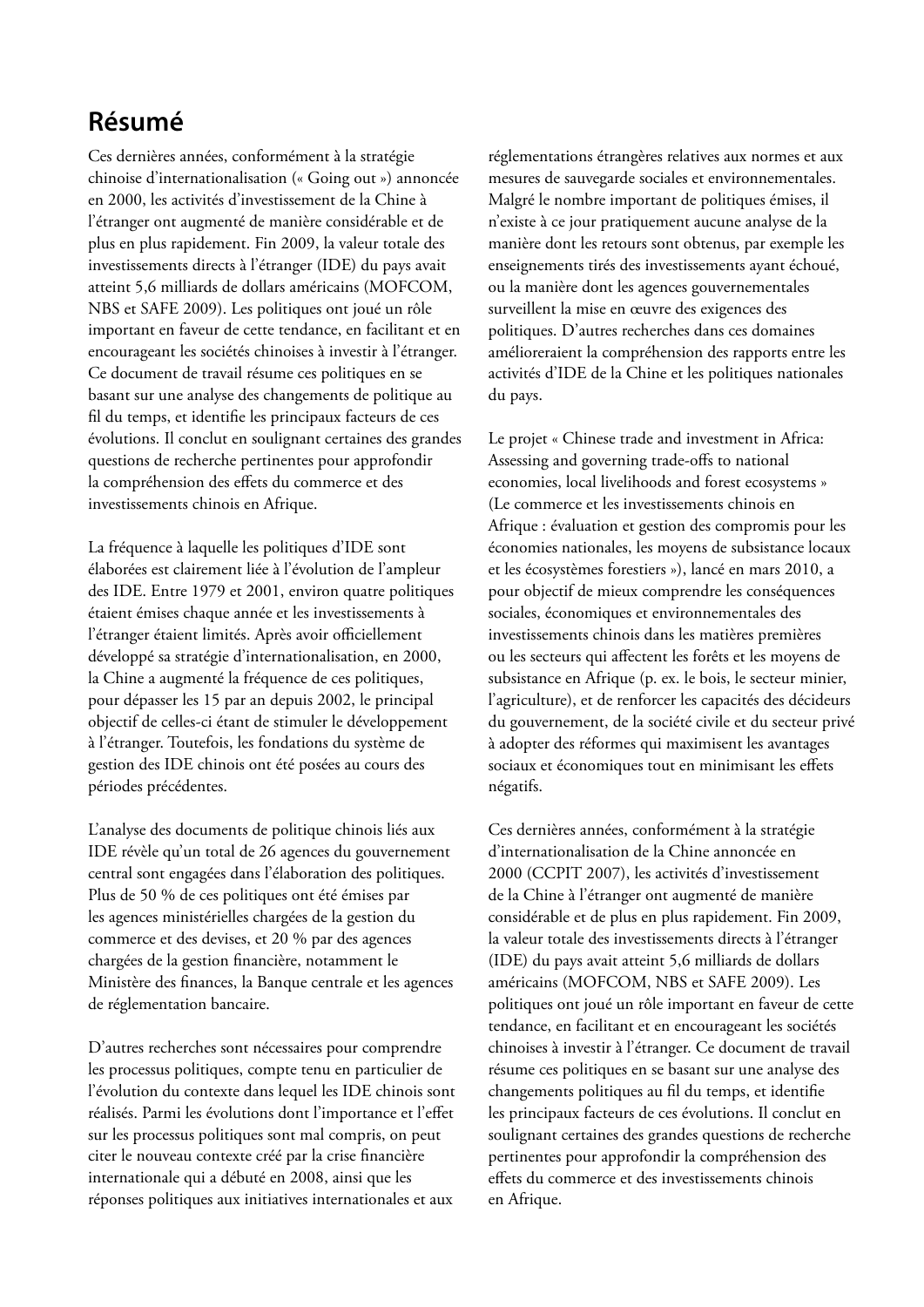# Résumé

Ces dernières années, conformément à la stratégie chinoise d'internationalisation (« Going out ») annoncée en 2000, les activités d'investissement de la Chine à l'étranger ont augmenté de manière considérable et de plus en plus rapidement. Fin 2009, la valeur totale des investissements directs à l'étranger (IDE) du pays avait atteint 5,6 milliards de dollars américains (MOFCOM, NBS et SAFE 2009). Les politiques ont joué un rôle important en faveur de cette tendance, en facilitant et en encourageant les sociétés chinoises à investir à l'étranger. Ce document de travail résume ces politiques en se basant sur une analyse des changements de politique au fil du temps, et identifie les principaux facteurs de ces évolutions. Il conclut en soulignant certaines des grandes questions de recherche pertinentes pour approfondir la compréhension des effets du commerce et des investissements chinois en Afrique.

La fréquence à laquelle les politiques d'IDE sont élaborées est clairement liée à l'évolution de l'ampleur des IDE. Entre 1979 et 2001, environ quatre politiques étaient émises chaque année et les investissements à l'étranger étaient limités. Après avoir officiellement développé sa stratégie d'internationalisation, en 2000, la Chine a augmenté la fréquence de ces politiques, pour dépasser les 15 par an depuis 2002, le principal objectif de celles-ci étant de stimuler le développement à l'étranger. Toutefois, les fondations du système de gestion des IDE chinois ont été posées au cours des périodes précédentes.

L'analyse des documents de politique chinois liés aux IDE révèle qu'un total de 26 agences du gouvernement central sont engagées dans l'élaboration des politiques. Plus de 50 % de ces politiques ont été émises par les agences ministérielles chargées de la gestion du commerce et des devises, et 20 % par des agences chargées de la gestion financière, notamment le Ministère des finances, la Banque centrale et les agences de réglementation bancaire.

D'autres recherches sont nécessaires pour comprendre les processus politiques, compte tenu en particulier de l'évolution du contexte dans lequel les IDE chinois sont réalisés. Parmi les évolutions dont l'importance et l'effet sur les processus politiques sont mal compris, on peut citer le nouveau contexte créé par la crise financière internationale qui a débuté en 2008, ainsi que les réponses politiques aux initiatives internationales et aux réglementations étrangères relatives aux normes et aux mesures de sauvegarde sociales et environnementales. Malgré le nombre important de politiques émises, il n'existe à ce jour pratiquement aucune analyse de la manière dont les retours sont obtenus, par exemple les enseignements tirés des investissements ayant échoué, ou la manière dont les agences gouvernementales surveillent la mise en œuvre des exigences des politiques. D'autres recherches dans ces domaines amélioreraient la compréhension des rapports entre les activités d'IDE de la Chine et les politiques nationales du pays.

Le projet « Chinese trade and investment in Africa: Assessing and governing trade-offs to national economies, local livelihoods and forest ecosystems » (Le commerce et les investissements chinois en Afrique : évaluation et gestion des compromis pour les économies nationales, les moyens de subsistance locaux et les écosystèmes forestiers »), lancé en mars 2010, a pour objectif de mieux comprendre les conséquences sociales, économiques et environnementales des investissements chinois dans les matières premières ou les secteurs qui affectent les forêts et les moyens de subsistance en Afrique (p. ex. le bois, le secteur minier, l'agriculture), et de renforcer les capacités des décideurs du gouvernement, de la société civile et du secteur privé à adopter des réformes qui maximisent les avantages sociaux et économiques tout en minimisant les effets négatifs.

Ces dernières années, conformément à la stratégie d'internationalisation de la Chine annoncée en 2000 (CCPIT 2007), les activités d'investissement de la Chine à l'étranger ont augmenté de manière considérable et de plus en plus rapidement. Fin 2009, la valeur totale des investissements directs à l'étranger (IDE) du pays avait atteint 5,6 milliards de dollars américains (MOFCOM, NBS et SAFE 2009). Les politiques ont joué un rôle important en faveur de cette tendance, en facilitant et en encourageant les sociétés chinoises à investir à l'étranger. Ce document de travail résume ces politiques en se basant sur une analyse des changements politiques au fil du temps, et identifie les principaux facteurs de ces évolutions. Il conclut en soulignant certaines des grandes questions de recherche pertinentes pour approfondir la compréhension des effets du commerce et des investissements chinois en Afrique.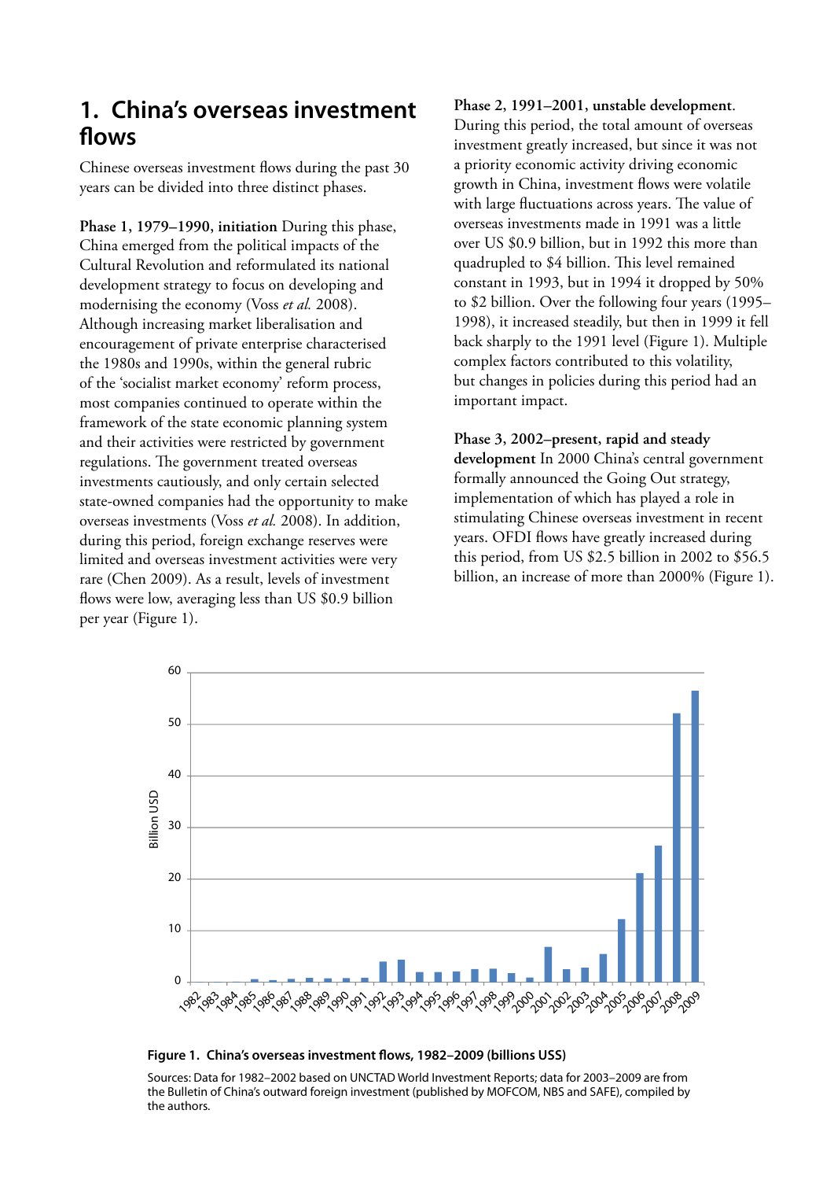## 1. China's overseas investment flows

Chinese overseas investment flows during the past 30 years can be divided into three distinct phases.

**Phase 1, 1979–1990, initiation** During this phase, China emerged from the political impacts of the Cultural Revolution and reformulated its national development strategy to focus on developing and modernising the economy (Voss *et al.* 2008). Although increasing market liberalisation and encouragement of private enterprise characterised the 1980s and 1990s, within the general rubric of the 'socialist market economy' reform process, most companies continued to operate within the framework of the state economic planning system and their activities were restricted by government regulations. The government treated overseas investments cautiously, and only certain selected state-owned companies had the opportunity to make overseas investments (Voss *et al.* 2008). In addition, during this period, foreign exchange reserves were limited and overseas investment activities were very rare (Chen 2009). As a result, levels of investment flows were low, averaging less than US $0.9 billion per year (Figure 1).

**Phase 2, 1991–2001, unstable development**. During this period, the total amount of overseas investment greatly increased, but since it was not a priority economic activity driving economic growth in China, investment flows were volatile with large fluctuations across years. The value of overseas investments made in 1991 was a little over US $0.9 billion, but in 1992 this more than quadrupled to $4 billion. This level remained constant in 1993, but in 1994 it dropped by 50% to $2 billion. Over the following four years (1995–1998), it increased steadily, but then in 1999 it fell back sharply to the 1991 level (Figure 1). Multiple complex factors contributed to this volatility, but changes in policies during this period had an important impact.

**Phase 3, 2002–present, rapid and steady development** In 2000 China's central government formally announced the Going Out strategy, implementation of which has played a role in stimulating Chinese overseas investment in recent years. OFDI flows have greatly increased during this period, from US $2.5 billion in 2002 to $56.5 billion, an increase of more than 2000% (Figure 1).

**Figure 1. China's overseas investment flows, 1982–2009 (billions US$)**

Sources: Data for 1982–2002 based on UNCTAD World Investment Reports; data for 2003–2009 are from the Bulletin of China's outward foreign investment (published by MOFCOM, NBS and SAFE), compiled by the authors.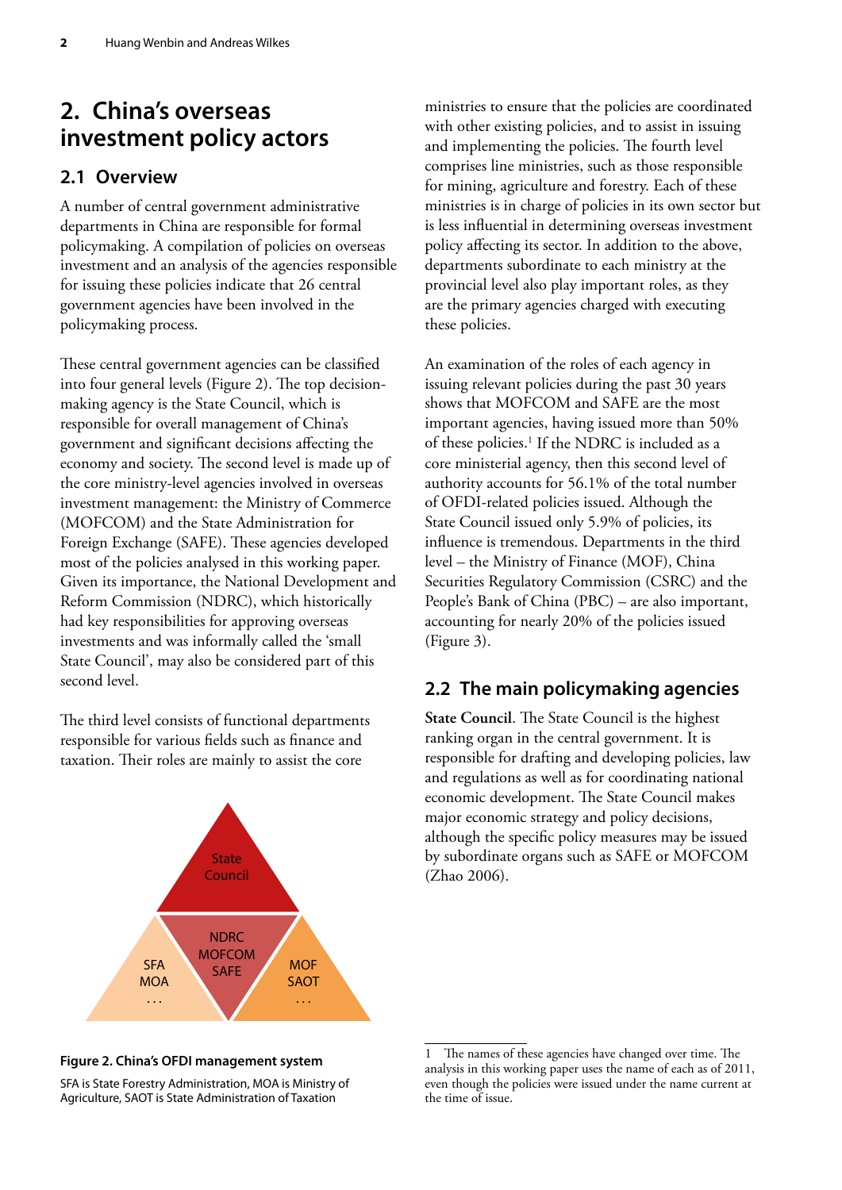# 2. China's overseas investment policy actors

## 2.1 Overview

A number of central government administrative departments in China are responsible for formal policymaking. A compilation of policies on overseas investment and an analysis of the agencies responsible for issuing these policies indicate that 26 central government agencies have been involved in the policymaking process.

These central government agencies can be classified into four general levels (Figure 2). The top decision-making agency is the State Council, which is responsible for overall management of China's government and significant decisions affecting the economy and society. The second level is made up of the core ministry-level agencies involved in overseas investment management: the Ministry of Commerce (MOFCOM) and the State Administration for Foreign Exchange (SAFE). These agencies developed most of the policies analysed in this working paper. Given its importance, the National Development and Reform Commission (NDRC), which historically had key responsibilities for approving overseas investments and was informally called the 'small State Council', may also be considered part of this second level.

The third level consists of functional departments responsible for various fields such as finance and taxation. Their roles are mainly to assist the core ministries to ensure that the policies are coordinated with other existing policies, and to assist in issuing and implementing the policies. The fourth level comprises line ministries, such as those responsible for mining, agriculture and forestry. Each of these ministries is in charge of policies in its own sector but is less influential in determining overseas investment policy affecting its sector. In addition to the above, departments subordinate to each ministry at the provincial level also play important roles, as they are the primary agencies charged with executing these policies.

State Council

NDRC
MOFCOM
SAFE

SFA
MOA
...

MOF
SAOT
...

**Figure 2. China's OFDI management system**

SFA is State Forestry Administration, MOA is Ministry of Agriculture, SAOT is State Administration of Taxation

An examination of the roles of each agency in issuing relevant policies during the past 30 years shows that MOFCOM and SAFE are the most important agencies, having issued more than 50% of these policies.[1] If the NDRC is included as a core ministerial agency, then this second level of authority accounts for 56.1% of the total number of OFDI-related policies issued. Although the State Council issued only 5.9% of policies, its influence is tremendous. Departments in the third level – the Ministry of Finance (MOF), China Securities Regulatory Commission (CSRC) and the People's Bank of China (PBC) – are also important, accounting for nearly 20% of the policies issued (Figure 3).

## 2.2 The main policymaking agencies

**State Council**. The State Council is the highest ranking organ in the central government. It is responsible for drafting and developing policies, law and regulations as well as for coordinating national economic development. The State Council makes major economic strategy and policy decisions, although the specific policy measures may be issued by subordinate organs such as SAFE or MOFCOM (Zhao 2006).

1 The names of these agencies have changed over time. The analysis in this working paper uses the name of each as of 2011, even though the policies were issued under the name current at the time of issue.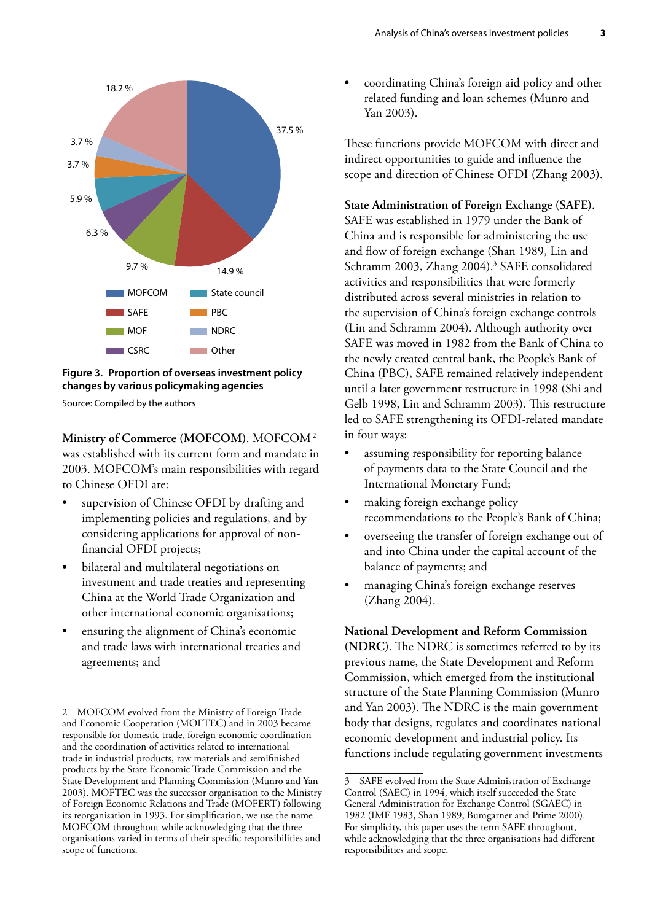Figure 3. Proportion of overseas investment policy changes by various policymaking agencies

Source: Compiled by the authors

**Ministry of Commerce (MOFCOM).** MOFCOM[2] was established with its current form and mandate in 2003. MOFCOM's main responsibilities with regard to Chinese OFDI are:

- supervision of Chinese OFDI by drafting and implementing policies and regulations, and by considering applications for approval of non-financial OFDI projects;
- bilateral and multilateral negotiations on investment and trade treaties and representing China at the World Trade Organization and other international economic organisations;
- ensuring the alignment of China's economic and trade laws with international treaties and agreements; and
- coordinating China's foreign aid policy and other related funding and loan schemes (Munro and Yan 2003).

These functions provide MOFCOM with direct and indirect opportunities to guide and influence the scope and direction of Chinese OFDI (Zhang 2003).

**State Administration of Foreign Exchange (SAFE).** SAFE was established in 1979 under the Bank of China and is responsible for administering the use and flow of foreign exchange (Shan 1989, Lin and Schramm 2003, Zhang 2004).[3] SAFE consolidated activities and responsibilities that were formerly distributed across several ministries in relation to the supervision of China's foreign exchange controls (Lin and Schramm 2004). Although authority over SAFE was moved in 1982 from the Bank of China to the newly created central bank, the People's Bank of China (PBC), SAFE remained relatively independent until a later government restructure in 1998 (Shi and Gelb 1998, Lin and Schramm 2003). This restructure led to SAFE strengthening its OFDI-related mandate in four ways:

- assuming responsibility for reporting balance of payments data to the State Council and the International Monetary Fund;
- making foreign exchange policy recommendations to the People's Bank of China;
- overseeing the transfer of foreign exchange out of and into China under the capital account of the balance of payments; and
- managing China's foreign exchange reserves (Zhang 2004).

**National Development and Reform Commission (NDRC).** The NDRC is sometimes referred to by its previous name, the State Development and Reform Commission, which emerged from the institutional structure of the State Planning Commission (Munro and Yan 2003). The NDRC is the main government body that designs, regulates and coordinates national economic development and industrial policy. Its functions include regulating government investments

---

2 MOFCOM evolved from the Ministry of Foreign Trade and Economic Cooperation (MOFTEC) and in 2003 became responsible for domestic trade, foreign economic coordination and the coordination of activities related to international trade in industrial products, raw materials and semifinished products by the State Economic Trade Commission and the State Development and Planning Commission (Munro and Yan 2003). MOFTEC was the successor organisation to the Ministry of Foreign Economic Relations and Trade (MOFERT) following its reorganisation in 1993. For simplification, we use the name MOFCOM throughout while acknowledging that the three organisations varied in terms of their specific responsibilities and scope of functions.

3 SAFE evolved from the State Administration of Exchange Control (SAEC) in 1994, which itself succeeded the State General Administration for Exchange Control (SGAEC) in 1982 (IMF 1983, Shan 1989, Bumgarner and Prime 2000). For simplicity, this paper uses the term SAFE throughout, while acknowledging that the three organisations had different responsibilities and scope.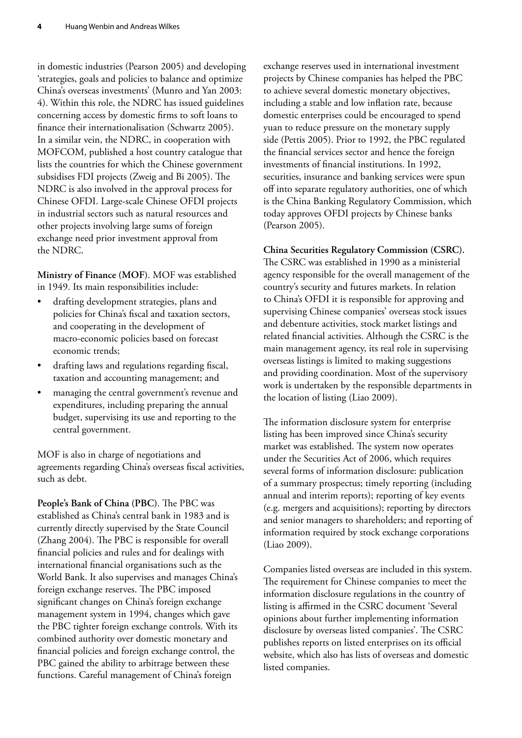in domestic industries (Pearson 2005) and developing 'strategies, goals and policies to balance and optimize China's overseas investments' (Munro and Yan 2003: 4). Within this role, the NDRC has issued guidelines concerning access by domestic firms to soft loans to finance their internationalisation (Schwartz 2005). In a similar vein, the NDRC, in cooperation with MOFCOM, published a host country catalogue that lists the countries for which the Chinese government subsidises FDI projects (Zweig and Bi 2005). The NDRC is also involved in the approval process for Chinese OFDI. Large-scale Chinese OFDI projects in industrial sectors such as natural resources and other projects involving large sums of foreign exchange need prior investment approval from the NDRC.

**Ministry of Finance (MOF)**. MOF was established in 1949. Its main responsibilities include:

- drafting development strategies, plans and policies for China's fiscal and taxation sectors, and cooperating in the development of macro-economic policies based on forecast economic trends;
- drafting laws and regulations regarding fiscal, taxation and accounting management; and
- managing the central government's revenue and expenditures, including preparing the annual budget, supervising its use and reporting to the central government.

MOF is also in charge of negotiations and agreements regarding China's overseas fiscal activities, such as debt.

**People's Bank of China (PBC)**. The PBC was established as China's central bank in 1983 and is currently directly supervised by the State Council (Zhang 2004). The PBC is responsible for overall financial policies and rules and for dealings with international financial organisations such as the World Bank. It also supervises and manages China's foreign exchange reserves. The PBC imposed significant changes on China's foreign exchange management system in 1994, changes which gave the PBC tighter foreign exchange controls. With its combined authority over domestic monetary and financial policies and foreign exchange control, the PBC gained the ability to arbitrage between these functions. Careful management of China's foreign exchange reserves used in international investment projects by Chinese companies has helped the PBC to achieve several domestic monetary objectives, including a stable and low inflation rate, because domestic enterprises could be encouraged to spend yuan to reduce pressure on the monetary supply side (Pettis 2005). Prior to 1992, the PBC regulated the financial services sector and hence the foreign investments of financial institutions. In 1992, securities, insurance and banking services were spun off into separate regulatory authorities, one of which is the China Banking Regulatory Commission, which today approves OFDI projects by Chinese banks (Pearson 2005).

**China Securities Regulatory Commission (CSRC).** The CSRC was established in 1990 as a ministerial agency responsible for the overall management of the country's security and futures markets. In relation to China's OFDI it is responsible for approving and supervising Chinese companies' overseas stock issues and debenture activities, stock market listings and related financial activities. Although the CSRC is the main management agency, its real role in supervising overseas listings is limited to making suggestions and providing coordination. Most of the supervisory work is undertaken by the responsible departments in the location of listing (Liao 2009).

The information disclosure system for enterprise listing has been improved since China's security market was established. The system now operates under the Securities Act of 2006, which requires several forms of information disclosure: publication of a summary prospectus; timely reporting (including annual and interim reports); reporting of key events (e.g. mergers and acquisitions); reporting by directors and senior managers to shareholders; and reporting of information required by stock exchange corporations (Liao 2009).

Companies listed overseas are included in this system. The requirement for Chinese companies to meet the information disclosure regulations in the country of listing is affirmed in the CSRC document 'Several opinions about further implementing information disclosure by overseas listed companies'. The CSRC publishes reports on listed enterprises on its official website, which also has lists of overseas and domestic listed companies.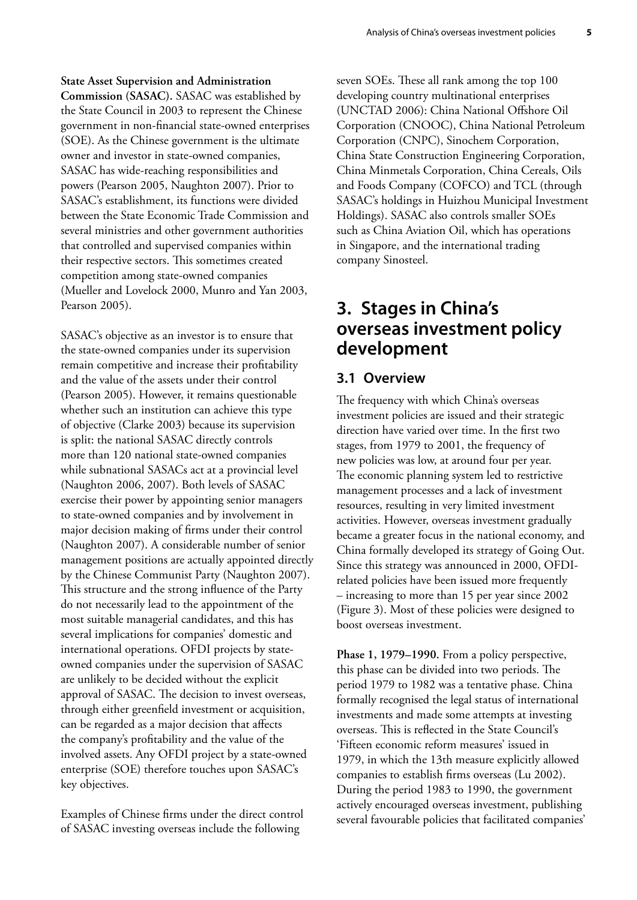**State Asset Supervision and Administration Commission (SASAC).** SASAC was established by the State Council in 2003 to represent the Chinese government in non-financial state-owned enterprises (SOE). As the Chinese government is the ultimate owner and investor in state-owned companies, SASAC has wide-reaching responsibilities and powers (Pearson 2005, Naughton 2007). Prior to SASAC's establishment, its functions were divided between the State Economic Trade Commission and several ministries and other government authorities that controlled and supervised companies within their respective sectors. This sometimes created competition among state-owned companies (Mueller and Lovelock 2000, Munro and Yan 2003, Pearson 2005).

SASAC's objective as an investor is to ensure that the state-owned companies under its supervision remain competitive and increase their profitability and the value of the assets under their control (Pearson 2005). However, it remains questionable whether such an institution can achieve this type of objective (Clarke 2003) because its supervision is split: the national SASAC directly controls more than 120 national state-owned companies while subnational SASACs act at a provincial level (Naughton 2006, 2007). Both levels of SASAC exercise their power by appointing senior managers to state-owned companies and by involvement in major decision making of firms under their control (Naughton 2007). A considerable number of senior management positions are actually appointed directly by the Chinese Communist Party (Naughton 2007). This structure and the strong influence of the Party do not necessarily lead to the appointment of the most suitable managerial candidates, and this has several implications for companies' domestic and international operations. OFDI projects by state-owned companies under the supervision of SASAC are unlikely to be decided without the explicit approval of SASAC. The decision to invest overseas, through either greenfield investment or acquisition, can be regarded as a major decision that affects the company's profitability and the value of the involved assets. Any OFDI project by a state-owned enterprise (SOE) therefore touches upon SASAC's key objectives.

Examples of Chinese firms under the direct control of SASAC investing overseas include the following seven SOEs. These all rank among the top 100 developing country multinational enterprises (UNCTAD 2006): China National Offshore Oil Corporation (CNOOC), China National Petroleum Corporation (CNPC), Sinochem Corporation, China State Construction Engineering Corporation, China Minmetals Corporation, China Cereals, Oils and Foods Company (COFCO) and TCL (through SASAC's holdings in Huizhou Municipal Investment Holdings). SASAC also controls smaller SOEs such as China Aviation Oil, which has operations in Singapore, and the international trading company Sinosteel.

# 3. Stages in China's overseas investment policy development

## 3.1 Overview

The frequency with which China's overseas investment policies are issued and their strategic direction have varied over time. In the first two stages, from 1979 to 2001, the frequency of new policies was low, at around four per year. The economic planning system led to restrictive management processes and a lack of investment resources, resulting in very limited investment activities. However, overseas investment gradually became a greater focus in the national economy, and China formally developed its strategy of Going Out. Since this strategy was announced in 2000, OFDI-related policies have been issued more frequently – increasing to more than 15 per year since 2002 (Figure 3). Most of these policies were designed to boost overseas investment.

**Phase 1, 1979–1990.** From a policy perspective, this phase can be divided into two periods. The period 1979 to 1982 was a tentative phase. China formally recognised the legal status of international investments and made some attempts at investing overseas. This is reflected in the State Council's 'Fifteen economic reform measures' issued in 1979, in which the 13th measure explicitly allowed companies to establish firms overseas (Lu 2002). During the period 1983 to 1990, the government actively encouraged overseas investment, publishing several favourable policies that facilitated companies'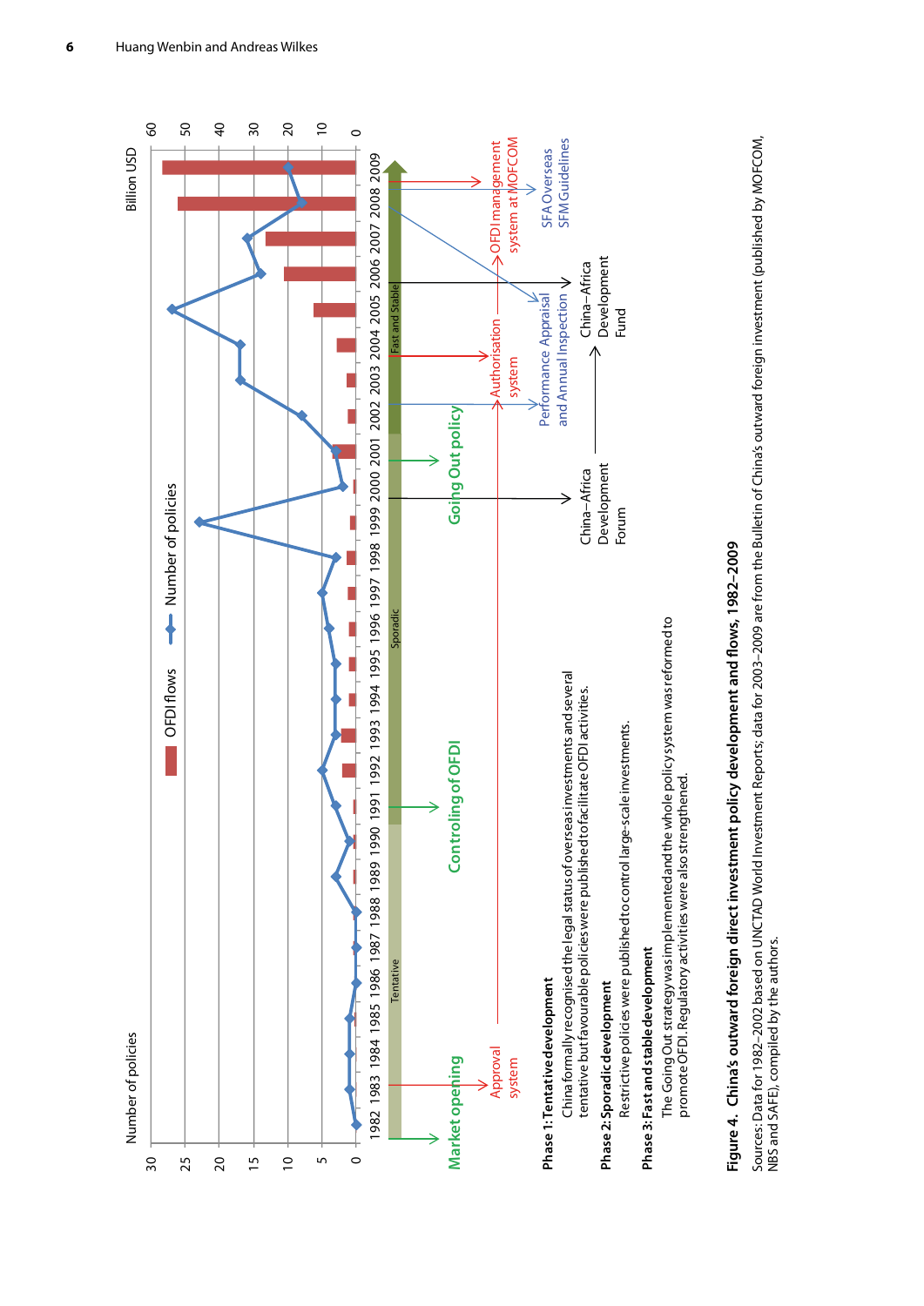Number of policies

Billion USD

OFDI flows — Number of policies

Tentative | Sporadic | Fast and Stable

Market opening — Controling of OFDI — Going Out policy

Approval system — Authorisation system — OFDI management system at MOFCOM

Performance Appraisal and Annual Inspection — SFA Overseas SFM Guidelines

China–Africa Development Forum — China–Africa Development Fund

**Phase 1: Tentative development**
China formally recognised the legal status of overseas investments and several tentative but favourable policies were published to facilitate OFDI activities.

**Phase 2: Sporadic development**
Restrictive policies were published to control large-scale investments.

**Phase 3: Fast and stable development**
The Going Out strategy was implemented and the whole policy system was reformed to promote OFDI. Regulatory activities were also strengthened.

**Figure 4. China's outward foreign direct investment policy development and flows, 1982–2009**

Sources: Data for 1982–2002 based on UNCTAD World Investment Reports; data for 2003–2009 are from the Bulletin of China's outward foreign investment (published by MOFCOM, NBS and SAFE), compiled by the authors.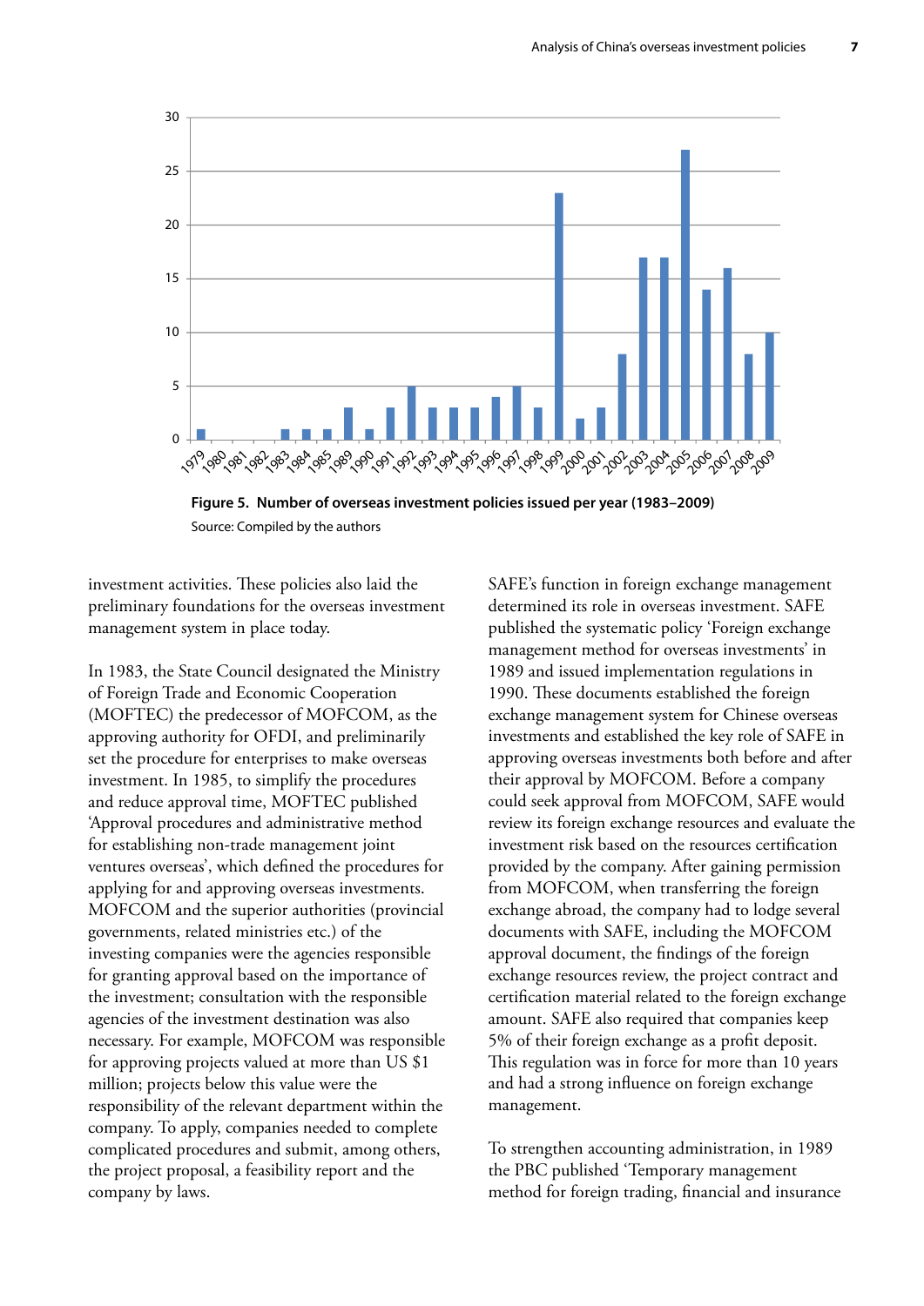Figure 5. Number of overseas investment policies issued per year (1983–2009)

Source: Compiled by the authors

investment activities. These policies also laid the preliminary foundations for the overseas investment management system in place today.

In 1983, the State Council designated the Ministry of Foreign Trade and Economic Cooperation (MOFTEC) the predecessor of MOFCOM, as the approving authority for OFDI, and preliminarily set the procedure for enterprises to make overseas investment. In 1985, to simplify the procedures and reduce approval time, MOFTEC published 'Approval procedures and administrative method for establishing non-trade management joint ventures overseas', which defined the procedures for applying for and approving overseas investments. MOFCOM and the superior authorities (provincial governments, related ministries etc.) of the investing companies were the agencies responsible for granting approval based on the importance of the investment; consultation with the responsible agencies of the investment destination was also necessary. For example, MOFCOM was responsible for approving projects valued at more than US $1 million; projects below this value were the responsibility of the relevant department within the company. To apply, companies needed to complete complicated procedures and submit, among others, the project proposal, a feasibility report and the company by laws.

SAFE's function in foreign exchange management determined its role in overseas investment. SAFE published the systematic policy 'Foreign exchange management method for overseas investments' in 1989 and issued implementation regulations in 1990. These documents established the foreign exchange management system for Chinese overseas investments and established the key role of SAFE in approving overseas investments both before and after their approval by MOFCOM. Before a company could seek approval from MOFCOM, SAFE would review its foreign exchange resources and evaluate the investment risk based on the resources certification provided by the company. After gaining permission from MOFCOM, when transferring the foreign exchange abroad, the company had to lodge several documents with SAFE, including the MOFCOM approval document, the findings of the foreign exchange resources review, the project contract and certification material related to the foreign exchange amount. SAFE also required that companies keep 5% of their foreign exchange as a profit deposit. This regulation was in force for more than 10 years and had a strong influence on foreign exchange management.

To strengthen accounting administration, in 1989 the PBC published 'Temporary management method for foreign trading, financial and insurance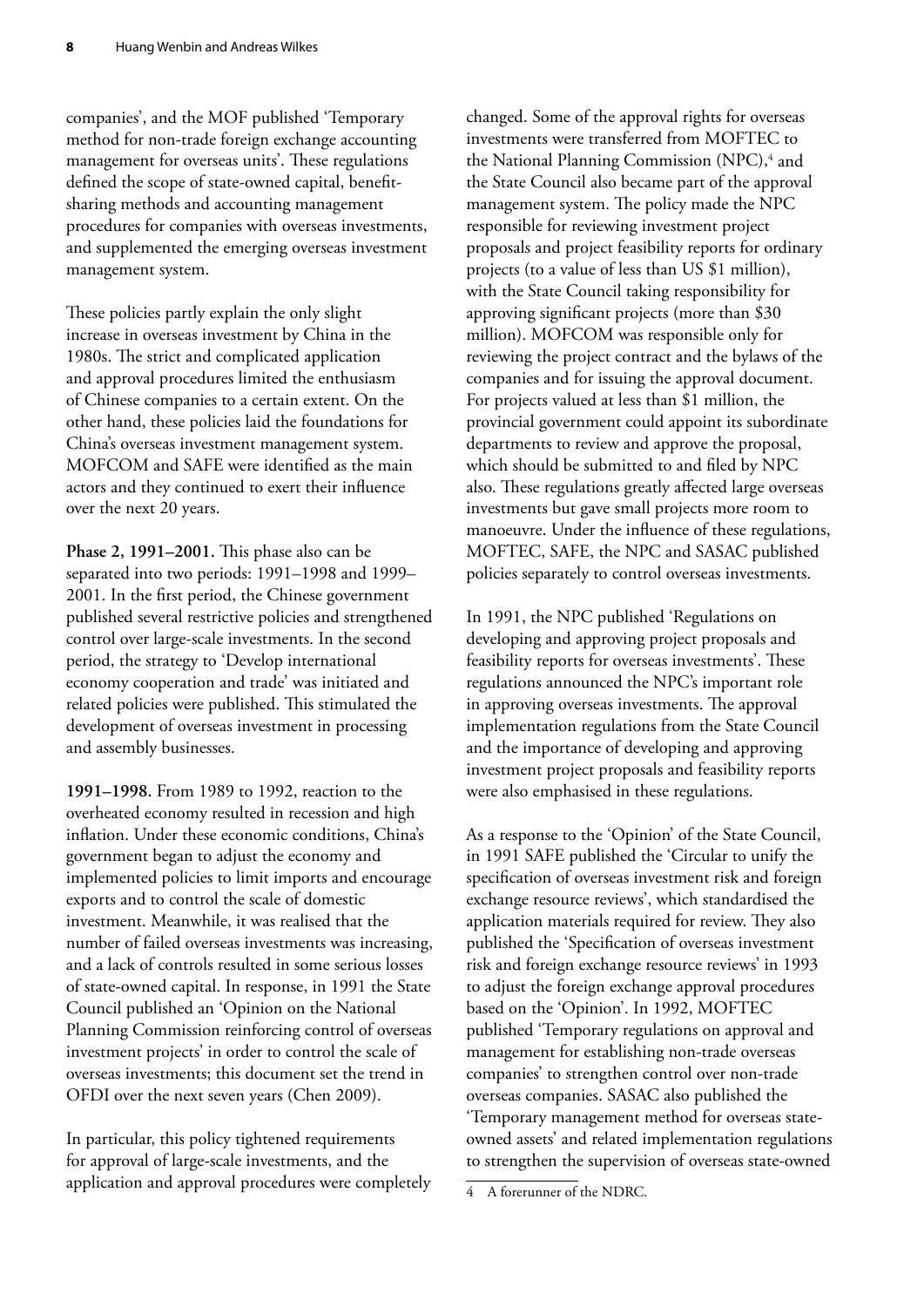companies', and the MOF published 'Temporary method for non-trade foreign exchange accounting management for overseas units'. These regulations defined the scope of state-owned capital, benefit-sharing methods and accounting management procedures for companies with overseas investments, and supplemented the emerging overseas investment management system.

These policies partly explain the only slight increase in overseas investment by China in the 1980s. The strict and complicated application and approval procedures limited the enthusiasm of Chinese companies to a certain extent. On the other hand, these policies laid the foundations for China's overseas investment management system. MOFCOM and SAFE were identified as the main actors and they continued to exert their influence over the next 20 years.

**Phase 2, 1991–2001.** This phase also can be separated into two periods: 1991–1998 and 1999–2001. In the first period, the Chinese government published several restrictive policies and strengthened control over large-scale investments. In the second period, the strategy to 'Develop international economy cooperation and trade' was initiated and related policies were published. This stimulated the development of overseas investment in processing and assembly businesses.

**1991–1998.** From 1989 to 1992, reaction to the overheated economy resulted in recession and high inflation. Under these economic conditions, China's government began to adjust the economy and implemented policies to limit imports and encourage exports and to control the scale of domestic investment. Meanwhile, it was realised that the number of failed overseas investments was increasing, and a lack of controls resulted in some serious losses of state-owned capital. In response, in 1991 the State Council published an 'Opinion on the National Planning Commission reinforcing control of overseas investment projects' in order to control the scale of overseas investments; this document set the trend in OFDI over the next seven years (Chen 2009).

In particular, this policy tightened requirements for approval of large-scale investments, and the application and approval procedures were completely changed. Some of the approval rights for overseas investments were transferred from MOFTEC to the National Planning Commission (NPC),[4] and the State Council also became part of the approval management system. The policy made the NPC responsible for reviewing investment project proposals and project feasibility reports for ordinary projects (to a value of less than US $1 million), with the State Council taking responsibility for approving significant projects (more than $30 million). MOFCOM was responsible only for reviewing the project contract and the bylaws of the companies and for issuing the approval document. For projects valued at less than $1 million, the provincial government could appoint its subordinate departments to review and approve the proposal, which should be submitted to and filed by NPC also. These regulations greatly affected large overseas investments but gave small projects more room to manoeuvre. Under the influence of these regulations, MOFTEC, SAFE, the NPC and SASAC published policies separately to control overseas investments.

In 1991, the NPC published 'Regulations on developing and approving project proposals and feasibility reports for overseas investments'. These regulations announced the NPC's important role in approving overseas investments. The approval implementation regulations from the State Council and the importance of developing and approving investment project proposals and feasibility reports were also emphasised in these regulations.

As a response to the 'Opinion' of the State Council, in 1991 SAFE published the 'Circular to unify the specification of overseas investment risk and foreign exchange resource reviews', which standardised the application materials required for review. They also published the 'Specification of overseas investment risk and foreign exchange resource reviews' in 1993 to adjust the foreign exchange approval procedures based on the 'Opinion'. In 1992, MOFTEC published 'Temporary regulations on approval and management for establishing non-trade overseas companies' to strengthen control over non-trade overseas companies. SASAC also published the 'Temporary management method for overseas state-owned assets' and related implementation regulations to strengthen the supervision of overseas state-owned

4 A forerunner of the NDRC.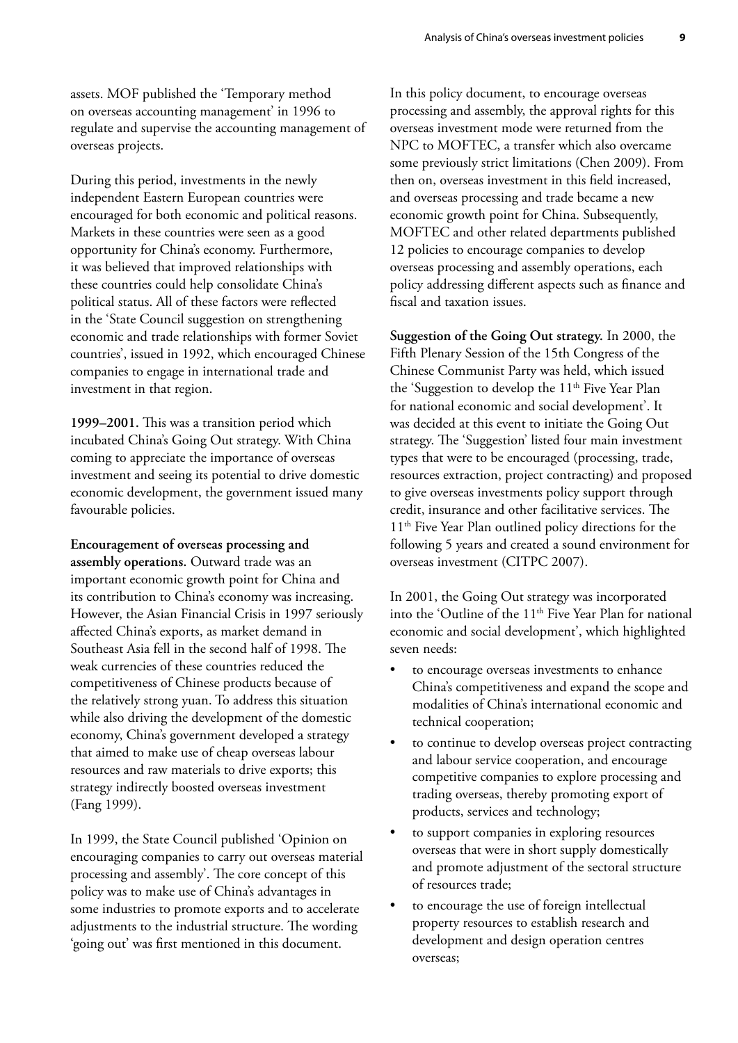assets. MOF published the 'Temporary method on overseas accounting management' in 1996 to regulate and supervise the accounting management of overseas projects.

During this period, investments in the newly independent Eastern European countries were encouraged for both economic and political reasons. Markets in these countries were seen as a good opportunity for China's economy. Furthermore, it was believed that improved relationships with these countries could help consolidate China's political status. All of these factors were reflected in the 'State Council suggestion on strengthening economic and trade relationships with former Soviet countries', issued in 1992, which encouraged Chinese companies to engage in international trade and investment in that region.

**1999–2001.** This was a transition period which incubated China's Going Out strategy. With China coming to appreciate the importance of overseas investment and seeing its potential to drive domestic economic development, the government issued many favourable policies.

**Encouragement of overseas processing and assembly operations.** Outward trade was an important economic growth point for China and its contribution to China's economy was increasing. However, the Asian Financial Crisis in 1997 seriously affected China's exports, as market demand in Southeast Asia fell in the second half of 1998. The weak currencies of these countries reduced the competitiveness of Chinese products because of the relatively strong yuan. To address this situation while also driving the development of the domestic economy, China's government developed a strategy that aimed to make use of cheap overseas labour resources and raw materials to drive exports; this strategy indirectly boosted overseas investment (Fang 1999).

In 1999, the State Council published 'Opinion on encouraging companies to carry out overseas material processing and assembly'. The core concept of this policy was to make use of China's advantages in some industries to promote exports and to accelerate adjustments to the industrial structure. The wording 'going out' was first mentioned in this document.

In this policy document, to encourage overseas processing and assembly, the approval rights for this overseas investment mode were returned from the NPC to MOFTEC, a transfer which also overcame some previously strict limitations (Chen 2009). From then on, overseas investment in this field increased, and overseas processing and trade became a new economic growth point for China. Subsequently, MOFTEC and other related departments published 12 policies to encourage companies to develop overseas processing and assembly operations, each policy addressing different aspects such as finance and fiscal and taxation issues.

**Suggestion of the Going Out strategy.** In 2000, the Fifth Plenary Session of the 15th Congress of the Chinese Communist Party was held, which issued the 'Suggestion to develop the 11th Five Year Plan for national economic and social development'. It was decided at this event to initiate the Going Out strategy. The 'Suggestion' listed four main investment types that were to be encouraged (processing, trade, resources extraction, project contracting) and proposed to give overseas investments policy support through credit, insurance and other facilitative services. The 11th Five Year Plan outlined policy directions for the following 5 years and created a sound environment for overseas investment (CITPC 2007).

In 2001, the Going Out strategy was incorporated into the 'Outline of the 11th Five Year Plan for national economic and social development', which highlighted seven needs:

- to encourage overseas investments to enhance China's competitiveness and expand the scope and modalities of China's international economic and technical cooperation;
- to continue to develop overseas project contracting and labour service cooperation, and encourage competitive companies to explore processing and trading overseas, thereby promoting export of products, services and technology;
- to support companies in exploring resources overseas that were in short supply domestically and promote adjustment of the sectoral structure of resources trade;
- to encourage the use of foreign intellectual property resources to establish research and development and design operation centres overseas;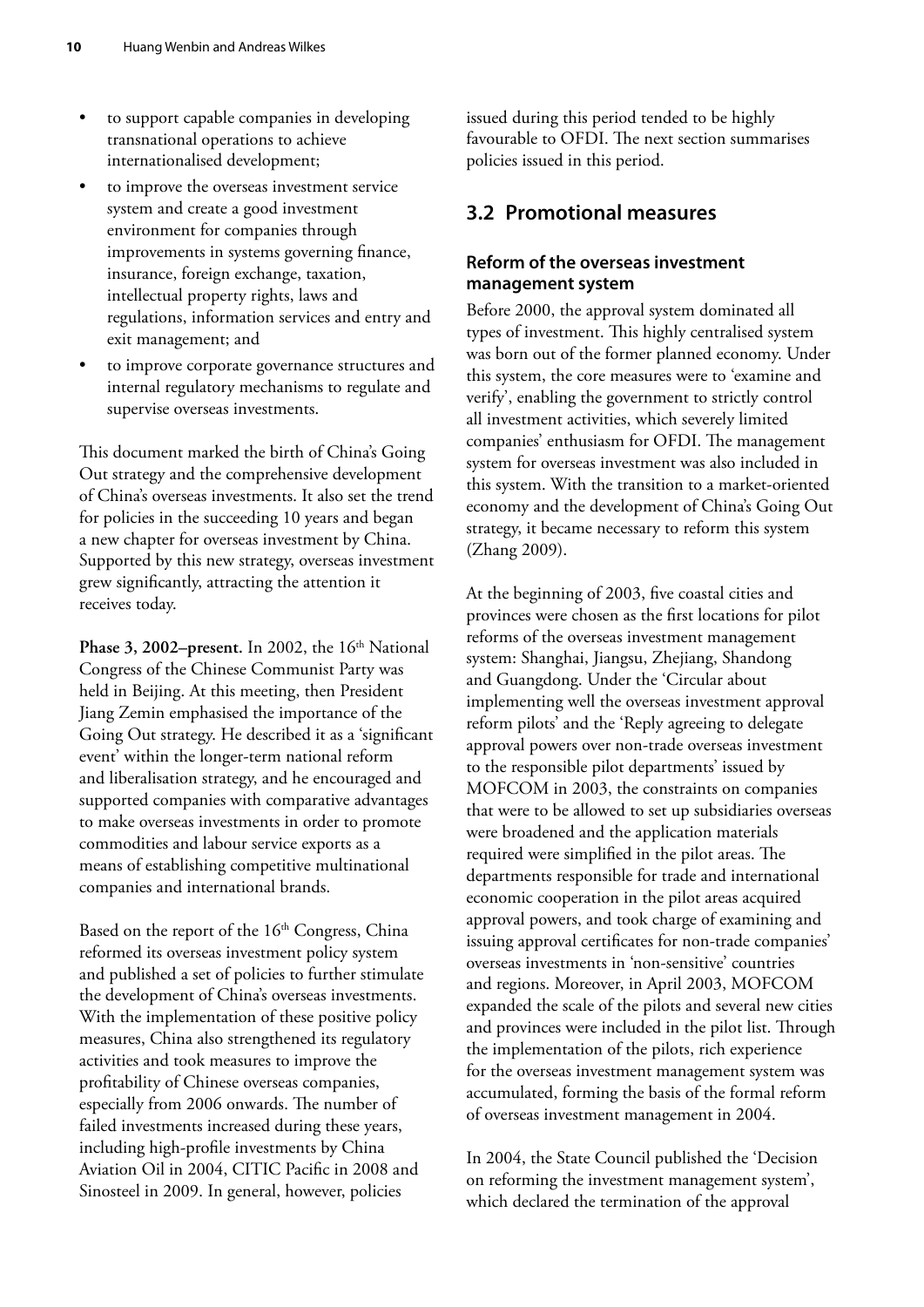- to support capable companies in developing transnational operations to achieve internationalised development;
- to improve the overseas investment service system and create a good investment environment for companies through improvements in systems governing finance, insurance, foreign exchange, taxation, intellectual property rights, laws and regulations, information services and entry and exit management; and
- to improve corporate governance structures and internal regulatory mechanisms to regulate and supervise overseas investments.

This document marked the birth of China's Going Out strategy and the comprehensive development of China's overseas investments. It also set the trend for policies in the succeeding 10 years and began a new chapter for overseas investment by China. Supported by this new strategy, overseas investment grew significantly, attracting the attention it receives today.

**Phase 3, 2002–present.** In 2002, the 16th National Congress of the Chinese Communist Party was held in Beijing. At this meeting, then President Jiang Zemin emphasised the importance of the Going Out strategy. He described it as a 'significant event' within the longer-term national reform and liberalisation strategy, and he encouraged and supported companies with comparative advantages to make overseas investments in order to promote commodities and labour service exports as a means of establishing competitive multinational companies and international brands.

Based on the report of the 16th Congress, China reformed its overseas investment policy system and published a set of policies to further stimulate the development of China's overseas investments. With the implementation of these positive policy measures, China also strengthened its regulatory activities and took measures to improve the profitability of Chinese overseas companies, especially from 2006 onwards. The number of failed investments increased during these years, including high-profile investments by China Aviation Oil in 2004, CITIC Pacific in 2008 and Sinosteel in 2009. In general, however, policies issued during this period tended to be highly favourable to OFDI. The next section summarises policies issued in this period.

## 3.2 Promotional measures

### Reform of the overseas investment management system

Before 2000, the approval system dominated all types of investment. This highly centralised system was born out of the former planned economy. Under this system, the core measures were to 'examine and verify', enabling the government to strictly control all investment activities, which severely limited companies' enthusiasm for OFDI. The management system for overseas investment was also included in this system. With the transition to a market-oriented economy and the development of China's Going Out strategy, it became necessary to reform this system (Zhang 2009).

At the beginning of 2003, five coastal cities and provinces were chosen as the first locations for pilot reforms of the overseas investment management system: Shanghai, Jiangsu, Zhejiang, Shandong and Guangdong. Under the 'Circular about implementing well the overseas investment approval reform pilots' and the 'Reply agreeing to delegate approval powers over non-trade overseas investment to the responsible pilot departments' issued by MOFCOM in 2003, the constraints on companies that were to be allowed to set up subsidiaries overseas were broadened and the application materials required were simplified in the pilot areas. The departments responsible for trade and international economic cooperation in the pilot areas acquired approval powers, and took charge of examining and issuing approval certificates for non-trade companies' overseas investments in 'non-sensitive' countries and regions. Moreover, in April 2003, MOFCOM expanded the scale of the pilots and several new cities and provinces were included in the pilot list. Through the implementation of the pilots, rich experience for the overseas investment management system was accumulated, forming the basis of the formal reform of overseas investment management in 2004.

In 2004, the State Council published the 'Decision on reforming the investment management system', which declared the termination of the approval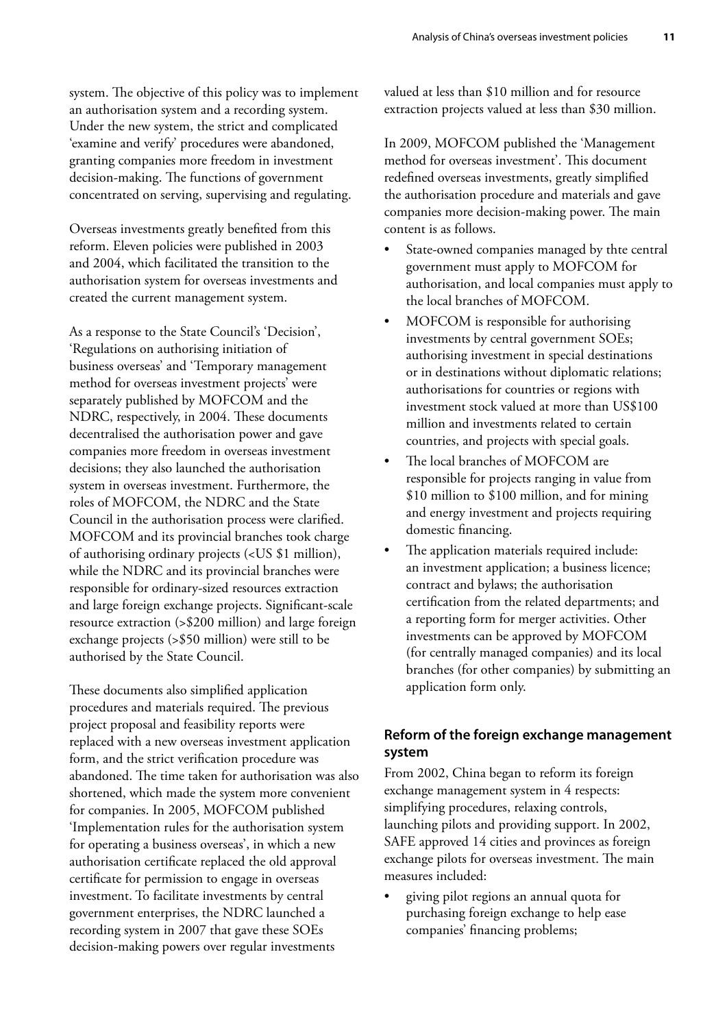system. The objective of this policy was to implement an authorisation system and a recording system. Under the new system, the strict and complicated 'examine and verify' procedures were abandoned, granting companies more freedom in investment decision-making. The functions of government concentrated on serving, supervising and regulating.

Overseas investments greatly benefited from this reform. Eleven policies were published in 2003 and 2004, which facilitated the transition to the authorisation system for overseas investments and created the current management system.

As a response to the State Council's 'Decision', 'Regulations on authorising initiation of business overseas' and 'Temporary management method for overseas investment projects' were separately published by MOFCOM and the NDRC, respectively, in 2004. These documents decentralised the authorisation power and gave companies more freedom in overseas investment decisions; they also launched the authorisation system in overseas investment. Furthermore, the roles of MOFCOM, the NDRC and the State Council in the authorisation process were clarified. MOFCOM and its provincial branches took charge of authorising ordinary projects (<US $1 million), while the NDRC and its provincial branches were responsible for ordinary-sized resources extraction and large foreign exchange projects. Significant-scale resource extraction (>$200 million) and large foreign exchange projects (>$50 million) were still to be authorised by the State Council.

These documents also simplified application procedures and materials required. The previous project proposal and feasibility reports were replaced with a new overseas investment application form, and the strict verification procedure was abandoned. The time taken for authorisation was also shortened, which made the system more convenient for companies. In 2005, MOFCOM published 'Implementation rules for the authorisation system for operating a business overseas', in which a new authorisation certificate replaced the old approval certificate for permission to engage in overseas investment. To facilitate investments by central government enterprises, the NDRC launched a recording system in 2007 that gave these SOEs decision-making powers over regular investments valued at less than $10 million and for resource extraction projects valued at less than $30 million.

In 2009, MOFCOM published the 'Management method for overseas investment'. This document redefined overseas investments, greatly simplified the authorisation procedure and materials and gave companies more decision-making power. The main content is as follows.

- State-owned companies managed by thte central government must apply to MOFCOM for authorisation, and local companies must apply to the local branches of MOFCOM.
- MOFCOM is responsible for authorising investments by central government SOEs; authorising investment in special destinations or in destinations without diplomatic relations; authorisations for countries or regions with investment stock valued at more than US$100 million and investments related to certain countries, and projects with special goals.
- The local branches of MOFCOM are responsible for projects ranging in value from $10 million to $100 million, and for mining and energy investment and projects requiring domestic financing.
- The application materials required include: an investment application; a business licence; contract and bylaws; the authorisation certification from the related departments; and a reporting form for merger activities. Other investments can be approved by MOFCOM (for centrally managed companies) and its local branches (for other companies) by submitting an application form only.

### Reform of the foreign exchange management system

From 2002, China began to reform its foreign exchange management system in 4 respects: simplifying procedures, relaxing controls, launching pilots and providing support. In 2002, SAFE approved 14 cities and provinces as foreign exchange pilots for overseas investment. The main measures included:

- giving pilot regions an annual quota for purchasing foreign exchange to help ease companies' financing problems;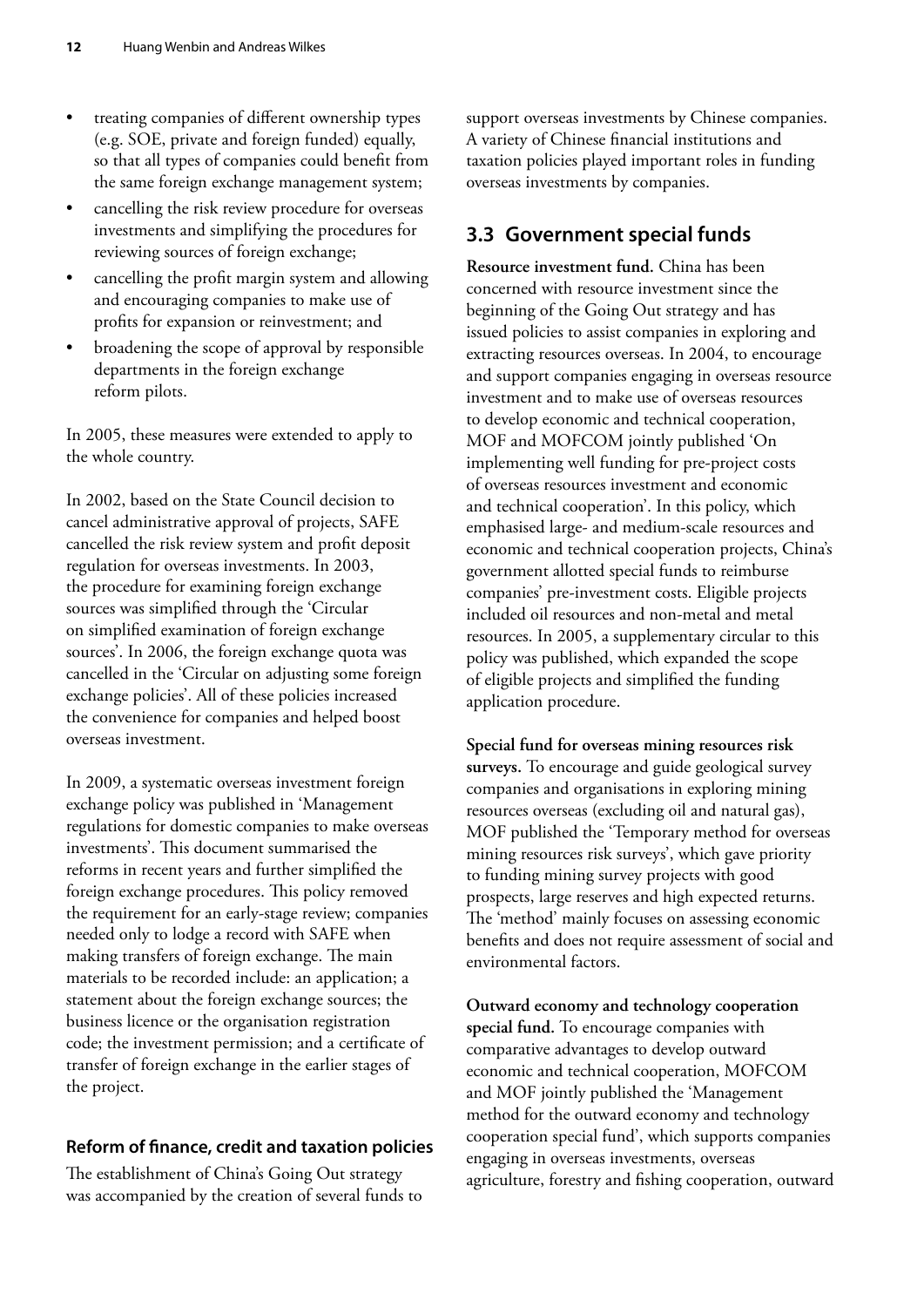- treating companies of different ownership types (e.g. SOE, private and foreign funded) equally, so that all types of companies could benefit from the same foreign exchange management system;
- cancelling the risk review procedure for overseas investments and simplifying the procedures for reviewing sources of foreign exchange;
- cancelling the profit margin system and allowing and encouraging companies to make use of profits for expansion or reinvestment; and
- broadening the scope of approval by responsible departments in the foreign exchange reform pilots.

In 2005, these measures were extended to apply to the whole country.

In 2002, based on the State Council decision to cancel administrative approval of projects, SAFE cancelled the risk review system and profit deposit regulation for overseas investments. In 2003, the procedure for examining foreign exchange sources was simplified through the 'Circular on simplified examination of foreign exchange sources'. In 2006, the foreign exchange quota was cancelled in the 'Circular on adjusting some foreign exchange policies'. All of these policies increased the convenience for companies and helped boost overseas investment.

In 2009, a systematic overseas investment foreign exchange policy was published in 'Management regulations for domestic companies to make overseas investments'. This document summarised the reforms in recent years and further simplified the foreign exchange procedures. This policy removed the requirement for an early-stage review; companies needed only to lodge a record with SAFE when making transfers of foreign exchange. The main materials to be recorded include: an application; a statement about the foreign exchange sources; the business licence or the organisation registration code; the investment permission; and a certificate of transfer of foreign exchange in the earlier stages of the project.

### Reform of finance, credit and taxation policies

The establishment of China's Going Out strategy was accompanied by the creation of several funds to support overseas investments by Chinese companies. A variety of Chinese financial institutions and taxation policies played important roles in funding overseas investments by companies.

## 3.3 Government special funds

**Resource investment fund.** China has been concerned with resource investment since the beginning of the Going Out strategy and has issued policies to assist companies in exploring and extracting resources overseas. In 2004, to encourage and support companies engaging in overseas resource investment and to make use of overseas resources to develop economic and technical cooperation, MOF and MOFCOM jointly published 'On implementing well funding for pre-project costs of overseas resources investment and economic and technical cooperation'. In this policy, which emphasised large- and medium-scale resources and economic and technical cooperation projects, China's government allotted special funds to reimburse companies' pre-investment costs. Eligible projects included oil resources and non-metal and metal resources. In 2005, a supplementary circular to this policy was published, which expanded the scope of eligible projects and simplified the funding application procedure.

**Special fund for overseas mining resources risk surveys.** To encourage and guide geological survey companies and organisations in exploring mining resources overseas (excluding oil and natural gas), MOF published the 'Temporary method for overseas mining resources risk surveys', which gave priority to funding mining survey projects with good prospects, large reserves and high expected returns. The 'method' mainly focuses on assessing economic benefits and does not require assessment of social and environmental factors.

**Outward economy and technology cooperation special fund.** To encourage companies with comparative advantages to develop outward economic and technical cooperation, MOFCOM and MOF jointly published the 'Management method for the outward economy and technology cooperation special fund', which supports companies engaging in overseas investments, overseas agriculture, forestry and fishing cooperation, outward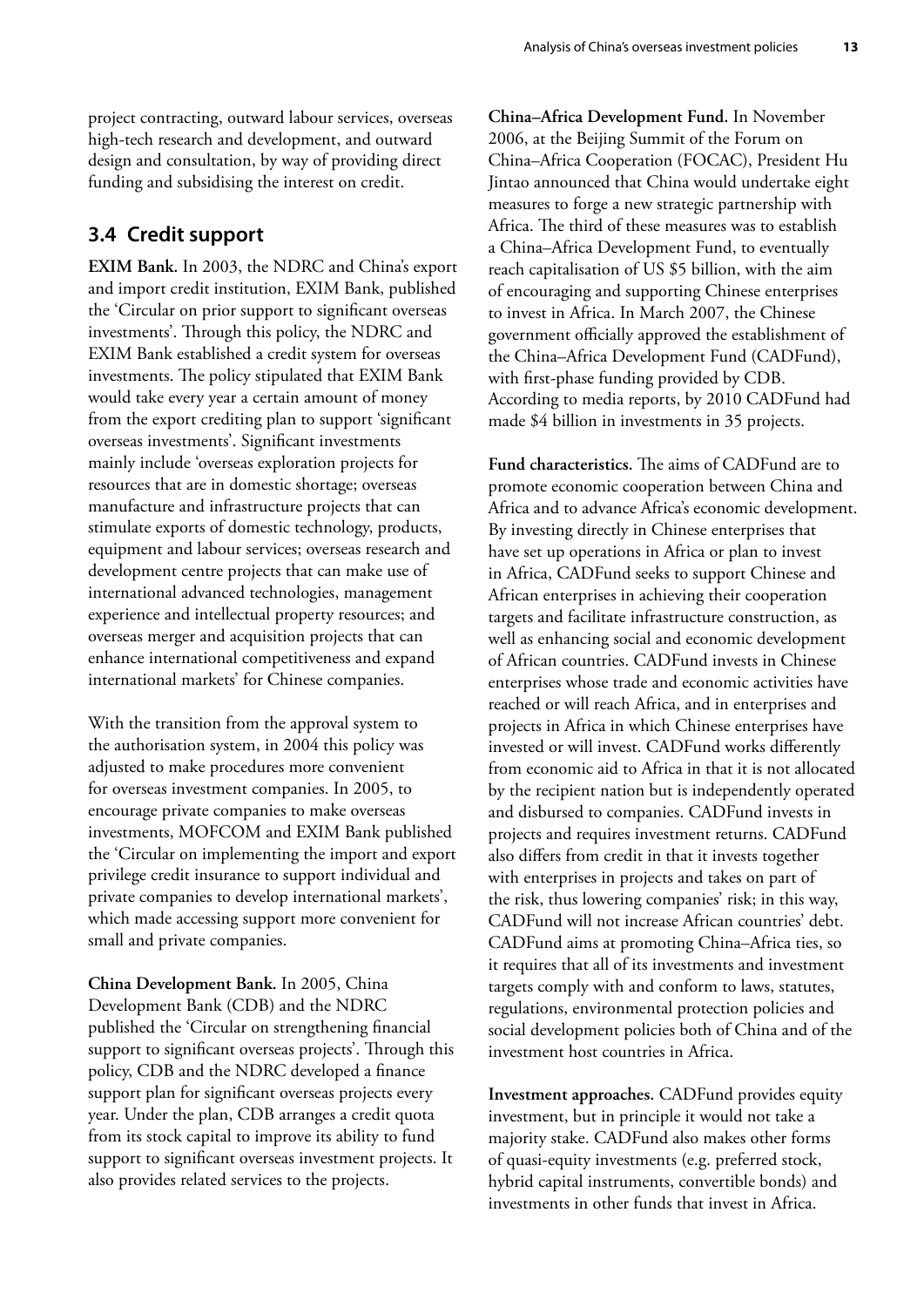project contracting, outward labour services, overseas high-tech research and development, and outward design and consultation, by way of providing direct funding and subsidising the interest on credit.

## 3.4 Credit support

**EXIM Bank.** In 2003, the NDRC and China's export and import credit institution, EXIM Bank, published the 'Circular on prior support to significant overseas investments'. Through this policy, the NDRC and EXIM Bank established a credit system for overseas investments. The policy stipulated that EXIM Bank would take every year a certain amount of money from the export crediting plan to support 'significant overseas investments'. Significant investments mainly include 'overseas exploration projects for resources that are in domestic shortage; overseas manufacture and infrastructure projects that can stimulate exports of domestic technology, products, equipment and labour services; overseas research and development centre projects that can make use of international advanced technologies, management experience and intellectual property resources; and overseas merger and acquisition projects that can enhance international competitiveness and expand international markets' for Chinese companies.

With the transition from the approval system to the authorisation system, in 2004 this policy was adjusted to make procedures more convenient for overseas investment companies. In 2005, to encourage private companies to make overseas investments, MOFCOM and EXIM Bank published the 'Circular on implementing the import and export privilege credit insurance to support individual and private companies to develop international markets', which made accessing support more convenient for small and private companies.

**China Development Bank.** In 2005, China Development Bank (CDB) and the NDRC published the 'Circular on strengthening financial support to significant overseas projects'. Through this policy, CDB and the NDRC developed a finance support plan for significant overseas projects every year. Under the plan, CDB arranges a credit quota from its stock capital to improve its ability to fund support to significant overseas investment projects. It also provides related services to the projects.

**China–Africa Development Fund.** In November 2006, at the Beijing Summit of the Forum on China–Africa Cooperation (FOCAC), President Hu Jintao announced that China would undertake eight measures to forge a new strategic partnership with Africa. The third of these measures was to establish a China–Africa Development Fund, to eventually reach capitalisation of US $5 billion, with the aim of encouraging and supporting Chinese enterprises to invest in Africa. In March 2007, the Chinese government officially approved the establishment of the China–Africa Development Fund (CADFund), with first-phase funding provided by CDB. According to media reports, by 2010 CADFund had made $4 billion in investments in 35 projects.

**Fund characteristics.** The aims of CADFund are to promote economic cooperation between China and Africa and to advance Africa's economic development. By investing directly in Chinese enterprises that have set up operations in Africa or plan to invest in Africa, CADFund seeks to support Chinese and African enterprises in achieving their cooperation targets and facilitate infrastructure construction, as well as enhancing social and economic development of African countries. CADFund invests in Chinese enterprises whose trade and economic activities have reached or will reach Africa, and in enterprises and projects in Africa in which Chinese enterprises have invested or will invest. CADFund works differently from economic aid to Africa in that it is not allocated by the recipient nation but is independently operated and disbursed to companies. CADFund invests in projects and requires investment returns. CADFund also differs from credit in that it invests together with enterprises in projects and takes on part of the risk, thus lowering companies' risk; in this way, CADFund will not increase African countries' debt. CADFund aims at promoting China–Africa ties, so it requires that all of its investments and investment targets comply with and conform to laws, statutes, regulations, environmental protection policies and social development policies both of China and of the investment host countries in Africa.

**Investment approaches.** CADFund provides equity investment, but in principle it would not take a majority stake. CADFund also makes other forms of quasi-equity investments (e.g. preferred stock, hybrid capital instruments, convertible bonds) and investments in other funds that invest in Africa.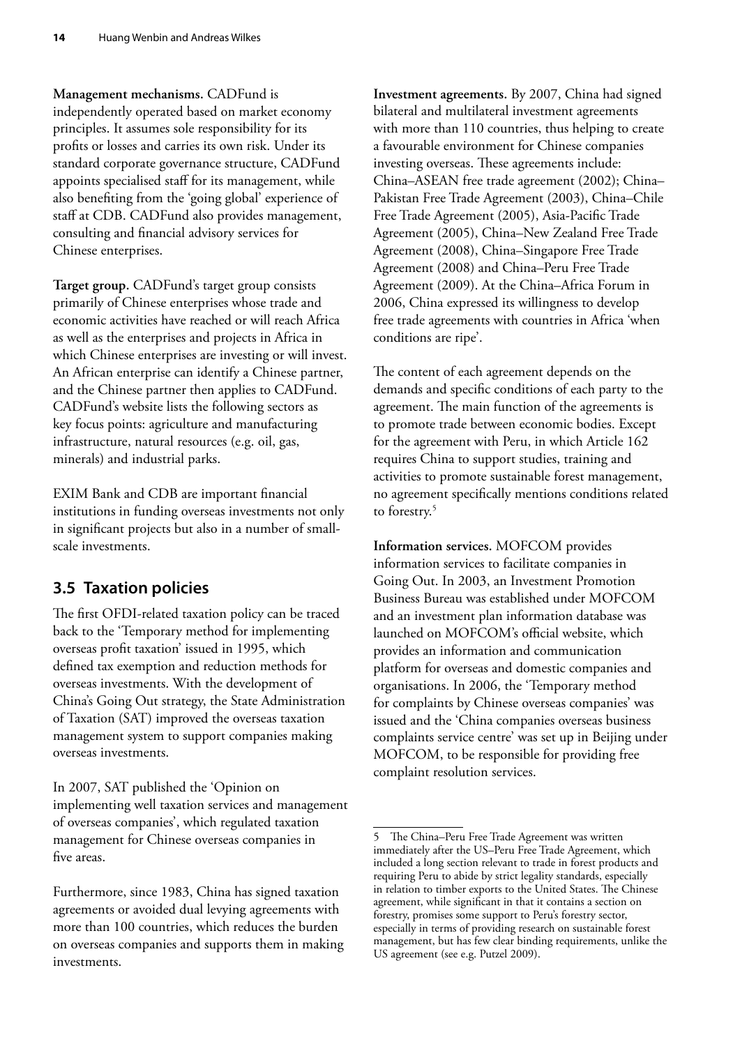**Management mechanisms.** CADFund is independently operated based on market economy principles. It assumes sole responsibility for its profits or losses and carries its own risk. Under its standard corporate governance structure, CADFund appoints specialised staff for its management, while also benefiting from the 'going global' experience of staff at CDB. CADFund also provides management, consulting and financial advisory services for Chinese enterprises.

**Target group.** CADFund's target group consists primarily of Chinese enterprises whose trade and economic activities have reached or will reach Africa as well as the enterprises and projects in Africa in which Chinese enterprises are investing or will invest. An African enterprise can identify a Chinese partner, and the Chinese partner then applies to CADFund. CADFund's website lists the following sectors as key focus points: agriculture and manufacturing infrastructure, natural resources (e.g. oil, gas, minerals) and industrial parks.

EXIM Bank and CDB are important financial institutions in funding overseas investments not only in significant projects but also in a number of small-scale investments.

## 3.5 Taxation policies

The first OFDI-related taxation policy can be traced back to the 'Temporary method for implementing overseas profit taxation' issued in 1995, which defined tax exemption and reduction methods for overseas investments. With the development of China's Going Out strategy, the State Administration of Taxation (SAT) improved the overseas taxation management system to support companies making overseas investments.

In 2007, SAT published the 'Opinion on implementing well taxation services and management of overseas companies', which regulated taxation management for Chinese overseas companies in five areas.

Furthermore, since 1983, China has signed taxation agreements or avoided dual levying agreements with more than 100 countries, which reduces the burden on overseas companies and supports them in making investments.

**Investment agreements.** By 2007, China had signed bilateral and multilateral investment agreements with more than 110 countries, thus helping to create a favourable environment for Chinese companies investing overseas. These agreements include: China–ASEAN free trade agreement (2002); China–Pakistan Free Trade Agreement (2003), China–Chile Free Trade Agreement (2005), Asia-Pacific Trade Agreement (2005), China–New Zealand Free Trade Agreement (2008), China–Singapore Free Trade Agreement (2008) and China–Peru Free Trade Agreement (2009). At the China–Africa Forum in 2006, China expressed its willingness to develop free trade agreements with countries in Africa 'when conditions are ripe'.

The content of each agreement depends on the demands and specific conditions of each party to the agreement. The main function of the agreements is to promote trade between economic bodies. Except for the agreement with Peru, in which Article 162 requires China to support studies, training and activities to promote sustainable forest management, no agreement specifically mentions conditions related to forestry.[5]

**Information services.** MOFCOM provides information services to facilitate companies in Going Out. In 2003, an Investment Promotion Business Bureau was established under MOFCOM and an investment plan information database was launched on MOFCOM's official website, which provides an information and communication platform for overseas and domestic companies and organisations. In 2006, the 'Temporary method for complaints by Chinese overseas companies' was issued and the 'China companies overseas business complaints service centre' was set up in Beijing under MOFCOM, to be responsible for providing free complaint resolution services.

---

5 The China–Peru Free Trade Agreement was written immediately after the US–Peru Free Trade Agreement, which included a long section relevant to trade in forest products and requiring Peru to abide by strict legality standards, especially in relation to timber exports to the United States. The Chinese agreement, while significant in that it contains a section on forestry, promises some support to Peru's forestry sector, especially in terms of providing research on sustainable forest management, but has few clear binding requirements, unlike the US agreement (see e.g. Putzel 2009).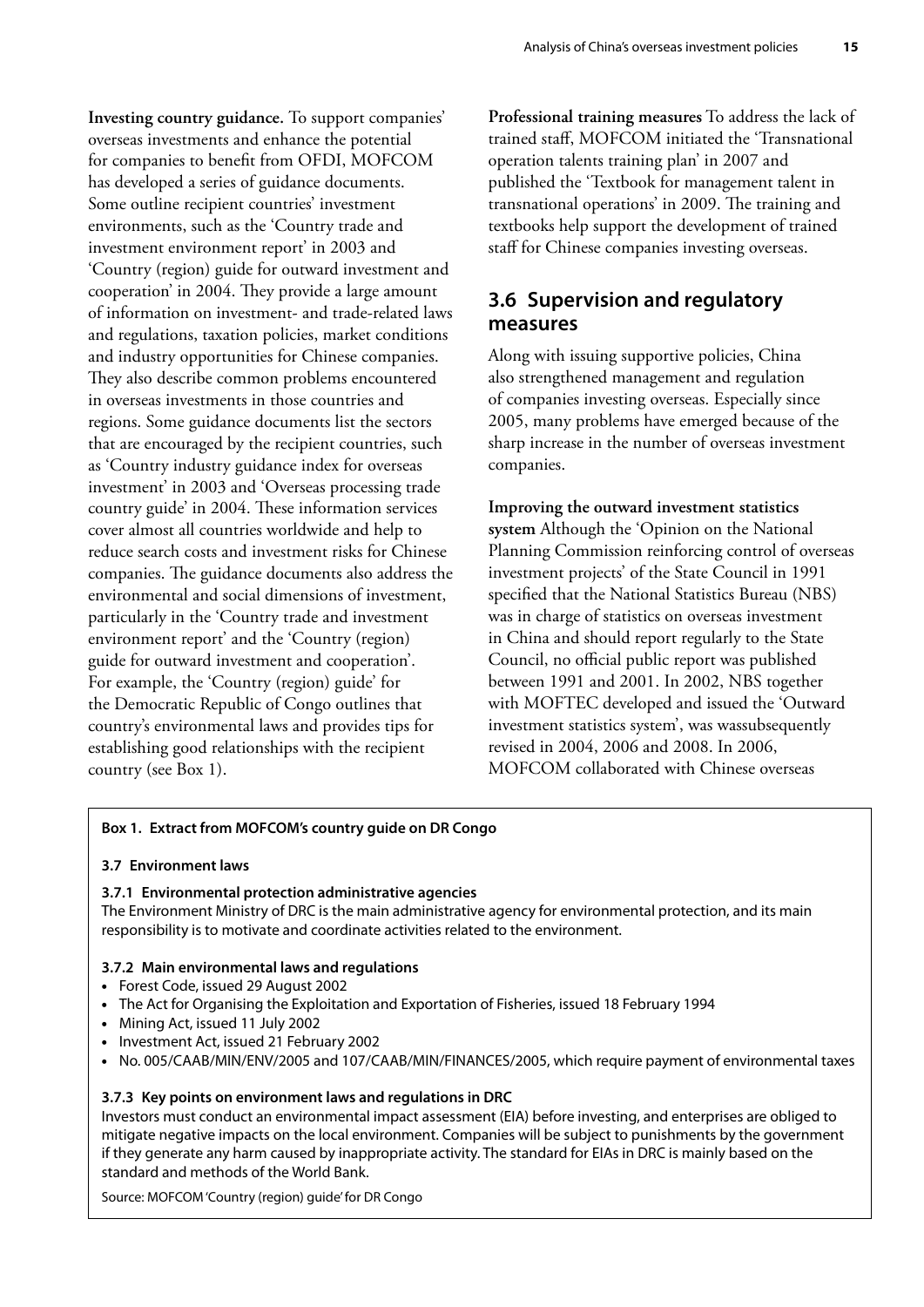**Investing country guidance.** To support companies' overseas investments and enhance the potential for companies to benefit from OFDI, MOFCOM has developed a series of guidance documents. Some outline recipient countries' investment environments, such as the 'Country trade and investment environment report' in 2003 and 'Country (region) guide for outward investment and cooperation' in 2004. They provide a large amount of information on investment- and trade-related laws and regulations, taxation policies, market conditions and industry opportunities for Chinese companies. They also describe common problems encountered in overseas investments in those countries and regions. Some guidance documents list the sectors that are encouraged by the recipient countries, such as 'Country industry guidance index for overseas investment' in 2003 and 'Overseas processing trade country guide' in 2004. These information services cover almost all countries worldwide and help to reduce search costs and investment risks for Chinese companies. The guidance documents also address the environmental and social dimensions of investment, particularly in the 'Country trade and investment environment report' and the 'Country (region) guide for outward investment and cooperation'. For example, the 'Country (region) guide' for the Democratic Republic of Congo outlines that country's environmental laws and provides tips for establishing good relationships with the recipient country (see Box 1).

**Professional training measures** To address the lack of trained staff, MOFCOM initiated the 'Transnational operation talents training plan' in 2007 and published the 'Textbook for management talent in transnational operations' in 2009. The training and textbooks help support the development of trained staff for Chinese companies investing overseas.

## 3.6 Supervision and regulatory measures

Along with issuing supportive policies, China also strengthened management and regulation of companies investing overseas. Especially since 2005, many problems have emerged because of the sharp increase in the number of overseas investment companies.

**Improving the outward investment statistics system** Although the 'Opinion on the National Planning Commission reinforcing control of overseas investment projects' of the State Council in 1991 specified that the National Statistics Bureau (NBS) was in charge of statistics on overseas investment in China and should report regularly to the State Council, no official public report was published between 1991 and 2001. In 2002, NBS together with MOFTEC developed and issued the 'Outward investment statistics system', was wassubsequently revised in 2004, 2006 and 2008. In 2006, MOFCOM collaborated with Chinese overseas

**Box 1. Extract from MOFCOM's country guide on DR Congo**

**3.7 Environment laws**

**3.7.1 Environmental protection administrative agencies**

The Environment Ministry of DRC is the main administrative agency for environmental protection, and its main responsibility is to motivate and coordinate activities related to the environment.

**3.7.2 Main environmental laws and regulations**

- Forest Code, issued 29 August 2002
- The Act for Organising the Exploitation and Exportation of Fisheries, issued 18 February 1994
- Mining Act, issued 11 July 2002
- Investment Act, issued 21 February 2002
- No. 005/CAAB/MIN/ENV/2005 and 107/CAAB/MIN/FINANCES/2005, which require payment of environmental taxes

**3.7.3 Key points on environment laws and regulations in DRC**

Investors must conduct an environmental impact assessment (EIA) before investing, and enterprises are obliged to mitigate negative impacts on the local environment. Companies will be subject to punishments by the government if they generate any harm caused by inappropriate activity. The standard for EIAs in DRC is mainly based on the standard and methods of the World Bank.

Source: MOFCOM 'Country (region) guide' for DR Congo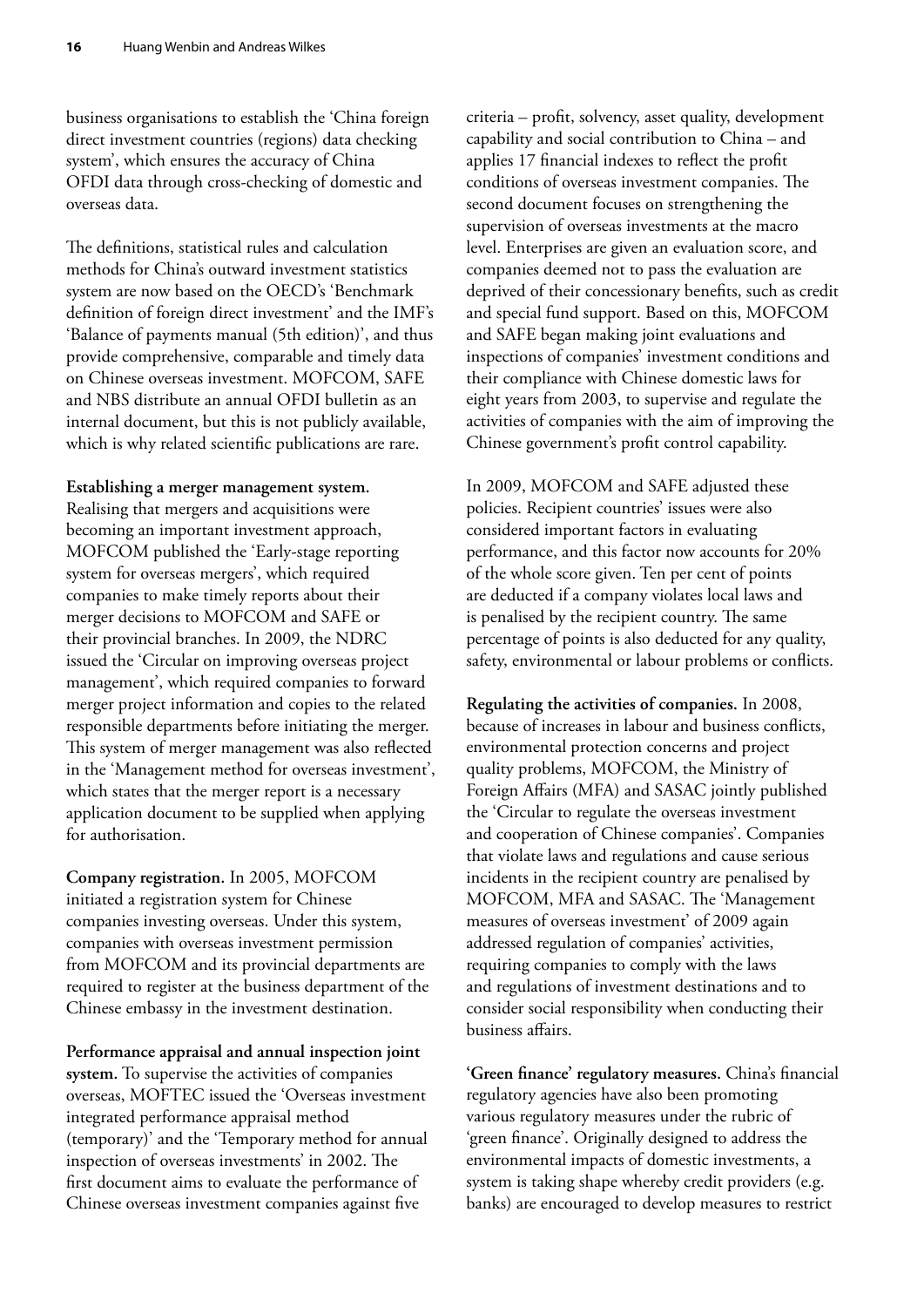business organisations to establish the 'China foreign direct investment countries (regions) data checking system', which ensures the accuracy of China OFDI data through cross-checking of domestic and overseas data.

The definitions, statistical rules and calculation methods for China's outward investment statistics system are now based on the OECD's 'Benchmark definition of foreign direct investment' and the IMF's 'Balance of payments manual (5th edition)', and thus provide comprehensive, comparable and timely data on Chinese overseas investment. MOFCOM, SAFE and NBS distribute an annual OFDI bulletin as an internal document, but this is not publicly available, which is why related scientific publications are rare.

**Establishing a merger management system.** Realising that mergers and acquisitions were becoming an important investment approach, MOFCOM published the 'Early-stage reporting system for overseas mergers', which required companies to make timely reports about their merger decisions to MOFCOM and SAFE or their provincial branches. In 2009, the NDRC issued the 'Circular on improving overseas project management', which required companies to forward merger project information and copies to the related responsible departments before initiating the merger. This system of merger management was also reflected in the 'Management method for overseas investment', which states that the merger report is a necessary application document to be supplied when applying for authorisation.

**Company registration.** In 2005, MOFCOM initiated a registration system for Chinese companies investing overseas. Under this system, companies with overseas investment permission from MOFCOM and its provincial departments are required to register at the business department of the Chinese embassy in the investment destination.

**Performance appraisal and annual inspection joint system.** To supervise the activities of companies overseas, MOFTEC issued the 'Overseas investment integrated performance appraisal method (temporary)' and the 'Temporary method for annual inspection of overseas investments' in 2002. The first document aims to evaluate the performance of Chinese overseas investment companies against five criteria – profit, solvency, asset quality, development capability and social contribution to China – and applies 17 financial indexes to reflect the profit conditions of overseas investment companies. The second document focuses on strengthening the supervision of overseas investments at the macro level. Enterprises are given an evaluation score, and companies deemed not to pass the evaluation are deprived of their concessionary benefits, such as credit and special fund support. Based on this, MOFCOM and SAFE began making joint evaluations and inspections of companies' investment conditions and their compliance with Chinese domestic laws for eight years from 2003, to supervise and regulate the activities of companies with the aim of improving the Chinese government's profit control capability.

In 2009, MOFCOM and SAFE adjusted these policies. Recipient countries' issues were also considered important factors in evaluating performance, and this factor now accounts for 20% of the whole score given. Ten per cent of points are deducted if a company violates local laws and is penalised by the recipient country. The same percentage of points is also deducted for any quality, safety, environmental or labour problems or conflicts.

**Regulating the activities of companies.** In 2008, because of increases in labour and business conflicts, environmental protection concerns and project quality problems, MOFCOM, the Ministry of Foreign Affairs (MFA) and SASAC jointly published the 'Circular to regulate the overseas investment and cooperation of Chinese companies'. Companies that violate laws and regulations and cause serious incidents in the recipient country are penalised by MOFCOM, MFA and SASAC. The 'Management measures of overseas investment' of 2009 again addressed regulation of companies' activities, requiring companies to comply with the laws and regulations of investment destinations and to consider social responsibility when conducting their business affairs.

**'Green finance' regulatory measures.** China's financial regulatory agencies have also been promoting various regulatory measures under the rubric of 'green finance'. Originally designed to address the environmental impacts of domestic investments, a system is taking shape whereby credit providers (e.g. banks) are encouraged to develop measures to restrict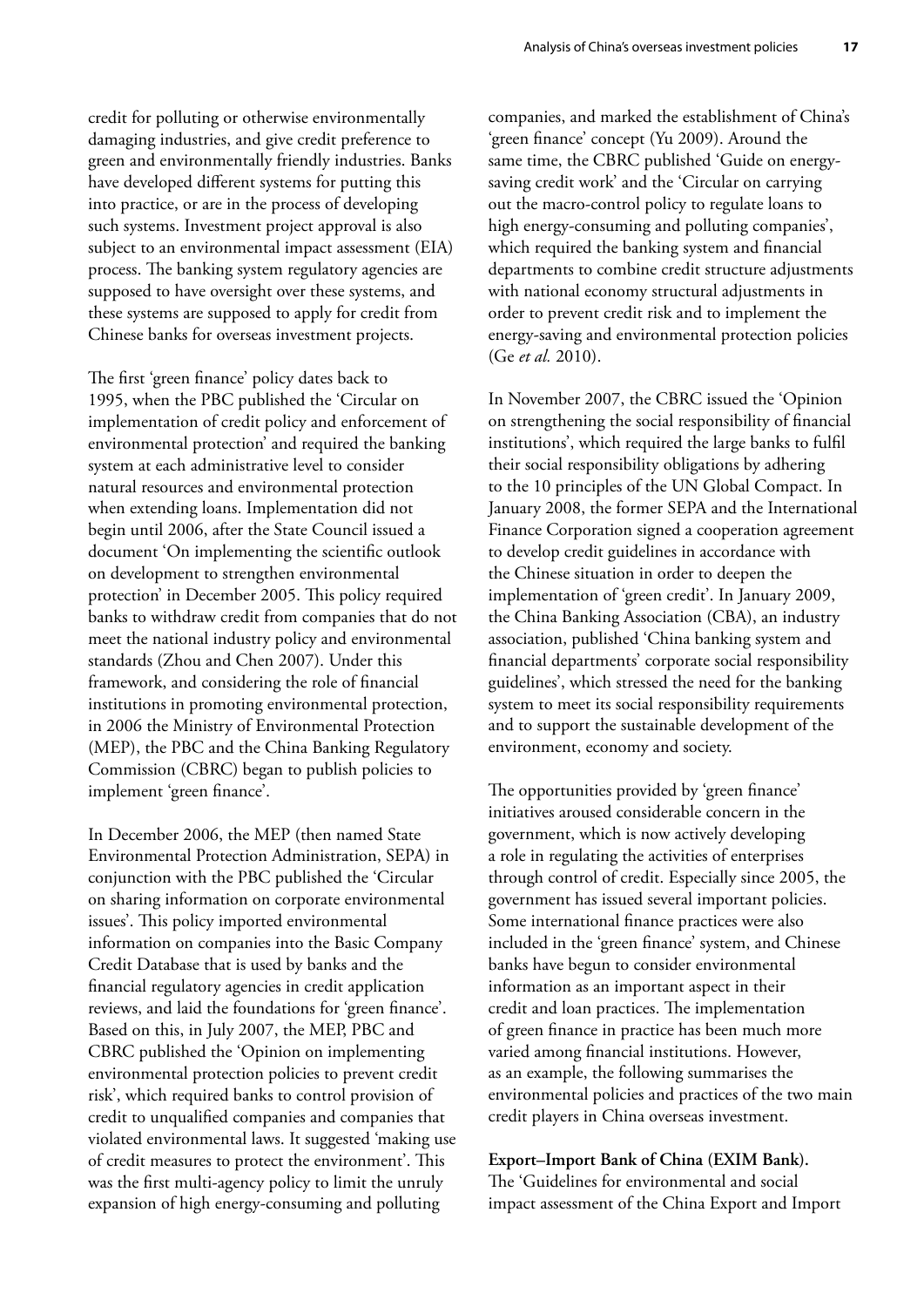credit for polluting or otherwise environmentally damaging industries, and give credit preference to green and environmentally friendly industries. Banks have developed different systems for putting this into practice, or are in the process of developing such systems. Investment project approval is also subject to an environmental impact assessment (EIA) process. The banking system regulatory agencies are supposed to have oversight over these systems, and these systems are supposed to apply for credit from Chinese banks for overseas investment projects.

The first 'green finance' policy dates back to 1995, when the PBC published the 'Circular on implementation of credit policy and enforcement of environmental protection' and required the banking system at each administrative level to consider natural resources and environmental protection when extending loans. Implementation did not begin until 2006, after the State Council issued a document 'On implementing the scientific outlook on development to strengthen environmental protection' in December 2005. This policy required banks to withdraw credit from companies that do not meet the national industry policy and environmental standards (Zhou and Chen 2007). Under this framework, and considering the role of financial institutions in promoting environmental protection, in 2006 the Ministry of Environmental Protection (MEP), the PBC and the China Banking Regulatory Commission (CBRC) began to publish policies to implement 'green finance'.

In December 2006, the MEP (then named State Environmental Protection Administration, SEPA) in conjunction with the PBC published the 'Circular on sharing information on corporate environmental issues'. This policy imported environmental information on companies into the Basic Company Credit Database that is used by banks and the financial regulatory agencies in credit application reviews, and laid the foundations for 'green finance'. Based on this, in July 2007, the MEP, PBC and CBRC published the 'Opinion on implementing environmental protection policies to prevent credit risk', which required banks to control provision of credit to unqualified companies and companies that violated environmental laws. It suggested 'making use of credit measures to protect the environment'. This was the first multi-agency policy to limit the unruly expansion of high energy-consuming and polluting companies, and marked the establishment of China's 'green finance' concept (Yu 2009). Around the same time, the CBRC published 'Guide on energy-saving credit work' and the 'Circular on carrying out the macro-control policy to regulate loans to high energy-consuming and polluting companies', which required the banking system and financial departments to combine credit structure adjustments with national economy structural adjustments in order to prevent credit risk and to implement the energy-saving and environmental protection policies (Ge *et al.* 2010).

In November 2007, the CBRC issued the 'Opinion on strengthening the social responsibility of financial institutions', which required the large banks to fulfil their social responsibility obligations by adhering to the 10 principles of the UN Global Compact. In January 2008, the former SEPA and the International Finance Corporation signed a cooperation agreement to develop credit guidelines in accordance with the Chinese situation in order to deepen the implementation of 'green credit'. In January 2009, the China Banking Association (CBA), an industry association, published 'China banking system and financial departments' corporate social responsibility guidelines', which stressed the need for the banking system to meet its social responsibility requirements and to support the sustainable development of the environment, economy and society.

The opportunities provided by 'green finance' initiatives aroused considerable concern in the government, which is now actively developing a role in regulating the activities of enterprises through control of credit. Especially since 2005, the government has issued several important policies. Some international finance practices were also included in the 'green finance' system, and Chinese banks have begun to consider environmental information as an important aspect in their credit and loan practices. The implementation of green finance in practice has been much more varied among financial institutions. However, as an example, the following summarises the environmental policies and practices of the two main credit players in China overseas investment.

**Export–Import Bank of China (EXIM Bank).** The 'Guidelines for environmental and social impact assessment of the China Export and Import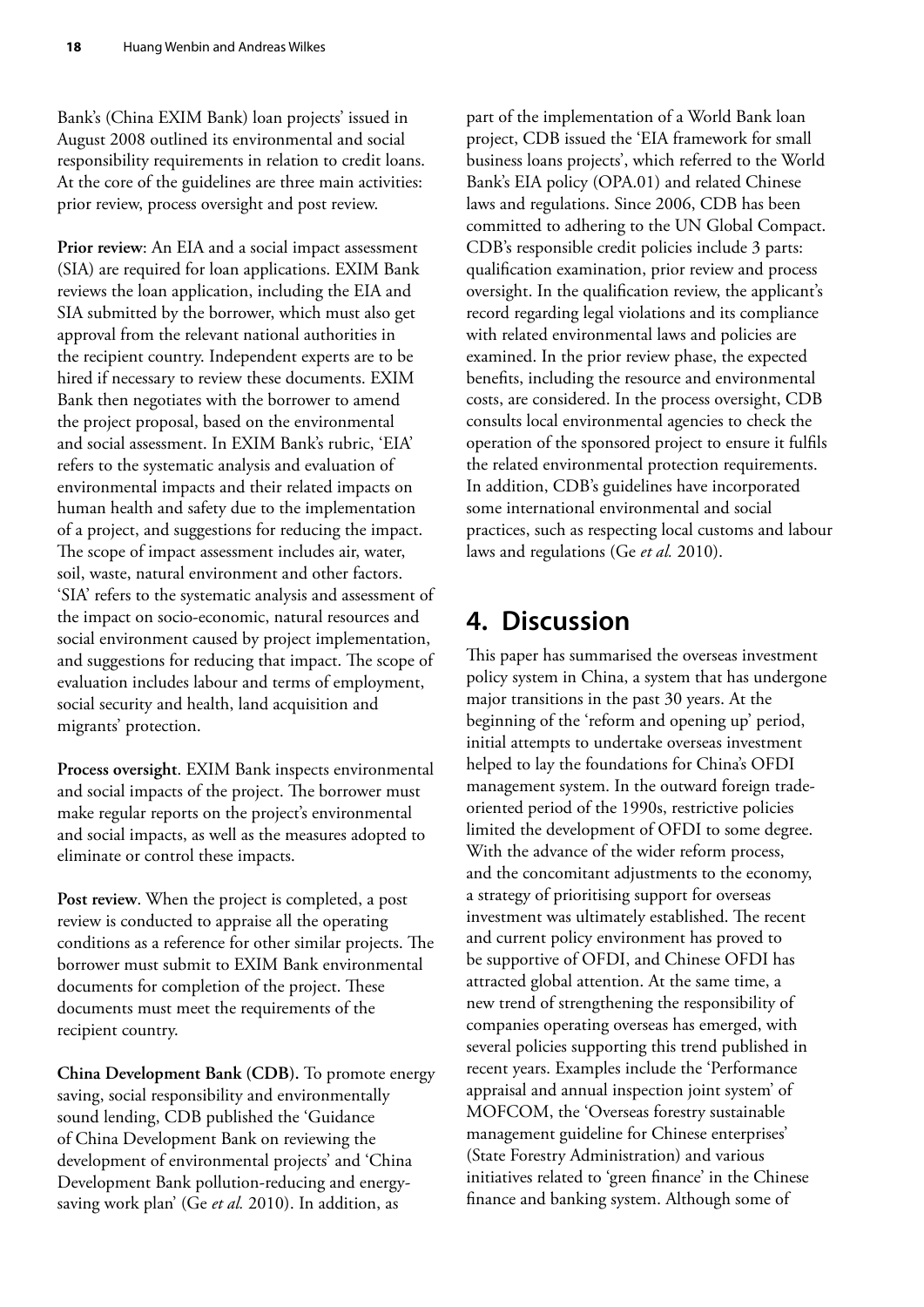Bank's (China EXIM Bank) loan projects' issued in August 2008 outlined its environmental and social responsibility requirements in relation to credit loans. At the core of the guidelines are three main activities: prior review, process oversight and post review.

**Prior review**: An EIA and a social impact assessment (SIA) are required for loan applications. EXIM Bank reviews the loan application, including the EIA and SIA submitted by the borrower, which must also get approval from the relevant national authorities in the recipient country. Independent experts are to be hired if necessary to review these documents. EXIM Bank then negotiates with the borrower to amend the project proposal, based on the environmental and social assessment. In EXIM Bank's rubric, 'EIA' refers to the systematic analysis and evaluation of environmental impacts and their related impacts on human health and safety due to the implementation of a project, and suggestions for reducing the impact. The scope of impact assessment includes air, water, soil, waste, natural environment and other factors. 'SIA' refers to the systematic analysis and assessment of the impact on socio-economic, natural resources and social environment caused by project implementation, and suggestions for reducing that impact. The scope of evaluation includes labour and terms of employment, social security and health, land acquisition and migrants' protection.

**Process oversight**. EXIM Bank inspects environmental and social impacts of the project. The borrower must make regular reports on the project's environmental and social impacts, as well as the measures adopted to eliminate or control these impacts.

**Post review**. When the project is completed, a post review is conducted to appraise all the operating conditions as a reference for other similar projects. The borrower must submit to EXIM Bank environmental documents for completion of the project. These documents must meet the requirements of the recipient country.

**China Development Bank (CDB).** To promote energy saving, social responsibility and environmentally sound lending, CDB published the 'Guidance of China Development Bank on reviewing the development of environmental projects' and 'China Development Bank pollution-reducing and energy-saving work plan' (Ge *et al.* 2010). In addition, as part of the implementation of a World Bank loan project, CDB issued the 'EIA framework for small business loans projects', which referred to the World Bank's EIA policy (OPA.01) and related Chinese laws and regulations. Since 2006, CDB has been committed to adhering to the UN Global Compact. CDB's responsible credit policies include 3 parts: qualification examination, prior review and process oversight. In the qualification review, the applicant's record regarding legal violations and its compliance with related environmental laws and policies are examined. In the prior review phase, the expected benefits, including the resource and environmental costs, are considered. In the process oversight, CDB consults local environmental agencies to check the operation of the sponsored project to ensure it fulfils the related environmental protection requirements. In addition, CDB's guidelines have incorporated some international environmental and social practices, such as respecting local customs and labour laws and regulations (Ge *et al.* 2010).

# 4. Discussion

This paper has summarised the overseas investment policy system in China, a system that has undergone major transitions in the past 30 years. At the beginning of the 'reform and opening up' period, initial attempts to undertake overseas investment helped to lay the foundations for China's OFDI management system. In the outward foreign trade-oriented period of the 1990s, restrictive policies limited the development of OFDI to some degree. With the advance of the wider reform process, and the concomitant adjustments to the economy, a strategy of prioritising support for overseas investment was ultimately established. The recent and current policy environment has proved to be supportive of OFDI, and Chinese OFDI has attracted global attention. At the same time, a new trend of strengthening the responsibility of companies operating overseas has emerged, with several policies supporting this trend published in recent years. Examples include the 'Performance appraisal and annual inspection joint system' of MOFCOM, the 'Overseas forestry sustainable management guideline for Chinese enterprises' (State Forestry Administration) and various initiatives related to 'green finance' in the Chinese finance and banking system. Although some of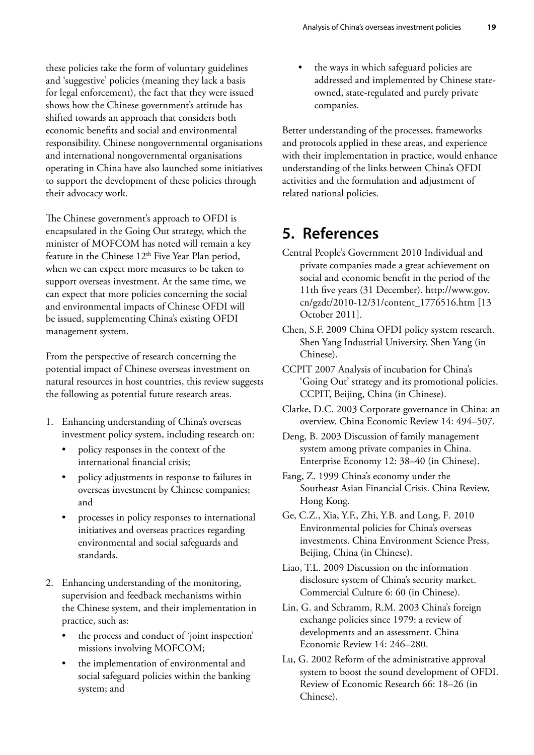these policies take the form of voluntary guidelines and 'suggestive' policies (meaning they lack a basis for legal enforcement), the fact that they were issued shows how the Chinese government's attitude has shifted towards an approach that considers both economic benefits and social and environmental responsibility. Chinese nongovernmental organisations and international nongovernmental organisations operating in China have also launched some initiatives to support the development of these policies through their advocacy work.

The Chinese government's approach to OFDI is encapsulated in the Going Out strategy, which the minister of MOFCOM has noted will remain a key feature in the Chinese 12th Five Year Plan period, when we can expect more measures to be taken to support overseas investment. At the same time, we can expect that more policies concerning the social and environmental impacts of Chinese OFDI will be issued, supplementing China's existing OFDI management system.

From the perspective of research concerning the potential impact of Chinese overseas investment on natural resources in host countries, this review suggests the following as potential future research areas.

1. Enhancing understanding of China's overseas investment policy system, including research on:
   - policy responses in the context of the international financial crisis;
   - policy adjustments in response to failures in overseas investment by Chinese companies; and
   - processes in policy responses to international initiatives and overseas practices regarding environmental and social safeguards and standards.
2. Enhancing understanding of the monitoring, supervision and feedback mechanisms within the Chinese system, and their implementation in practice, such as:
   - the process and conduct of 'joint inspection' missions involving MOFCOM;
   - the implementation of environmental and social safeguard policies within the banking system; and
   - the ways in which safeguard policies are addressed and implemented by Chinese state-owned, state-regulated and purely private companies.

Better understanding of the processes, frameworks and protocols applied in these areas, and experience with their implementation in practice, would enhance understanding of the links between China's OFDI activities and the formulation and adjustment of related national policies.

## 5. References

Central People's Government 2010 Individual and private companies made a great achievement on social and economic benefit in the period of the 11th five years (31 December). http://www.gov.cn/gzdt/2010-12/31/content_1776516.htm [13 October 2011].

Chen, S.F. 2009 China OFDI policy system research. Shen Yang Industrial University, Shen Yang (in Chinese).

CCPIT 2007 Analysis of incubation for China's 'Going Out' strategy and its promotional policies. CCPIT, Beijing, China (in Chinese).

Clarke, D.C. 2003 Corporate governance in China: an overview. China Economic Review 14: 494–507.

Deng, B. 2003 Discussion of family management system among private companies in China. Enterprise Economy 12: 38–40 (in Chinese).

Fang, Z. 1999 China's economy under the Southeast Asian Financial Crisis. China Review, Hong Kong.

Ge, C.Z., Xia, Y.F., Zhi, Y.B. and Long, F. 2010 Environmental policies for China's overseas investments. China Environment Science Press, Beijing, China (in Chinese).

Liao, T.L. 2009 Discussion on the information disclosure system of China's security market. Commercial Culture 6: 60 (in Chinese).

Lin, G. and Schramm, R.M. 2003 China's foreign exchange policies since 1979: a review of developments and an assessment. China Economic Review 14: 246–280.

Lu, G. 2002 Reform of the administrative approval system to boost the sound development of OFDI. Review of Economic Research 66: 18–26 (in Chinese).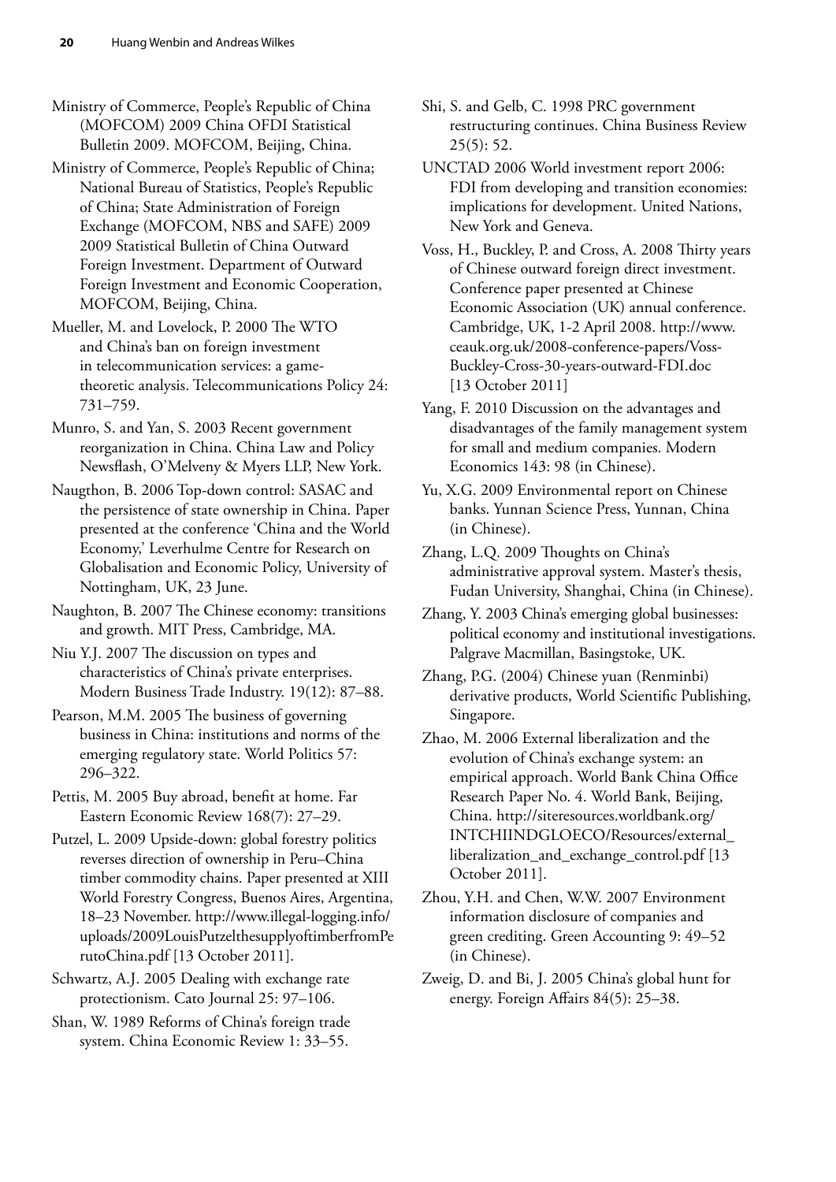Ministry of Commerce, People's Republic of China (MOFCOM) 2009 China OFDI Statistical Bulletin 2009. MOFCOM, Beijing, China.

Ministry of Commerce, People's Republic of China; National Bureau of Statistics, People's Republic of China; State Administration of Foreign Exchange (MOFCOM, NBS and SAFE) 2009 2009 Statistical Bulletin of China Outward Foreign Investment. Department of Outward Foreign Investment and Economic Cooperation, MOFCOM, Beijing, China.

Mueller, M. and Lovelock, P. 2000 The WTO and China's ban on foreign investment in telecommunication services: a game-theoretic analysis. Telecommunications Policy 24: 731–759.

Munro, S. and Yan, S. 2003 Recent government reorganization in China. China Law and Policy Newsflash, O'Melveny & Myers LLP, New York.

Naugthon, B. 2006 Top-down control: SASAC and the persistence of state ownership in China. Paper presented at the conference 'China and the World Economy,' Leverhulme Centre for Research on Globalisation and Economic Policy, University of Nottingham, UK, 23 June.

Naughton, B. 2007 The Chinese economy: transitions and growth. MIT Press, Cambridge, MA.

Niu Y.J. 2007 The discussion on types and characteristics of China's private enterprises. Modern Business Trade Industry. 19(12): 87–88.

Pearson, M.M. 2005 The business of governing business in China: institutions and norms of the emerging regulatory state. World Politics 57: 296–322.

Pettis, M. 2005 Buy abroad, benefit at home. Far Eastern Economic Review 168(7): 27–29.

Putzel, L. 2009 Upside-down: global forestry politics reverses direction of ownership in Peru–China timber commodity chains. Paper presented at XIII World Forestry Congress, Buenos Aires, Argentina, 18–23 November. http://www.illegal-logging.info/uploads/2009LouisPutzelthesupplyoftimberfromPerutoChina.pdf [13 October 2011].

Schwartz, A.J. 2005 Dealing with exchange rate protectionism. Cato Journal 25: 97–106.

Shan, W. 1989 Reforms of China's foreign trade system. China Economic Review 1: 33–55.

Shi, S. and Gelb, C. 1998 PRC government restructuring continues. China Business Review 25(5): 52.

UNCTAD 2006 World investment report 2006: FDI from developing and transition economies: implications for development. United Nations, New York and Geneva.

Voss, H., Buckley, P. and Cross, A. 2008 Thirty years of Chinese outward foreign direct investment. Conference paper presented at Chinese Economic Association (UK) annual conference. Cambridge, UK, 1-2 April 2008. http://www.ceauk.org.uk/2008-conference-papers/Voss-Buckley-Cross-30-years-outward-FDI.doc [13 October 2011]

Yang, F. 2010 Discussion on the advantages and disadvantages of the family management system for small and medium companies. Modern Economics 143: 98 (in Chinese).

Yu, X.G. 2009 Environmental report on Chinese banks. Yunnan Science Press, Yunnan, China (in Chinese).

Zhang, L.Q. 2009 Thoughts on China's administrative approval system. Master's thesis, Fudan University, Shanghai, China (in Chinese).

Zhang, Y. 2003 China's emerging global businesses: political economy and institutional investigations. Palgrave Macmillan, Basingstoke, UK.

Zhang, P.G. (2004) Chinese yuan (Renminbi) derivative products, World Scientific Publishing, Singapore.

Zhao, M. 2006 External liberalization and the evolution of China's exchange system: an empirical approach. World Bank China Office Research Paper No. 4. World Bank, Beijing, China. http://siteresources.worldbank.org/INTCHIINDGLOECO/Resources/external_liberalization_and_exchange_control.pdf [13 October 2011].

Zhou, Y.H. and Chen, W.W. 2007 Environment information disclosure of companies and green crediting. Green Accounting 9: 49–52 (in Chinese).

Zweig, D. and Bi, J. 2005 China's global hunt for energy. Foreign Affairs 84(5): 25–38.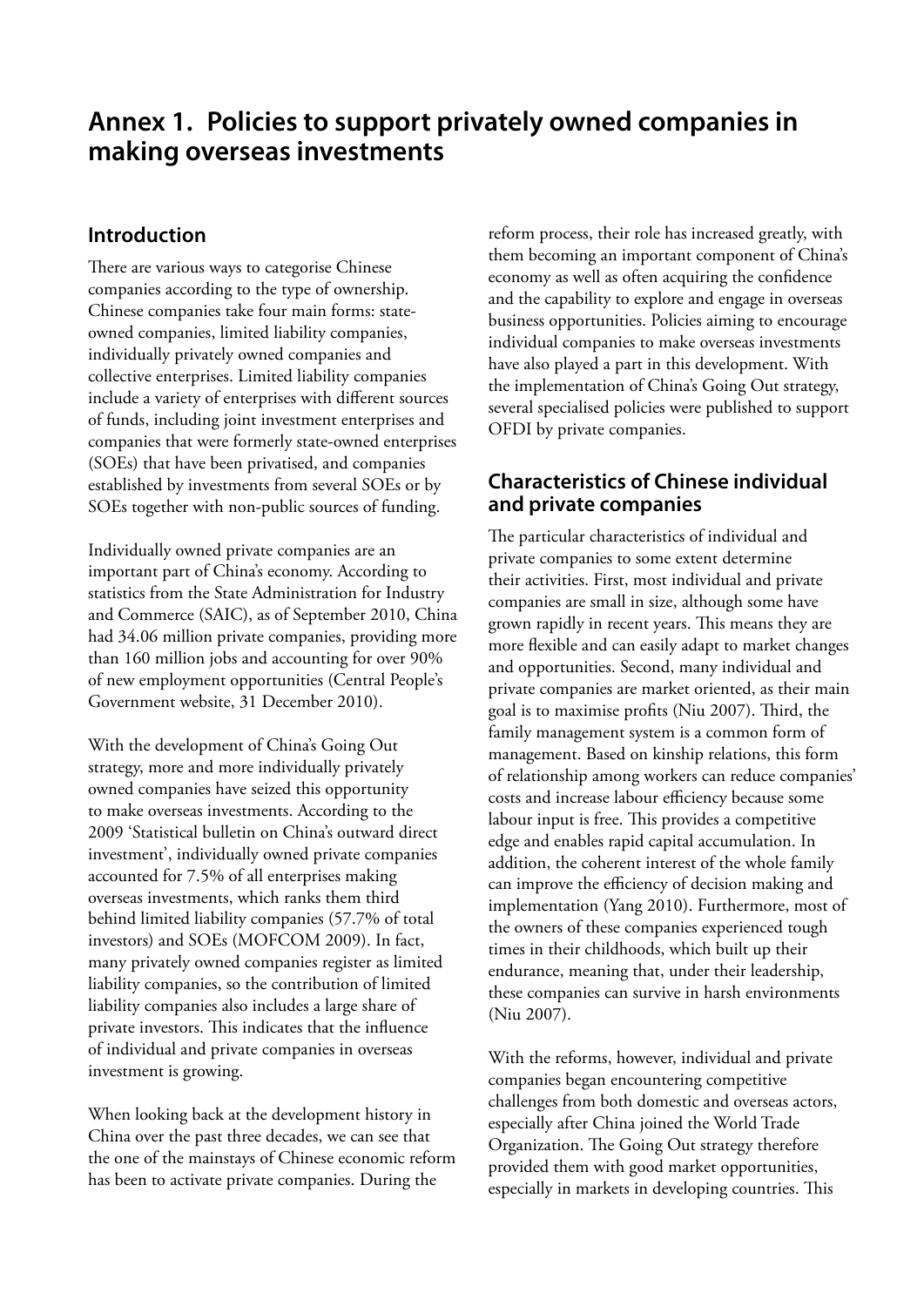# Annex 1. Policies to support privately owned companies in making overseas investments

## Introduction

There are various ways to categorise Chinese companies according to the type of ownership. Chinese companies take four main forms: state-owned companies, limited liability companies, individually privately owned companies and collective enterprises. Limited liability companies include a variety of enterprises with different sources of funds, including joint investment enterprises and companies that were formerly state-owned enterprises (SOEs) that have been privatised, and companies established by investments from several SOEs or by SOEs together with non-public sources of funding.

Individually owned private companies are an important part of China's economy. According to statistics from the State Administration for Industry and Commerce (SAIC), as of September 2010, China had 34.06 million private companies, providing more than 160 million jobs and accounting for over 90% of new employment opportunities (Central People's Government website, 31 December 2010).

With the development of China's Going Out strategy, more and more individually privately owned companies have seized this opportunity to make overseas investments. According to the 2009 'Statistical bulletin on China's outward direct investment', individually owned private companies accounted for 7.5% of all enterprises making overseas investments, which ranks them third behind limited liability companies (57.7% of total investors) and SOEs (MOFCOM 2009). In fact, many privately owned companies register as limited liability companies, so the contribution of limited liability companies also includes a large share of private investors. This indicates that the influence of individual and private companies in overseas investment is growing.

When looking back at the development history in China over the past three decades, we can see that the one of the mainstays of Chinese economic reform has been to activate private companies. During the reform process, their role has increased greatly, with them becoming an important component of China's economy as well as often acquiring the confidence and the capability to explore and engage in overseas business opportunities. Policies aiming to encourage individual companies to make overseas investments have also played a part in this development. With the implementation of China's Going Out strategy, several specialised policies were published to support OFDI by private companies.

## Characteristics of Chinese individual and private companies

The particular characteristics of individual and private companies to some extent determine their activities. First, most individual and private companies are small in size, although some have grown rapidly in recent years. This means they are more flexible and can easily adapt to market changes and opportunities. Second, many individual and private companies are market oriented, as their main goal is to maximise profits (Niu 2007). Third, the family management system is a common form of management. Based on kinship relations, this form of relationship among workers can reduce companies' costs and increase labour efficiency because some labour input is free. This provides a competitive edge and enables rapid capital accumulation. In addition, the coherent interest of the whole family can improve the efficiency of decision making and implementation (Yang 2010). Furthermore, most of the owners of these companies experienced tough times in their childhoods, which built up their endurance, meaning that, under their leadership, these companies can survive in harsh environments (Niu 2007).

With the reforms, however, individual and private companies began encountering competitive challenges from both domestic and overseas actors, especially after China joined the World Trade Organization. The Going Out strategy therefore provided them with good market opportunities, especially in markets in developing countries. This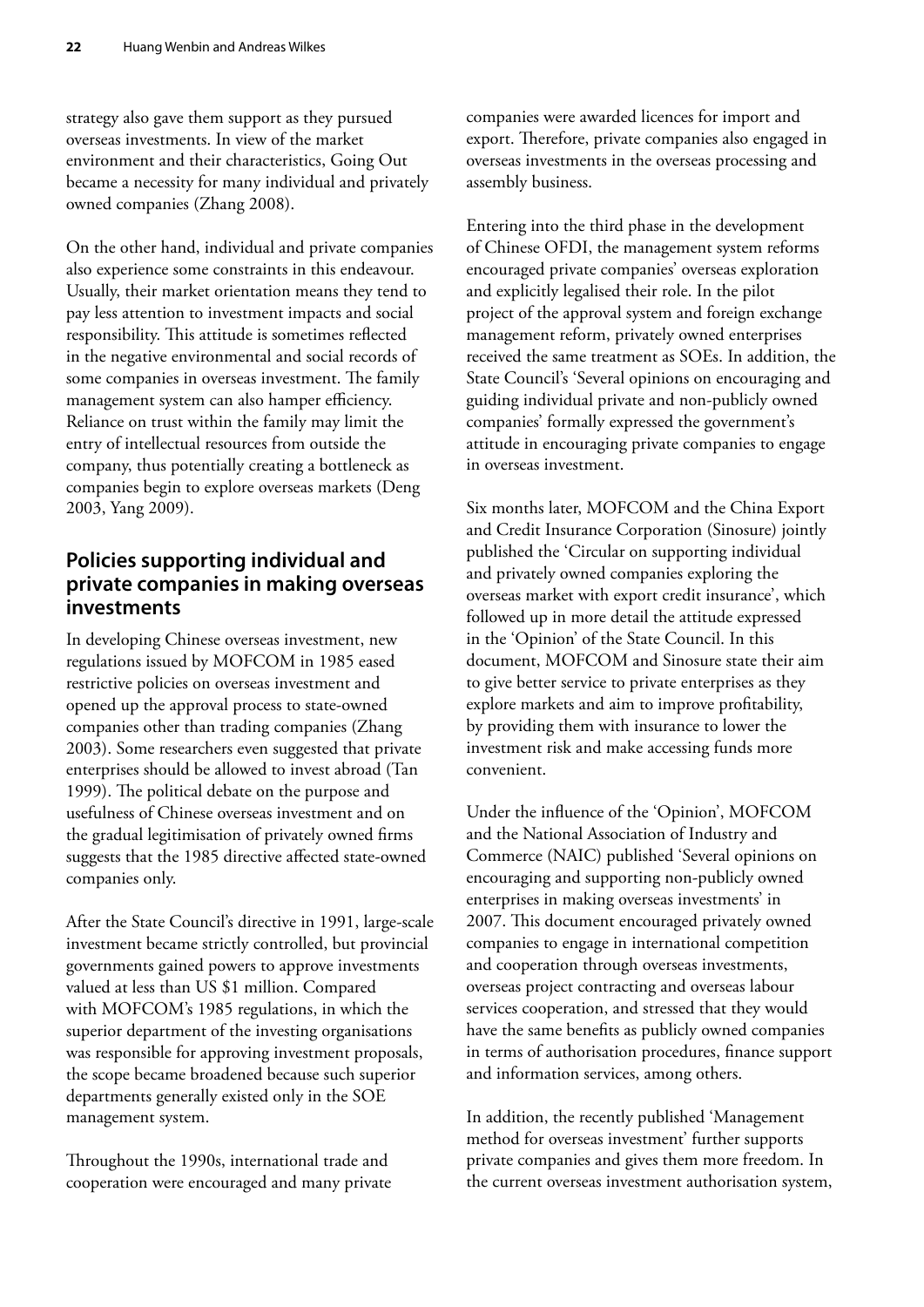strategy also gave them support as they pursued overseas investments. In view of the market environment and their characteristics, Going Out became a necessity for many individual and privately owned companies (Zhang 2008).

On the other hand, individual and private companies also experience some constraints in this endeavour. Usually, their market orientation means they tend to pay less attention to investment impacts and social responsibility. This attitude is sometimes reflected in the negative environmental and social records of some companies in overseas investment. The family management system can also hamper efficiency. Reliance on trust within the family may limit the entry of intellectual resources from outside the company, thus potentially creating a bottleneck as companies begin to explore overseas markets (Deng 2003, Yang 2009).

## Policies supporting individual and private companies in making overseas investments

In developing Chinese overseas investment, new regulations issued by MOFCOM in 1985 eased restrictive policies on overseas investment and opened up the approval process to state-owned companies other than trading companies (Zhang 2003). Some researchers even suggested that private enterprises should be allowed to invest abroad (Tan 1999). The political debate on the purpose and usefulness of Chinese overseas investment and on the gradual legitimisation of privately owned firms suggests that the 1985 directive affected state-owned companies only.

After the State Council's directive in 1991, large-scale investment became strictly controlled, but provincial governments gained powers to approve investments valued at less than US $1 million. Compared with MOFCOM's 1985 regulations, in which the superior department of the investing organisations was responsible for approving investment proposals, the scope became broadened because such superior departments generally existed only in the SOE management system.

Throughout the 1990s, international trade and cooperation were encouraged and many private companies were awarded licences for import and export. Therefore, private companies also engaged in overseas investments in the overseas processing and assembly business.

Entering into the third phase in the development of Chinese OFDI, the management system reforms encouraged private companies' overseas exploration and explicitly legalised their role. In the pilot project of the approval system and foreign exchange management reform, privately owned enterprises received the same treatment as SOEs. In addition, the State Council's 'Several opinions on encouraging and guiding individual private and non-publicly owned companies' formally expressed the government's attitude in encouraging private companies to engage in overseas investment.

Six months later, MOFCOM and the China Export and Credit Insurance Corporation (Sinosure) jointly published the 'Circular on supporting individual and privately owned companies exploring the overseas market with export credit insurance', which followed up in more detail the attitude expressed in the 'Opinion' of the State Council. In this document, MOFCOM and Sinosure state their aim to give better service to private enterprises as they explore markets and aim to improve profitability, by providing them with insurance to lower the investment risk and make accessing funds more convenient.

Under the influence of the 'Opinion', MOFCOM and the National Association of Industry and Commerce (NAIC) published 'Several opinions on encouraging and supporting non-publicly owned enterprises in making overseas investments' in 2007. This document encouraged privately owned companies to engage in international competition and cooperation through overseas investments, overseas project contracting and overseas labour services cooperation, and stressed that they would have the same benefits as publicly owned companies in terms of authorisation procedures, finance support and information services, among others.

In addition, the recently published 'Management method for overseas investment' further supports private companies and gives them more freedom. In the current overseas investment authorisation system,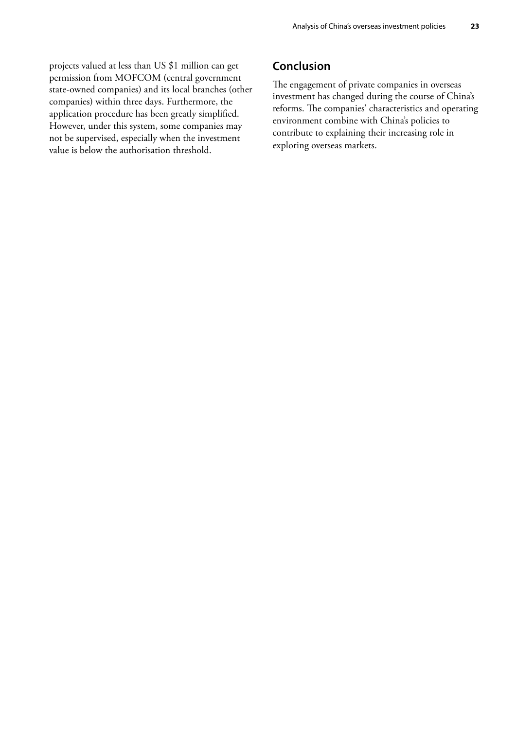projects valued at less than US $1 million can get permission from MOFCOM (central government state-owned companies) and its local branches (other companies) within three days. Furthermore, the application procedure has been greatly simplified. However, under this system, some companies may not be supervised, especially when the investment value is below the authorisation threshold.

## Conclusion

The engagement of private companies in overseas investment has changed during the course of China's reforms. The companies' characteristics and operating environment combine with China's policies to contribute to explaining their increasing role in exploring overseas markets.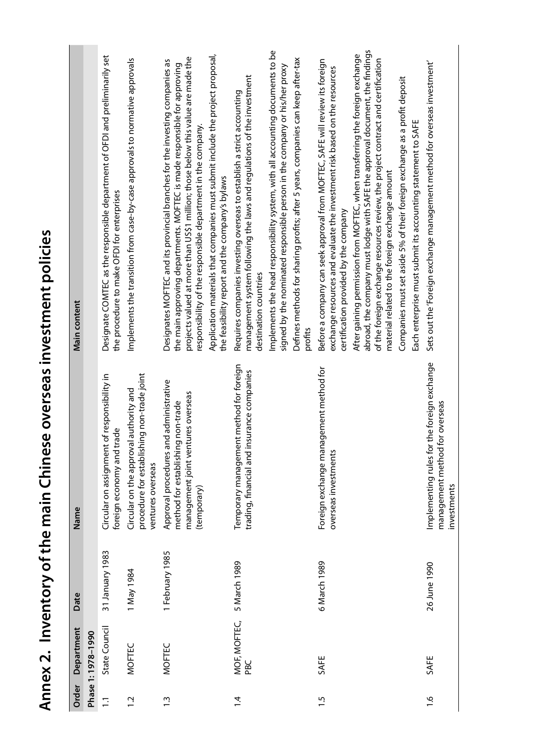# Annex 2. Inventory of the main Chinese overseas investment policies

| Order | Department | Date | Name | Main content |
|---|---|---|---|---|
| **Phase 1: 1978–1990** | | | | |
| 1.1 | State Council | 31 January 1983 | Circular on assignment of responsibility in foreign economy and trade | Designate COMTEC as the responsible department of OFDI and preliminarily set the procedure to make OFDI for enterprises |
| 1.2 | MOFTEC | 1 May 1984 | Circular on the approval authority and procedure for establishing non-trade joint ventures overseas | Implements the transition from case-by-case approvals to normative approvals |
| 1.3 | MOFTEC | 1 February 1985 | Approval procedures and administrative method for establishing non-trade management joint ventures overseas (temporary) | Designates MOFTEC and its provincial branches for the investing companies as the main approving departments. MOFTEC is made responsible for approving projects valued at more than US$1 million; those below this value are made the responsibility of the responsible department in the company.<br>Application materials that companies must submit include the project proposal, the feasibility report and the company's bylaws |
| 1.4 | MOF, MOFTEC, PBC | 5 March 1989 | Temporary management method for foreign trading, financial and insurance companies | Requires companies investing overseas to establish a strict accounting management system following the laws and regulations of the investment destination countries<br>Implements the head responsibility system, with all accounting documents to be signed by the nominated responsible person in the company or his/her proxy<br>Defines methods for sharing profits; after 5 years, companies can keep after-tax profits |
| 1.5 | SAFE | 6 March 1989 | Foreign exchange management method for overseas investments | Before a company can seek approval from MOFTEC, SAFE will review its foreign exchange resources and evaluate the investment risk based on the resources certification provided by the company<br>After gaining permission from MOFTEC, when transferring the foreign exchange abroad, the company must lodge with SAFE the approval document, the findings of the foreign exchange resources review, the project contract and certification material related to the foreign exchange amount<br>Companies must set aside 5% of their foreign exchange as a profit deposit<br>Each enterprise must submit its accounting statement to SAFE |
| 1.6 | SAFE | 26 June 1990 | Implementing rules for the foreign exchange management method for overseas investments | Sets out the 'Foreign exchange management method for overseas investment' |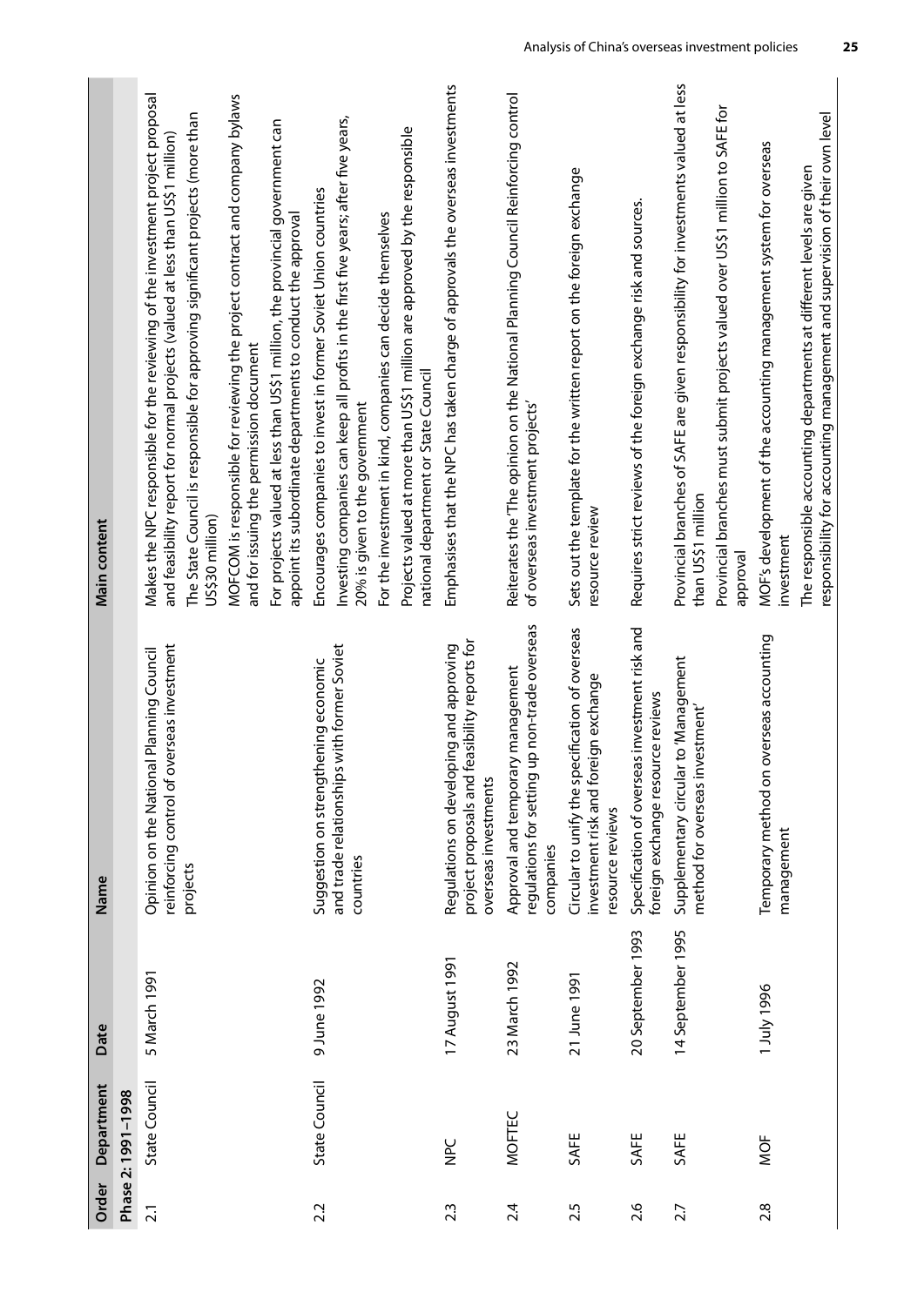| Order | Department | Date | Name | Main content |
|---|---|---|---|---|
| **Phase 2: 1991–1998** | | | | |
| 2.1 | State Council | 5 March 1991 | Opinion on the National Planning Council reinforcing control of overseas investment projects | Makes the NPC responsible for the reviewing of the investment project proposal and feasibility report for normal projects (valued at less than US$1 million)<br>The State Council is responsible for approving significant projects (more than US$30 million)<br>MOFCOM is responsible for reviewing the project contract and company bylaws and for issuing the permission document<br>For projects valued at less than US$1 million, the provincial government can appoint its subordinate departments to conduct the approval |
| 2.2 | State Council | 9 June 1992 | Suggestion on strengthening economic and trade relationships with former Soviet countries | Encourages companies to invest in former Soviet Union countries<br>Investing companies can keep all profits in the first five years; after five years, 20% is given to the government<br>For the investment in kind, companies can decide themselves<br>Projects valued at more than US$1 million are approved by the responsible national department or State Council |
| 2.3 | NPC | 17 August 1991 | Regulations on developing and approving project proposals and feasibility reports for overseas investments | Emphasises that the NPC has taken charge of approvals the overseas investments |
| 2.4 | MOFTEC | 23 March 1992 | Approval and temporary management regulations for setting up non-trade overseas companies | Reiterates the 'The opinion on the National Planning Council Reinforcing control of overseas investment projects' |
| 2.5 | SAFE | 21 June 1991 | Circular to unify the specification of overseas investment risk and foreign exchange resource reviews | Sets out the template for the written report on the foreign exchange resource review |
| 2.6 | SAFE | 20 September 1993 | Specification of overseas investment risk and foreign exchange resource reviews | Requires strict reviews of the foreign exchange risk and sources. |
| 2.7 | SAFE | 14 September 1995 | Supplementary circular to 'Management method for overseas investment' | Provincial branches of SAFE are given responsibility for investments valued at less than US$1 million<br>Provincial branches must submit projects valued over US$1 million to SAFE for approval |
| 2.8 | MOF | 1 July 1996 | Temporary method on overseas accounting management | MOF's development of the accounting management system for overseas investment<br>The responsible accounting departments at different levels are given responsibility for accounting management and supervision of their own level |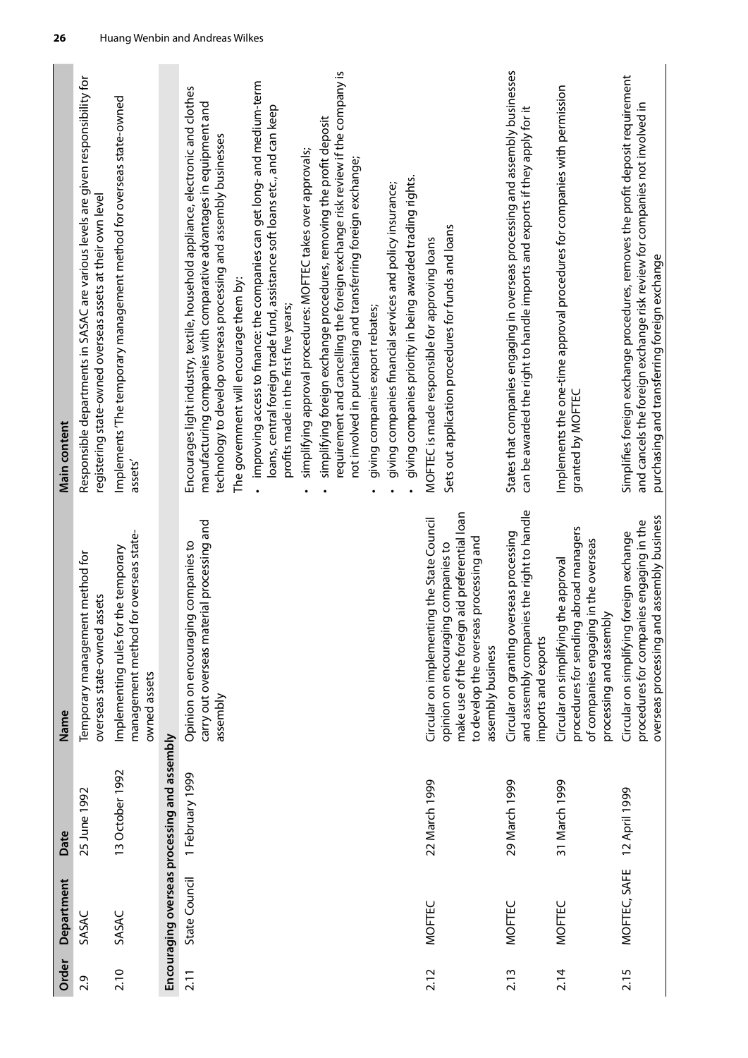| Order | Department | Date | Name | Main content |
|---|---|---|---|---|
| 2.9 | SASAC | 25 June 1992 | Temporary management method for overseas state-owned assets | Responsible departments in SASAC are various levels are given responsibility for registering state-owned overseas assets at their own level |
| 2.10 | SASAC | 13 October 1992 | Implementing rules for the temporary management method for overseas state-owned assets | Implements 'The temporary management method for overseas state-owned assets' |
| **Encouraging overseas processing and assembly** | | | | |
| 2.11 | State Council | 1 February 1999 | Opinion on encouraging companies to carry out overseas material processing and assembly | Encourages light industry, textile, household appliance, electronic and clothes manufacturing companies with comparative advantages in equipment and technology to develop overseas processing and assembly businesses<br>The government will encourage them by:<br>• improving access to finance: the companies can get long- and medium-term loans, central foreign trade fund, assistance soft loans etc., and can keep profits made in the first five years;<br>• simplifying approval procedures: MOFTEC takes over approvals;<br>• simplifying foreign exchange procedures, removing the profit deposit requirement and cancelling the foreign exchange risk review if the company is not involved in purchasing and transferring foreign exchange;<br>• giving companies export rebates;<br>• giving companies financial services and policy insurance;<br>• giving companies priority in being awarded trading rights. |
| 2.12 | MOFTEC | 22 March 1999 | Circular on implementing the State Council opinion on encouraging companies to make use of the foreign aid preferential loan to develop the overseas processing and assembly business | MOFTEC is made responsible for approving loans<br>Sets out application procedures for funds and loans |
| 2.13 | MOFTEC | 29 March 1999 | Circular on granting overseas processing and assembly companies the right to handle imports and exports | States that companies engaging in overseas processing and assembly businesses can be awarded the right to handle imports and exports if they apply for it |
| 2.14 | MOFTEC | 31 March 1999 | Circular on simplifying the approval procedures for sending abroad managers of companies engaging in the overseas processing and assembly | Implements the one-time approval procedures for companies with permission granted by MOFTEC |
| 2.15 | MOFTEC, SAFE | 12 April 1999 | Circular on simplifying foreign exchange procedures for companies engaging in the overseas processing and assembly business | Simplifies foreign exchange procedures, removes the profit deposit requirement and cancels the foreign exchange risk review for companies not involved in purchasing and transferring foreign exchange |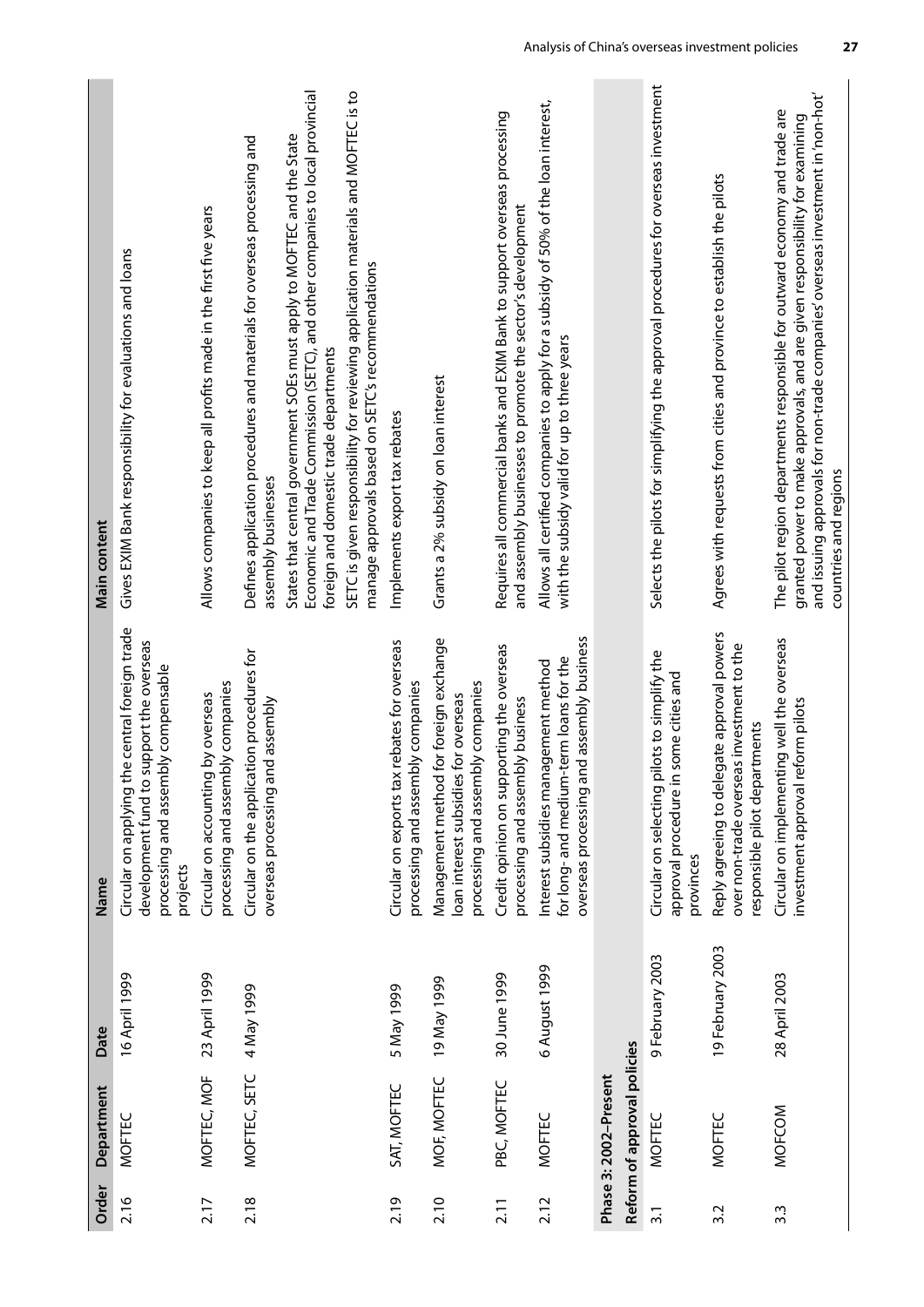| Order | Department | Date | Name | Main content |
|---|---|---|---|---|
| 2.16 | MOFTEC | 16 April 1999 | Circular on applying the central foreign trade development fund to support the overseas processing and assembly compensable projects | Gives EXIM Bank responsibility for evaluations and loans |
| 2.17 | MOFTEC, MOF | 23 April 1999 | Circular on accounting by overseas processing and assembly companies | Allows companies to keep all profits made in the first five years |
| 2.18 | MOFTEC, SETC | 4 May 1999 | Circular on the application procedures for overseas processing and assembly | Defines application procedures and materials for overseas processing and assembly businesses<br>States that central government SOEs must apply to MOFTEC and the State Economic and Trade Commission (SETC), and other companies to local provincial foreign and domestic trade departments<br>SETC is given responsibility for reviewing application materials and MOFTEC is to manage approvals based on SETC's recommendations |
| 2.19 | SAT, MOFTEC | 5 May 1999 | Circular on exports tax rebates for overseas processing and assembly companies | Implements export tax rebates |
| 2.10 | MOF, MOFTEC | 19 May 1999 | Management method for foreign exchange loan interest subsidies for overseas processing and assembly companies | Grants a 2% subsidy on loan interest |
| 2.11 | PBC, MOFTEC | 30 June 1999 | Credit opinion on supporting the overseas processing and assembly business | Requires all commercial banks and EXIM Bank to support overseas processing and assembly businesses to promote the sector's development |
| 2.12 | MOFTEC | 6 August 1999 | Interest subsidies management method for long- and medium-term loans for the overseas processing and assembly business | Allows all certified companies to apply for a subsidy of 50% of the loan interest, with the subsidy valid for up to three years |
| **Phase 3: 2002–Present** | | | | |
| **Reform of approval policies** | | | | |
| 3.1 | MOFTEC | 9 February 2003 | Circular on selecting pilots to simplify the approval procedure in some cities and provinces | Selects the pilots for simplifying the approval procedures for overseas investment |
| 3.2 | MOFTEC | 19 February 2003 | Reply agreeing to delegate approval powers over non-trade overseas investment to the responsible pilot departments | Agrees with requests from cities and province to establish the pilots |
| 3.3 | MOFCOM | 28 April 2003 | Circular on implementing well the overseas investment approval reform pilots | The pilot region departments responsible for outward economy and trade are granted power to make approvals, and are given responsibility for examining and issuing approvals for non-trade companies' overseas investment in 'non-hot' countries and regions |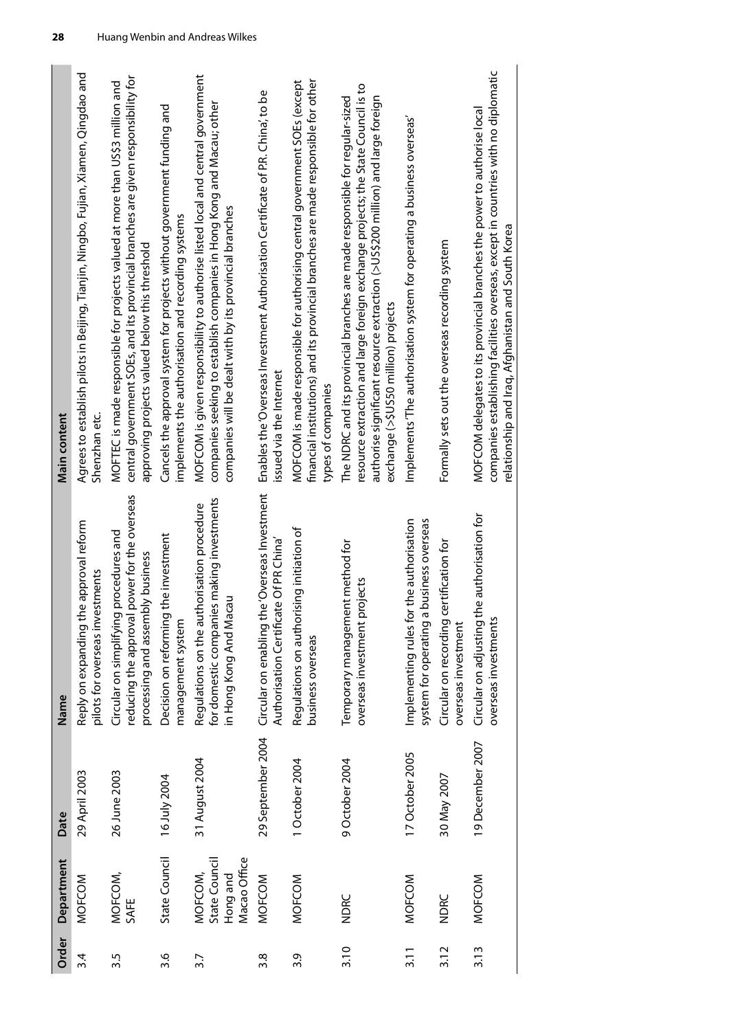| Order | Department | Date | Name | Main content |
| --- | --- | --- | --- | --- |
| 3.4 | MOFCOM | 29 April 2003 | Reply on expanding the approval reform pilots for overseas investments | Agrees to establish pilots in Beijing, Tianjin, Ningbo, Fujian, Xiamen, Qingdao and Shenzhan etc. |
| 3.5 | MOFCOM, SAFE | 26 June 2003 | Circular on simplifying procedures and reducing the approval power for the overseas processing and assembly business | MOFTEC is made responsible for projects valued at more than US$3 million and central government SOEs, and its provincial branches are given responsibility for approving projects valued below this threshold |
| 3.6 | State Council | 16 July 2004 | Decision on reforming the investment management system | Cancels the approval system for projects without government funding and implements the authorisation and recording systems |
| 3.7 | MOFCOM, State Council Hong and Macao Office | 31 August 2004 | Regulations on the authorisation procedure for domestic companies making investments in Hong Kong And Macau | MOFCOM is given responsibility to authorise listed local and central government companies seeking to establish companies in Hong Kong and Macau; other companies will be dealt with by its provincial branches |
| 3.8 | MOFCOM | 29 September 2004 | Circular on enabling the 'Overseas Investment Authorisation Certificate Of PR China' | Enables the 'Overseas Investment Authorisation Certificate of P.R. China', to be issued via the Internet |
| 3.9 | MOFCOM | 1 October 2004 | Regulations on authorising initiation of business overseas | MOFCOM is made responsible for authorising central government SOEs (except financial institutions) and its provincial branches are made responsible for other types of companies |
| 3.10 | NDRC | 9 October 2004 | Temporary management method for overseas investment projects | The NDRC and its provincial branches are made responsible for regular-sized resource extraction and large foreign exchange projects; the State Council is to authorise significant resource extraction (>US$200 million) and large foreign exchange (>$US50 million) projects |
| 3.11 | MOFCOM | 17 October 2005 | Implementing rules for the authorisation system for operating a business overseas | Implements 'The authorisation system for operating a business overseas' |
| 3.12 | NDRC | 30 May 2007 | Circular on recording certification for overseas investment | Formally sets out the overseas recording system |
| 3.13 | MOFCOM | 19 December 2007 | Circular on adjusting the authorisation for overseas investments | MOFCOM delegates to its provincial branches the power to authorise local companies establishing facilities overseas, except in countries with no diplomatic relationship and Iraq, Afghanistan and South Korea |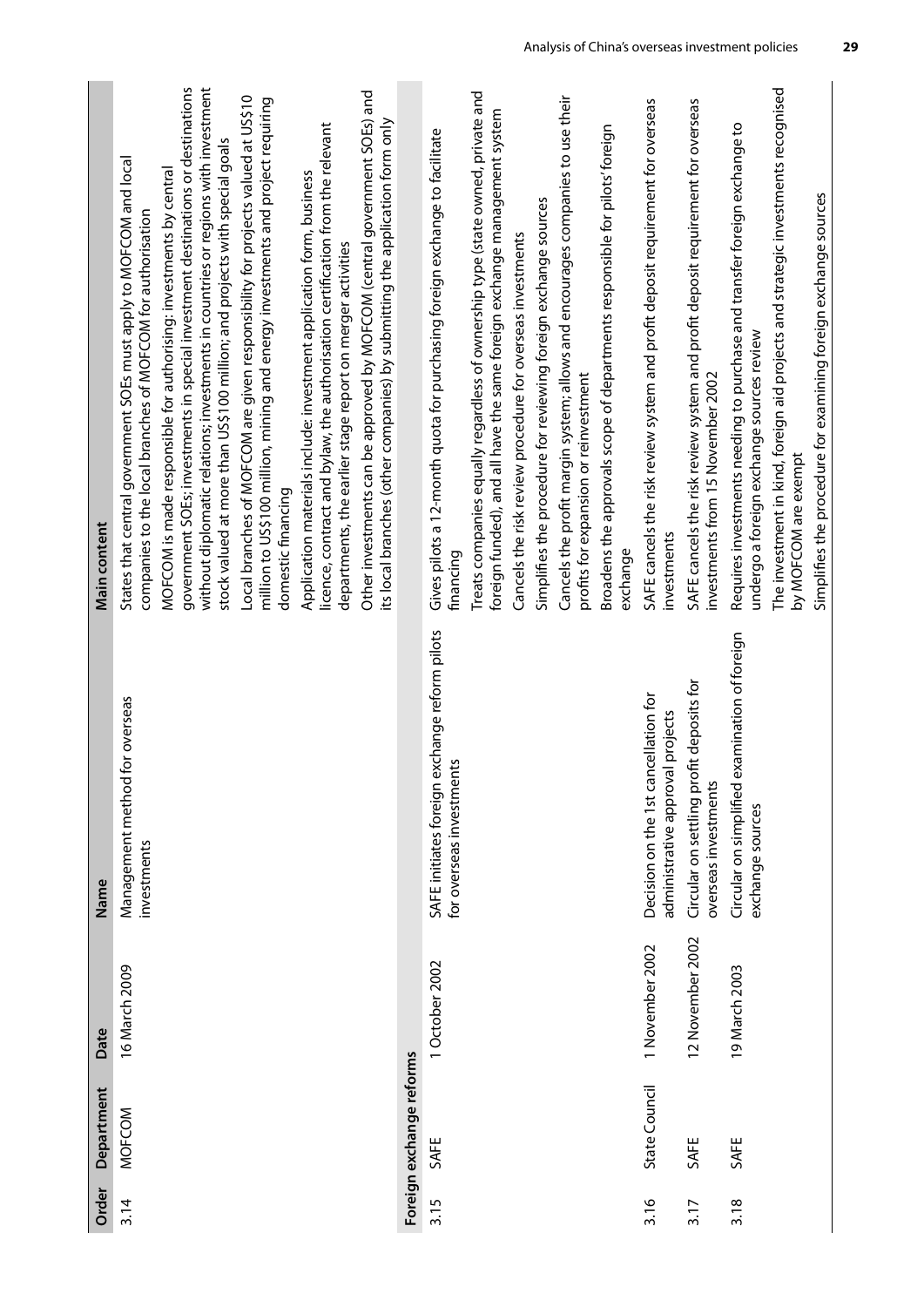| Order | Department | Date | Name | Main content |
|---|---|---|---|---|
| 3.14 | MOFCOM | 16 March 2009 | Management method for overseas investments | States that central government SOEs must apply to MOFCOM and local companies to the local branches of MOFCOM for authorisation<br>MOFCOM is made responsible for authorising: investments by central government SOEs; investments in special investment destinations or destinations without diplomatic relations; investments in countries or regions with investment stock valued at more than US$100 million; and projects with special goals<br>Local branches of MOFCOM are given responsibility for projects valued at US$10 million to US$100 million, mining and energy investments and project requiring domestic financing<br>Application materials include: investment application form, business licence, contract and bylaw, the authorisation certification from the relevant departments, the earlier stage report on merger activities<br>Other investments can be approved by MOFCOM (central government SOEs) and its local branches (other companies) by submitting the application form only |
| **Foreign exchange reforms** | | | | |
| 3.15 | SAFE | 1 October 2002 | SAFE initiates foreign exchange reform pilots for overseas investments | Gives pilots a 12-month quota for purchasing foreign exchange to facilitate financing<br>Treats companies equally regardless of ownership type (state owned, private and foreign funded), and all have the same foreign exchange management system<br>Cancels the risk review procedure for overseas investments<br>Simplifies the procedure for reviewing foreign exchange sources<br>Cancels the profit margin system; allows and encourages companies to use their profits for expansion or reinvestment<br>Broadens the approvals scope of departments responsible for pilots' foreign exchange |
| 3.16 | State Council | 1 November 2002 | Decision on the 1st cancellation for administrative approval projects | SAFE cancels the risk review system and profit deposit requirement for overseas investments |
| 3.17 | SAFE | 12 November 2002 | Circular on settling profit deposits for overseas investments | SAFE cancels the risk review system and profit deposit requirement for overseas investments from 15 November 2002 |
| 3.18 | SAFE | 19 March 2003 | Circular on simplified examination of foreign exchange sources | Requires investments needing to purchase and transfer foreign exchange to undergo a foreign exchange sources review<br>The investment in kind, foreign aid projects and strategic investments recognised by MOFCOM are exempt<br>Simplifies the procedure for examining foreign exchange sources |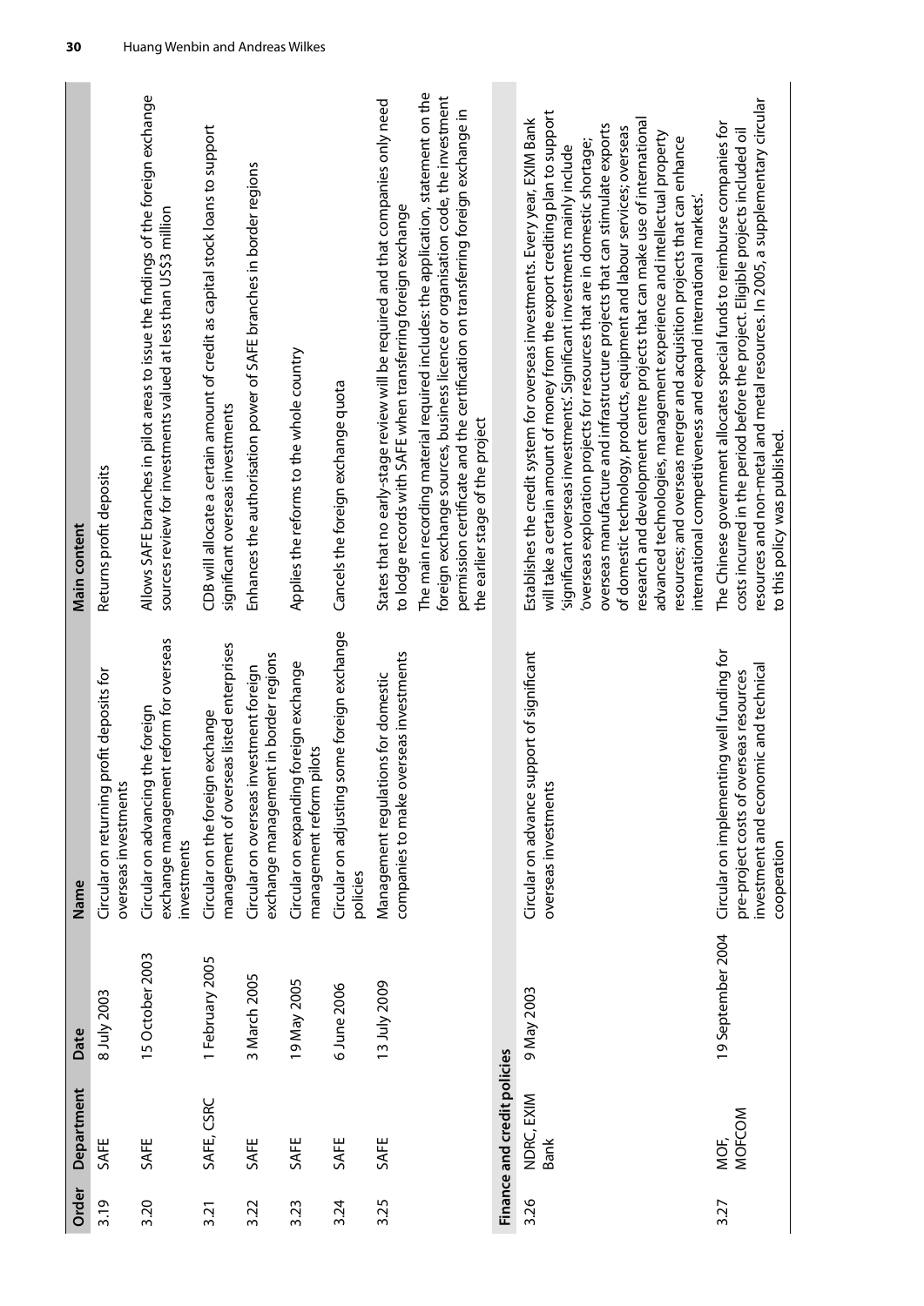| Order | Department | Date | Name | Main content |
|---|---|---|---|---|
| 3.19 | SAFE | 8 July 2003 | Circular on returning profit deposits for overseas investments | Returns profit deposits |
| 3.20 | SAFE | 15 October 2003 | Circular on advancing the foreign exchange management reform for overseas investments | Allows SAFE branches in pilot areas to issue the findings of the foreign exchange sources review for investments valued at less than US$3 million |
| 3.21 | SAFE, CSRC | 1 February 2005 | Circular on the foreign exchange management of overseas listed enterprises | CDB will allocate a certain amount of credit as capital stock loans to support significant overseas investments |
| 3.22 | SAFE | 3 March 2005 | Circular on overseas investment foreign exchange management in border regions | Enhances the authorisation power of SAFE branches in border regions |
| 3.23 | SAFE | 19 May 2005 | Circular on expanding foreign exchange management reform pilots | Applies the reforms to the whole country |
| 3.24 | SAFE | 6 June 2006 | Circular on adjusting some foreign exchange policies | Cancels the foreign exchange quota |
| 3.25 | SAFE | 13 July 2009 | Management regulations for domestic companies to make overseas investments | States that no early-stage review will be required and that companies only need to lodge records with SAFE when transferring foreign exchange<br><br>The main recording material required includes: the application, statement on the foreign exchange sources, business licence or organisation code, the investment permission certificate and the certification on transferring foreign exchange in the earlier stage of the project |
| **Finance and credit policies** | | | | |
| 3.26 | NDRC, EXIM Bank | 9 May 2003 | Circular on advance support of significant overseas investments | Establishes the credit system for overseas investments. Every year, EXIM Bank will take a certain amount of money from the export crediting plan to support 'significant overseas investments'. Significant overseas investments mainly include 'overseas exploration projects for resources that are in domestic shortage; overseas manufacture and infrastructure projects that can stimulate exports of domestic technology, products, equipment and labour services; overseas research and development centre projects that can make use of international advanced technologies, management experience and intellectual property resources; and overseas merger and acquisition projects that can enhance international competitiveness and expand international markets'. |
| 3.27 | MOF, MOFCOM | 19 September 2004 | Circular on implementing well funding for pre-project costs of overseas resources investment and economic and technical cooperation | The Chinese government allocates special funds to reimburse companies for costs incurred in the period before the project. Eligible projects included oil resources and non-metal and metal resources. In 2005, a supplementary circular to this policy was published. |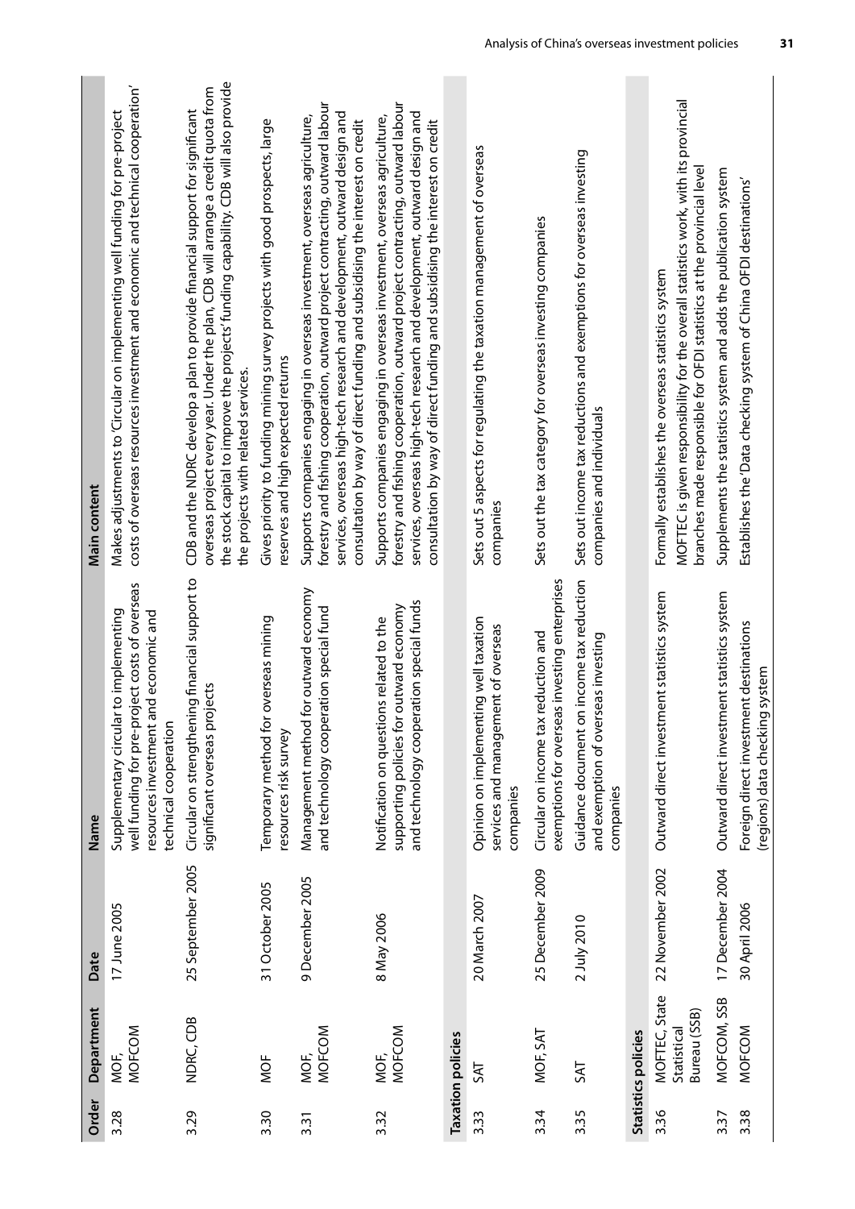| Order | Department | Date | Name | Main content |
|---|---|---|---|---|
| 3.28 | MOF, MOFCOM | 17 June 2005 | Supplementary circular to implementing well funding for pre-project costs of overseas resources investment and economic and technical cooperation | Makes adjustments to 'Circular on implementing well funding for pre-project costs of overseas resources investment and economic and technical cooperation' |
| 3.29 | NDRC, CDB | 25 September 2005 | Circular on strengthening financial support to significant overseas projects | CDB and the NDRC develop a plan to provide financial support for significant overseas project every year. Under the plan, CDB will arrange a credit quota from the stock capital to improve the projects' funding capability. CDB will also provide the projects with related services. |
| 3.30 | MOF | 31 October 2005 | Temporary method for overseas mining resources risk survey | Gives priority to funding mining survey projects with good prospects, large reserves and high expected returns |
| 3.31 | MOF, MOFCOM | 9 December 2005 | Management method for outward economy and technology cooperation special fund | Supports companies engaging in overseas investment, overseas agriculture, forestry and fishing cooperation, outward project contracting, outward labour services, overseas high-tech research and development, outward design and consultation by way of direct funding and subsidising the interest on credit |
| 3.32 | MOF, MOFCOM | 8 May 2006 | Notification on questions related to the supporting policies for outward economy and technology cooperation special funds | Supports companies engaging in overseas investment, overseas agriculture, forestry and fishing cooperation, outward project contracting, outward labour services, overseas high-tech research and development, outward design and consultation by way of direct funding and subsidising the interest on credit |
| **Taxation policies** | | | | |
| 3.33 | SAT | 20 March 2007 | Opinion on implementing well taxation services and management of overseas companies | Sets out 5 aspects for regulating the taxation management of overseas companies |
| 3.34 | MOF, SAT | 25 December 2009 | Circular on income tax reduction and exemptions for overseas investing enterprises | Sets out the tax category for overseas investing companies |
| 3.35 | SAT | 2 July 2010 | Guidance document on income tax reduction and exemption of overseas investing companies | Sets out income tax reductions and exemptions for overseas investing companies and individuals |
| **Statistics policies** | | | | |
| 3.36 | MOFTEC, State Statistical Bureau (SSB) | 22 November 2002 | Outward direct investment statistics system | Formally establishes the overseas statistics system<br>MOFTEC is given responsibility for the overall statistics work, with its provincial branches made responsible for OFDI statistics at the provincial level |
| 3.37 | MOFCOM, SSB | 17 December 2004 | Outward direct investment statistics system | Supplements the statistics system and adds the publication system |
| 3.38 | MOFCOM | 30 April 2006 | Foreign direct investment destinations (regions) data checking system | Establishes the 'Data checking system of China OFDI destinations' |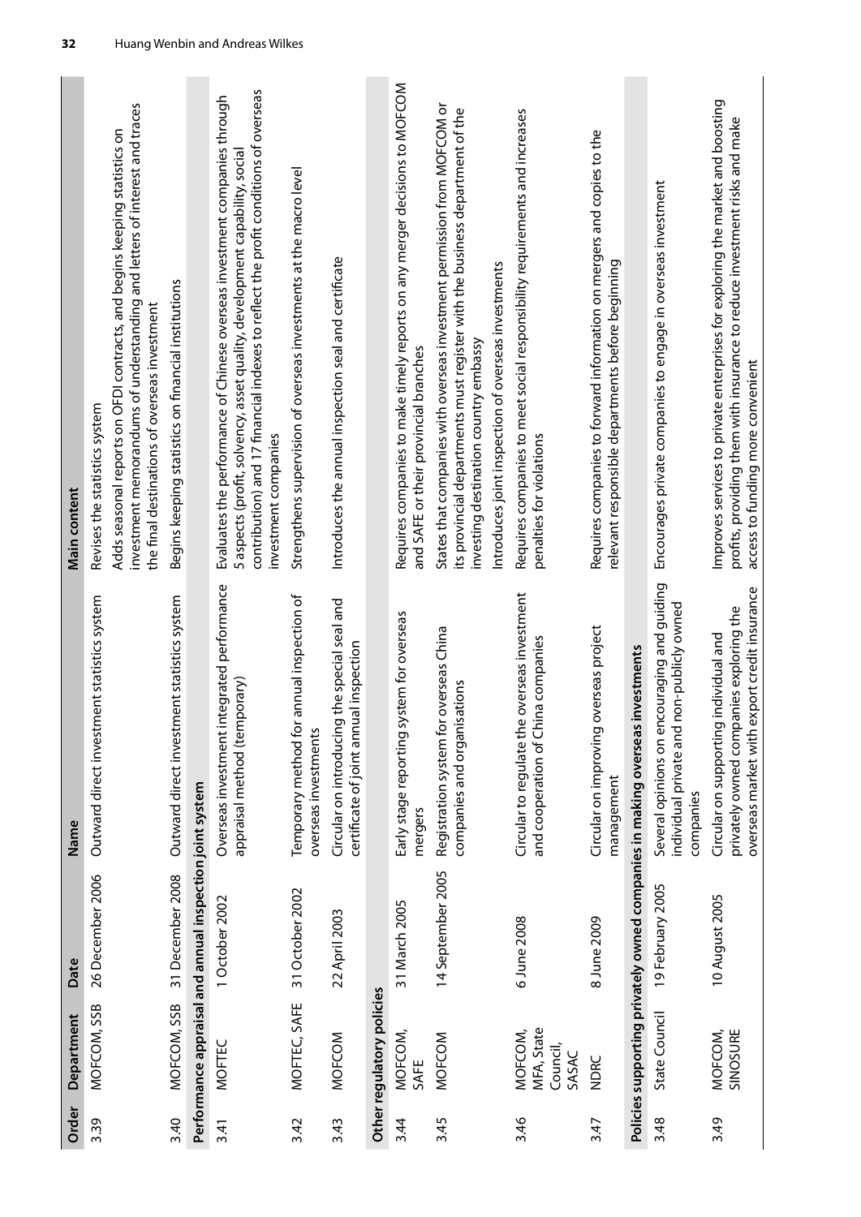| Order | Department | Date | Name | Main content |
|---|---|---|---|---|
| 3.39 | MOFCOM, SSB | 26 December 2006 | Outward direct investment statistics system | Revises the statistics system<br>Adds seasonal reports on OFDI contracts, and begins keeping statistics on investment memorandums of understanding and letters of interest and traces the final destinations of overseas investment |
| 3.40 | MOFCOM, SSB | 31 December 2008 | Outward direct investment statistics system | Begins keeping statistics on financial institutions |
| **Performance appraisal and annual inspection joint system** | | | | |
| 3.41 | MOFTEC | 1 October 2002 | Overseas investment integrated performance appraisal method (temporary) | Evaluates the performance of Chinese overseas investment companies through 5 aspects (profit, solvency, asset quality, development capability, social contribution) and 17 financial indexes to reflect the profit conditions of overseas investment companies |
| 3.42 | MOFTEC, SAFE | 31 October 2002 | Temporary method for annual inspection of overseas investments | Strengthens supervision of overseas investments at the macro level |
| 3.43 | MOFCOM | 22 April 2003 | Circular on introducing the special seal and certificate of joint annual inspection | Introduces the annual inspection seal and certificate |
| **Other regulatory policies** | | | | |
| 3.44 | MOFCOM, SAFE | 31 March 2005 | Early stage reporting system for overseas mergers | Requires companies to make timely reports on any merger decisions to MOFCOM and SAFE or their provincial branches |
| 3.45 | MOFCOM | 14 September 2005 | Registration system for overseas China companies and organisations | States that companies with overseas investment permission from MOFCOM or its provincial departments must register with the business department of the investing destination country embassy<br>Introduces joint inspection of overseas investments |
| 3.46 | MOFCOM, MFA, State Council, SASAC | 6 June 2008 | Circular to regulate the overseas investment and cooperation of China companies | Requires companies to meet social responsibility requirements and increases penalties for violations |
| 3.47 | NDRC | 8 June 2009 | Circular on improving overseas project management | Requires companies to forward information on mergers and copies to the relevant responsible departments before beginning |
| **Policies supporting privately owned companies in making overseas investments** | | | | |
| 3.48 | State Council | 19 February 2005 | Several opinions on encouraging and guiding individual private and non-publicly owned companies | Encourages private companies to engage in overseas investment |
| 3.49 | MOFCOM, SINOSURE | 10 August 2005 | Circular on supporting individual and privately owned companies exploring the overseas market with export credit insurance | Improves services to private enterprises for exploring the market and boosting profits, providing them with insurance to reduce investment risks and make access to funding more convenient |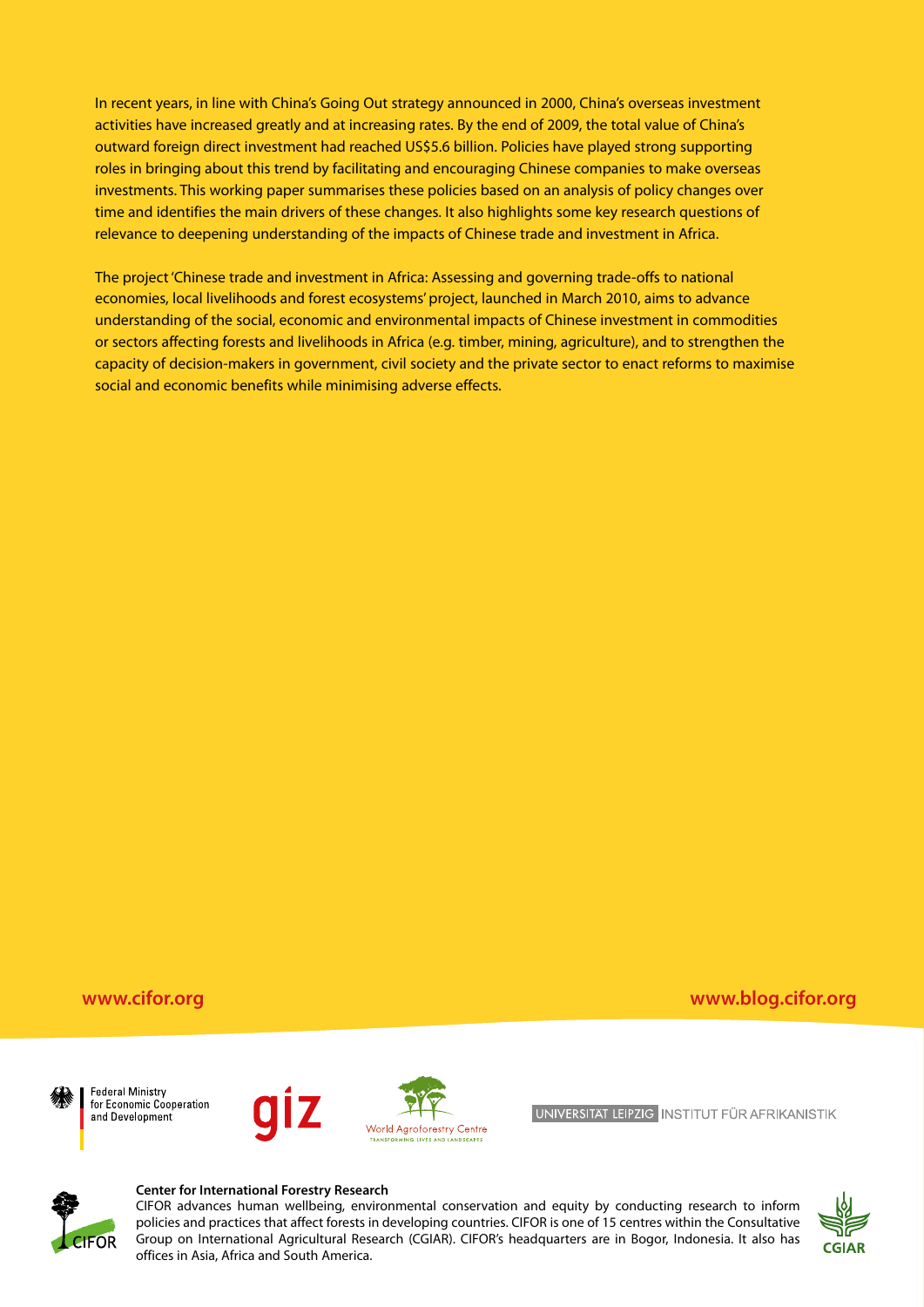In recent years, in line with China's Going Out strategy announced in 2000, China's overseas investment activities have increased greatly and at increasing rates. By the end of 2009, the total value of China's outward foreign direct investment had reached US$5.6 billion. Policies have played strong supporting roles in bringing about this trend by facilitating and encouraging Chinese companies to make overseas investments. This working paper summarises these policies based on an analysis of policy changes over time and identifies the main drivers of these changes. It also highlights some key research questions of relevance to deepening understanding of the impacts of Chinese trade and investment in Africa.

The project 'Chinese trade and investment in Africa: Assessing and governing trade-offs to national economies, local livelihoods and forest ecosystems' project, launched in March 2010, aims to advance understanding of the social, economic and environmental impacts of Chinese investment in commodities or sectors affecting forests and livelihoods in Africa (e.g. timber, mining, agriculture), and to strengthen the capacity of decision-makers in government, civil society and the private sector to enact reforms to maximise social and economic benefits while minimising adverse effects.

**www.cifor.org** **www.blog.cifor.org**

Federal Ministry for Economic Cooperation and Development

giz

World Agroforestry Centre
TRANSFORMING LIVES AND LANDSCAPES

UNIVERSITÄT LEIPZIG INSTITUT FÜR AFRIKANISTIK

**Center for International Forestry Research**
CIFOR advances human wellbeing, environmental conservation and equity by conducting research to inform policies and practices that affect forests in developing countries. CIFOR is one of 15 centres within the Consultative Group on International Agricultural Research (CGIAR). CIFOR's headquarters are in Bogor, Indonesia. It also has offices in Asia, Africa and South America.

CIFOR

CGIAR